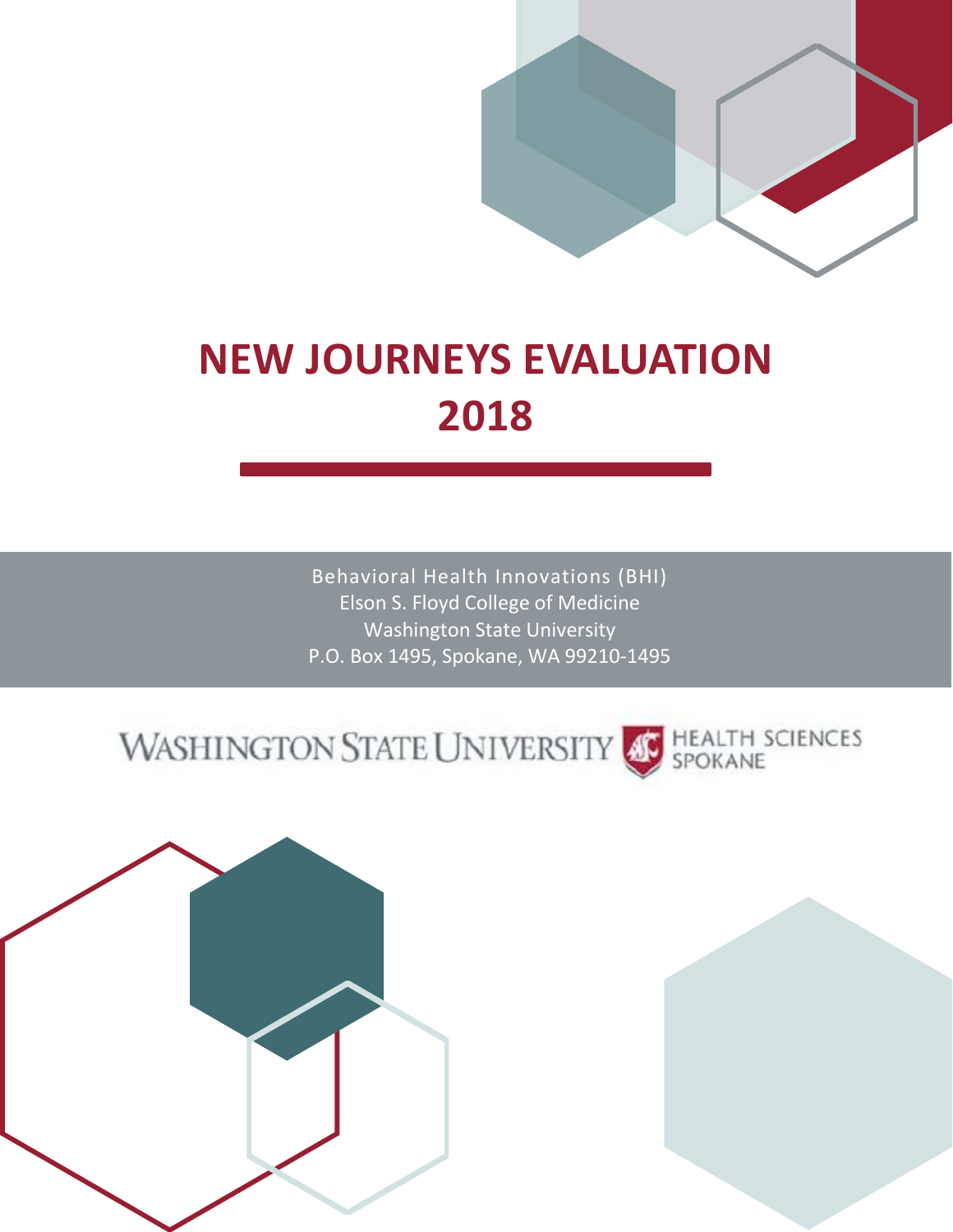# NEW JOURNEYS EVALUATION 2018

Behavioral Health Innovations (BHI)
Elson S. Floyd College of Medicine
Washington State University
P.O. Box 1495, Spokane, WA 99210-1495

WASHINGTON STATE UNIVERSITY HEALTH SCIENCES SPOKANE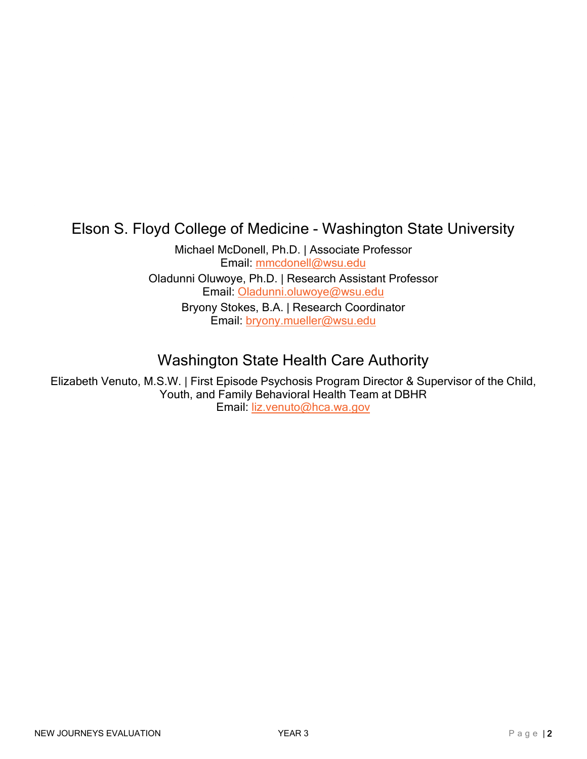## Elson S. Floyd College of Medicine - Washington State University

Michael McDonell, Ph.D. | Associate Professor
Email: mmcdonell@wsu.edu

Oladunni Oluwoye, Ph.D. | Research Assistant Professor
Email: Oladunni.oluwoye@wsu.edu

Bryony Stokes, B.A. | Research Coordinator
Email: bryony.mueller@wsu.edu

## Washington State Health Care Authority

Elizabeth Venuto, M.S.W. | First Episode Psychosis Program Director & Supervisor of the Child, Youth, and Family Behavioral Health Team at DBHR
Email: liz.venuto@hca.wa.gov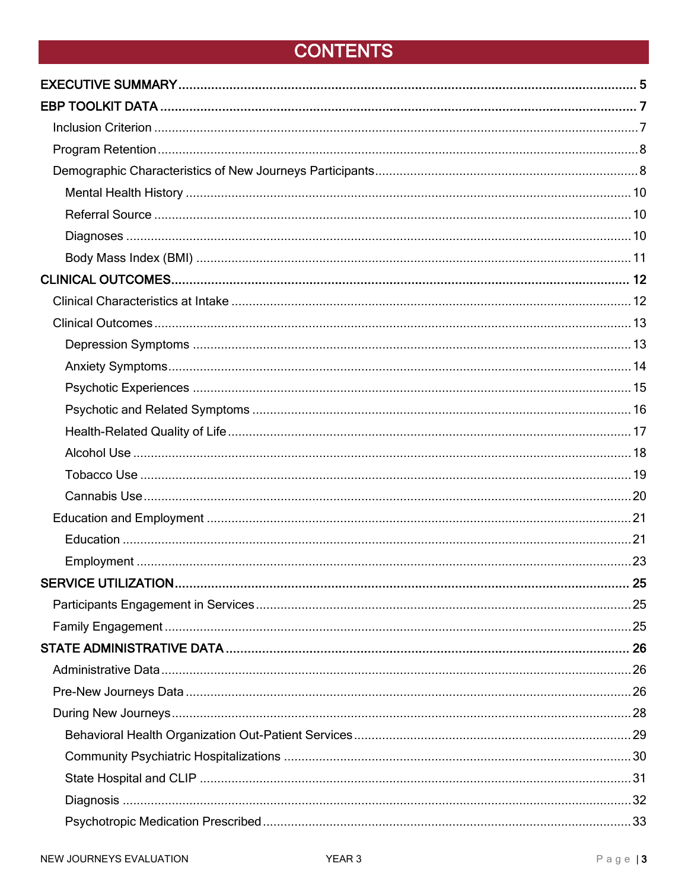# CONTENTS

EXECUTIVE SUMMARY .......... 5

EBP TOOLKIT DATA .......... 7

- Inclusion Criterion .......... 7
- Program Retention .......... 8
- Demographic Characteristics of New Journeys Participants .......... 8
  - Mental Health History .......... 10
  - Referral Source .......... 10
  - Diagnoses .......... 10
  - Body Mass Index (BMI) .......... 11

CLINICAL OUTCOMES .......... 12

- Clinical Characteristics at Intake .......... 12
- Clinical Outcomes .......... 13
  - Depression Symptoms .......... 13
  - Anxiety Symptoms .......... 14
  - Psychotic Experiences .......... 15
  - Psychotic and Related Symptoms .......... 16
  - Health-Related Quality of Life .......... 17
  - Alcohol Use .......... 18
  - Tobacco Use .......... 19
  - Cannabis Use .......... 20
- Education and Employment .......... 21
  - Education .......... 21
  - Employment .......... 23

SERVICE UTILIZATION .......... 25

- Participants Engagement in Services .......... 25
- Family Engagement .......... 25

STATE ADMINISTRATIVE DATA .......... 26

- Administrative Data .......... 26
- Pre-New Journeys Data .......... 26
- During New Journeys .......... 28
  - Behavioral Health Organization Out-Patient Services .......... 29
  - Community Psychiatric Hospitalizations .......... 30
  - State Hospital and CLIP .......... 31
  - Diagnosis .......... 32
  - Psychotropic Medication Prescribed .......... 33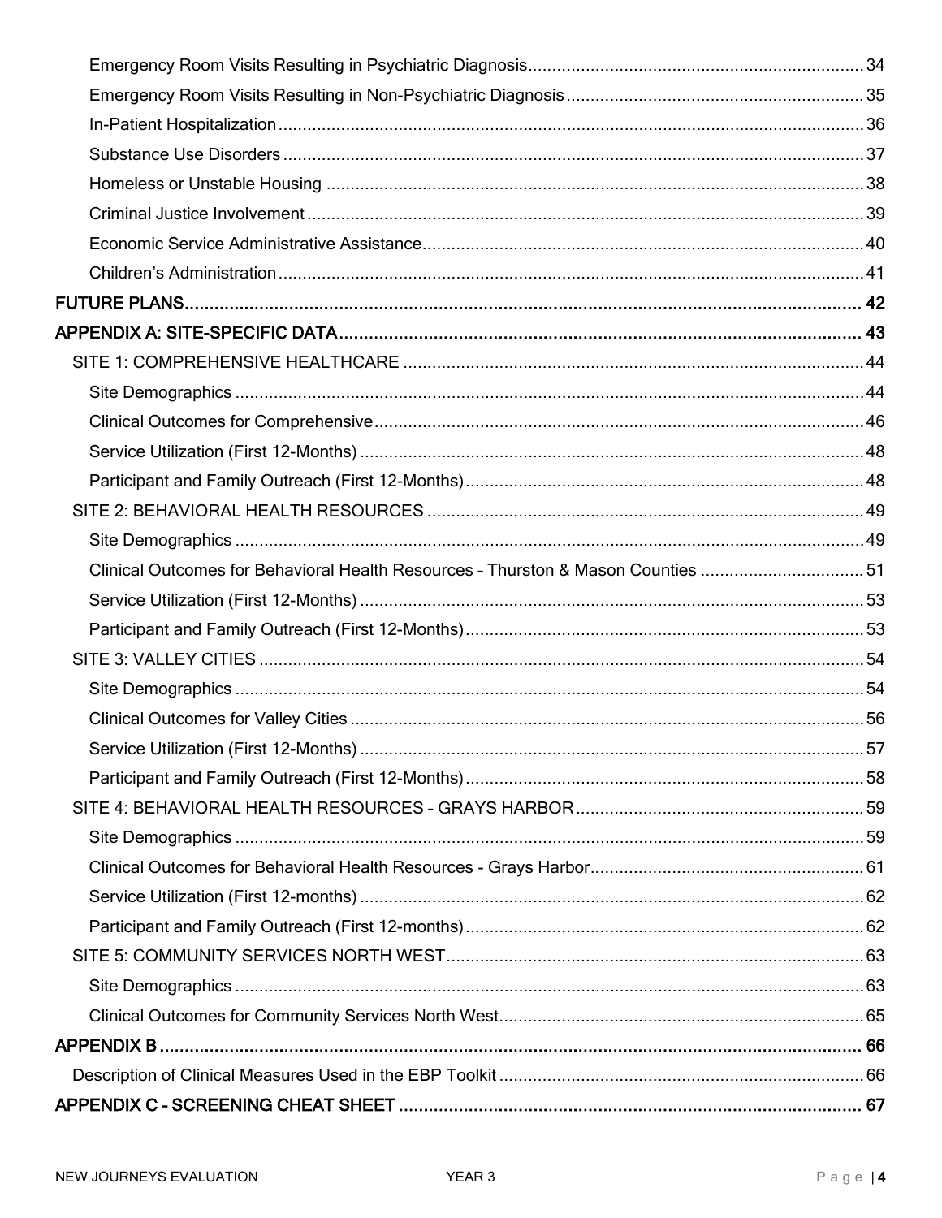- Emergency Room Visits Resulting in Psychiatric Diagnosis ..... 34
- Emergency Room Visits Resulting in Non-Psychiatric Diagnosis ..... 35
- In-Patient Hospitalization ..... 36
- Substance Use Disorders ..... 37
- Homeless or Unstable Housing ..... 38
- Criminal Justice Involvement ..... 39
- Economic Service Administrative Assistance ..... 40
- Children's Administration ..... 41

**FUTURE PLANS ..... 42**

**APPENDIX A: SITE-SPECIFIC DATA ..... 43**

- SITE 1: COMPREHENSIVE HEALTHCARE ..... 44
  - Site Demographics ..... 44
  - Clinical Outcomes for Comprehensive ..... 46
  - Service Utilization (First 12-Months) ..... 48
  - Participant and Family Outreach (First 12-Months) ..... 48
- SITE 2: BEHAVIORAL HEALTH RESOURCES ..... 49
  - Site Demographics ..... 49
  - Clinical Outcomes for Behavioral Health Resources – Thurston & Mason Counties ..... 51
  - Service Utilization (First 12-Months) ..... 53
  - Participant and Family Outreach (First 12-Months) ..... 53
- SITE 3: VALLEY CITIES ..... 54
  - Site Demographics ..... 54
  - Clinical Outcomes for Valley Cities ..... 56
  - Service Utilization (First 12-Months) ..... 57
  - Participant and Family Outreach (First 12-Months) ..... 58
- SITE 4: BEHAVIORAL HEALTH RESOURCES – GRAYS HARBOR ..... 59
  - Site Demographics ..... 59
  - Clinical Outcomes for Behavioral Health Resources - Grays Harbor ..... 61
  - Service Utilization (First 12-months) ..... 62
  - Participant and Family Outreach (First 12-months) ..... 62
- SITE 5: COMMUNITY SERVICES NORTH WEST ..... 63
  - Site Demographics ..... 63
  - Clinical Outcomes for Community Services North West ..... 65

**APPENDIX B ..... 66**

- Description of Clinical Measures Used in the EBP Toolkit ..... 66

**APPENDIX C – SCREENING CHEAT SHEET ..... 67**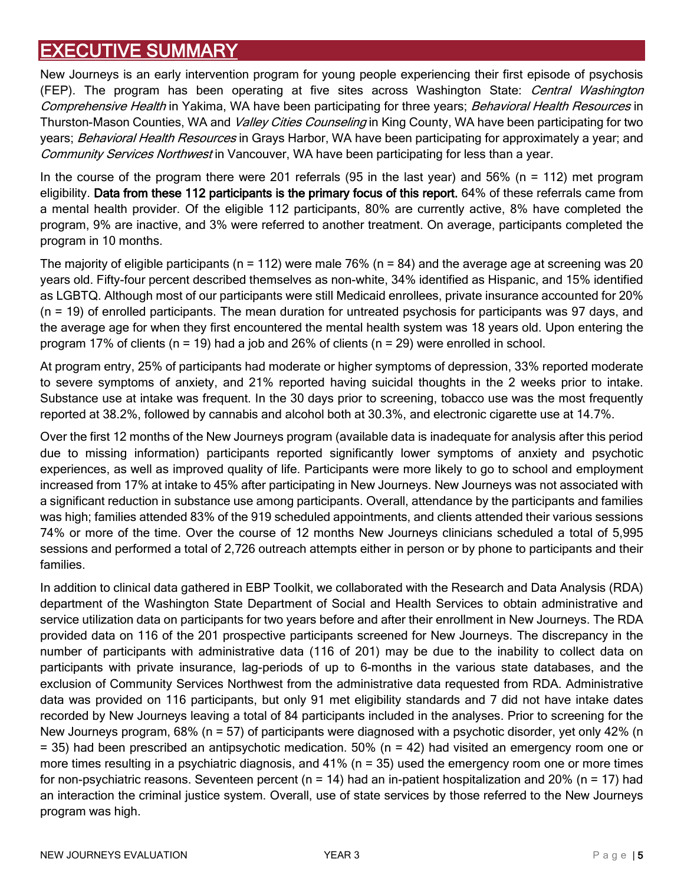# EXECUTIVE SUMMARY

New Journeys is an early intervention program for young people experiencing their first episode of psychosis (FEP). The program has been operating at five sites across Washington State: *Central Washington Comprehensive Health* in Yakima, WA have been participating for three years; *Behavioral Health Resources* in Thurston-Mason Counties, WA and *Valley Cities Counseling* in King County, WA have been participating for two years; *Behavioral Health Resources* in Grays Harbor, WA have been participating for approximately a year; and *Community Services Northwest* in Vancouver, WA have been participating for less than a year.

In the course of the program there were 201 referrals (95 in the last year) and 56% (n = 112) met program eligibility. **Data from these 112 participants is the primary focus of this report.** 64% of these referrals came from a mental health provider. Of the eligible 112 participants, 80% are currently active, 8% have completed the program, 9% are inactive, and 3% were referred to another treatment. On average, participants completed the program in 10 months.

The majority of eligible participants (n = 112) were male 76% (n = 84) and the average age at screening was 20 years old. Fifty-four percent described themselves as non-white, 34% identified as Hispanic, and 15% identified as LGBTQ. Although most of our participants were still Medicaid enrollees, private insurance accounted for 20% (n = 19) of enrolled participants. The mean duration for untreated psychosis for participants was 97 days, and the average age for when they first encountered the mental health system was 18 years old. Upon entering the program 17% of clients (n = 19) had a job and 26% of clients (n = 29) were enrolled in school.

At program entry, 25% of participants had moderate or higher symptoms of depression, 33% reported moderate to severe symptoms of anxiety, and 21% reported having suicidal thoughts in the 2 weeks prior to intake. Substance use at intake was frequent. In the 30 days prior to screening, tobacco use was the most frequently reported at 38.2%, followed by cannabis and alcohol both at 30.3%, and electronic cigarette use at 14.7%.

Over the first 12 months of the New Journeys program (available data is inadequate for analysis after this period due to missing information) participants reported significantly lower symptoms of anxiety and psychotic experiences, as well as improved quality of life. Participants were more likely to go to school and employment increased from 17% at intake to 45% after participating in New Journeys. New Journeys was not associated with a significant reduction in substance use among participants. Overall, attendance by the participants and families was high; families attended 83% of the 919 scheduled appointments, and clients attended their various sessions 74% or more of the time. Over the course of 12 months New Journeys clinicians scheduled a total of 5,995 sessions and performed a total of 2,726 outreach attempts either in person or by phone to participants and their families.

In addition to clinical data gathered in EBP Toolkit, we collaborated with the Research and Data Analysis (RDA) department of the Washington State Department of Social and Health Services to obtain administrative and service utilization data on participants for two years before and after their enrollment in New Journeys. The RDA provided data on 116 of the 201 prospective participants screened for New Journeys. The discrepancy in the number of participants with administrative data (116 of 201) may be due to the inability to collect data on participants with private insurance, lag-periods of up to 6-months in the various state databases, and the exclusion of Community Services Northwest from the administrative data requested from RDA. Administrative data was provided on 116 participants, but only 91 met eligibility standards and 7 did not have intake dates recorded by New Journeys leaving a total of 84 participants included in the analyses. Prior to screening for the New Journeys program, 68% (n = 57) of participants were diagnosed with a psychotic disorder, yet only 42% (n = 35) had been prescribed an antipsychotic medication. 50% (n = 42) had visited an emergency room one or more times resulting in a psychiatric diagnosis, and 41% (n = 35) used the emergency room one or more times for non-psychiatric reasons. Seventeen percent (n = 14) had an in-patient hospitalization and 20% (n = 17) had an interaction the criminal justice system. Overall, use of state services by those referred to the New Journeys program was high.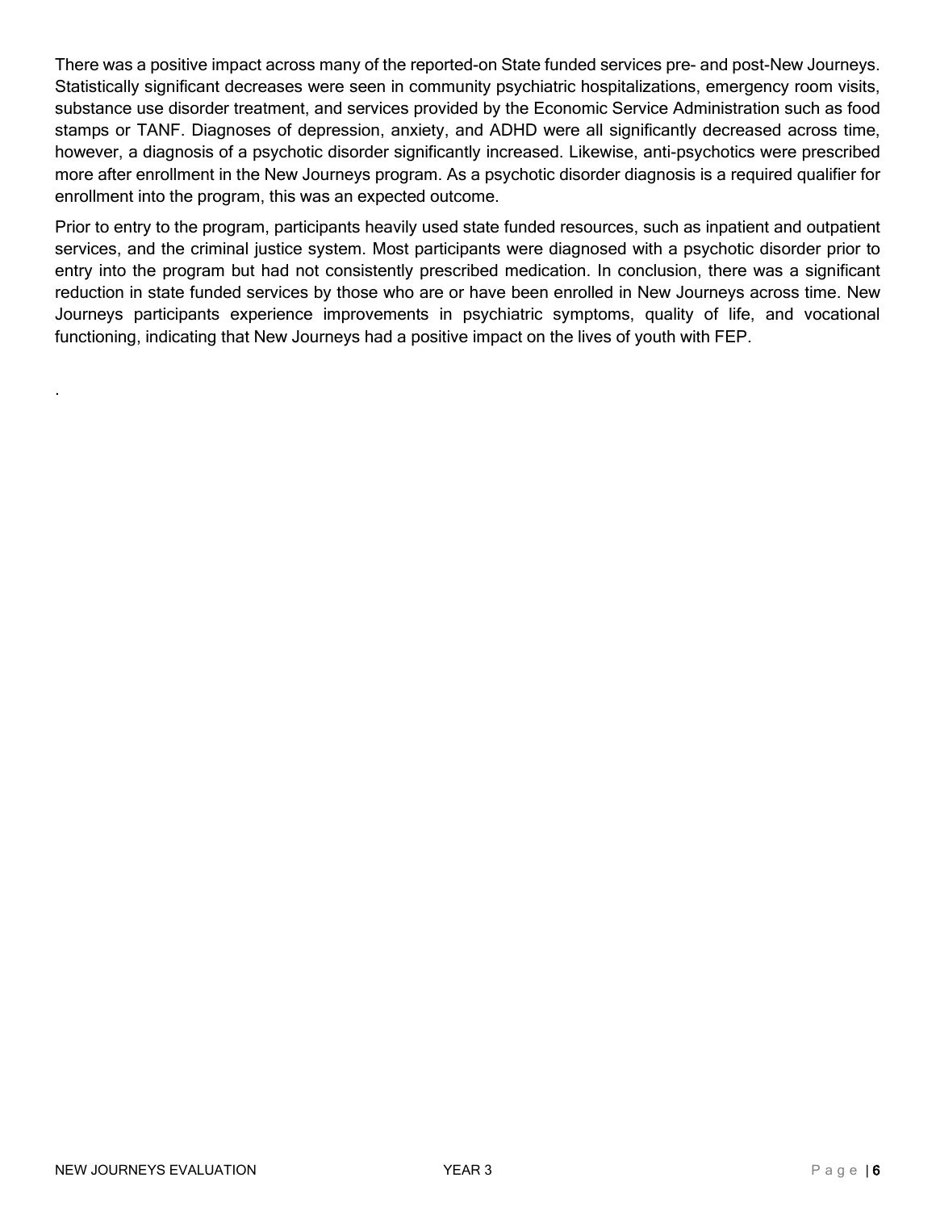There was a positive impact across many of the reported-on State funded services pre- and post-New Journeys. Statistically significant decreases were seen in community psychiatric hospitalizations, emergency room visits, substance use disorder treatment, and services provided by the Economic Service Administration such as food stamps or TANF. Diagnoses of depression, anxiety, and ADHD were all significantly decreased across time, however, a diagnosis of a psychotic disorder significantly increased. Likewise, anti-psychotics were prescribed more after enrollment in the New Journeys program. As a psychotic disorder diagnosis is a required qualifier for enrollment into the program, this was an expected outcome.

Prior to entry to the program, participants heavily used state funded resources, such as inpatient and outpatient services, and the criminal justice system. Most participants were diagnosed with a psychotic disorder prior to entry into the program but had not consistently prescribed medication. In conclusion, there was a significant reduction in state funded services by those who are or have been enrolled in New Journeys across time. New Journeys participants experience improvements in psychiatric symptoms, quality of life, and vocational functioning, indicating that New Journeys had a positive impact on the lives of youth with FEP.

.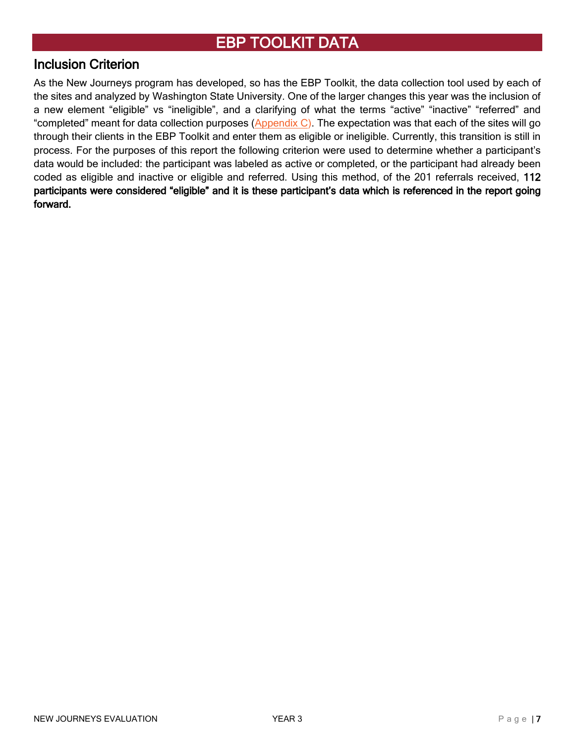# EBP TOOLKIT DATA

## Inclusion Criterion

As the New Journeys program has developed, so has the EBP Toolkit, the data collection tool used by each of the sites and analyzed by Washington State University. One of the larger changes this year was the inclusion of a new element "eligible" vs "ineligible", and a clarifying of what the terms "active" "inactive" "referred" and "completed" meant for data collection purposes (Appendix C). The expectation was that each of the sites will go through their clients in the EBP Toolkit and enter them as eligible or ineligible. Currently, this transition is still in process. For the purposes of this report the following criterion were used to determine whether a participant's data would be included: the participant was labeled as active or completed, or the participant had already been coded as eligible and inactive or eligible and referred. Using this method, of the 201 referrals received, **112 participants were considered "eligible" and it is these participant's data which is referenced in the report going forward.**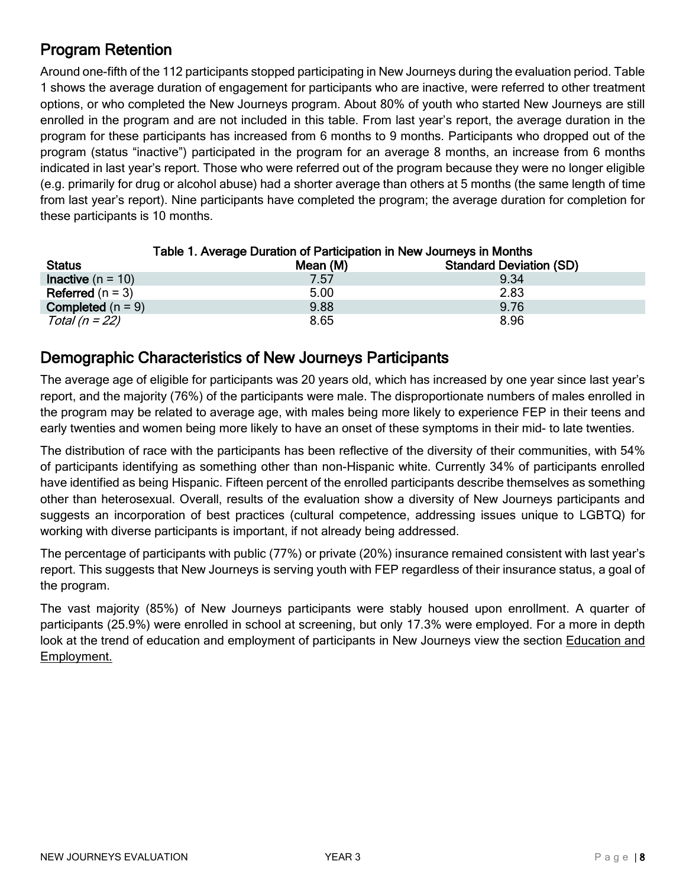## Program Retention

Around one-fifth of the 112 participants stopped participating in New Journeys during the evaluation period. Table 1 shows the average duration of engagement for participants who are inactive, were referred to other treatment options, or who completed the New Journeys program. About 80% of youth who started New Journeys are still enrolled in the program and are not included in this table. From last year's report, the average duration in the program for these participants has increased from 6 months to 9 months. Participants who dropped out of the program (status "inactive") participated in the program for an average 8 months, an increase from 6 months indicated in last year's report. Those who were referred out of the program because they were no longer eligible (e.g. primarily for drug or alcohol abuse) had a shorter average than others at 5 months (the same length of time from last year's report). Nine participants have completed the program; the average duration for completion for these participants is 10 months.

**Table 1. Average Duration of Participation in New Journeys in Months**

| Status | Mean (M) | Standard Deviation (SD) |
|---|---|---|
| **Inactive** (n = 10) | 7.57 | 9.34 |
| **Referred** (n = 3) | 5.00 | 2.83 |
| **Completed** (n = 9) | 9.88 | 9.76 |
| *Total (n = 22)* | 8.65 | 8.96 |

## Demographic Characteristics of New Journeys Participants

The average age of eligible for participants was 20 years old, which has increased by one year since last year's report, and the majority (76%) of the participants were male. The disproportionate numbers of males enrolled in the program may be related to average age, with males being more likely to experience FEP in their teens and early twenties and women being more likely to have an onset of these symptoms in their mid- to late twenties.

The distribution of race with the participants has been reflective of the diversity of their communities, with 54% of participants identifying as something other than non-Hispanic white. Currently 34% of participants enrolled have identified as being Hispanic. Fifteen percent of the enrolled participants describe themselves as something other than heterosexual. Overall, results of the evaluation show a diversity of New Journeys participants and suggests an incorporation of best practices (cultural competence, addressing issues unique to LGBTQ) for working with diverse participants is important, if not already being addressed.

The percentage of participants with public (77%) or private (20%) insurance remained consistent with last year's report. This suggests that New Journeys is serving youth with FEP regardless of their insurance status, a goal of the program.

The vast majority (85%) of New Journeys participants were stably housed upon enrollment. A quarter of participants (25.9%) were enrolled in school at screening, but only 17.3% were employed. For a more in depth look at the trend of education and employment of participants in New Journeys view the section Education and Employment.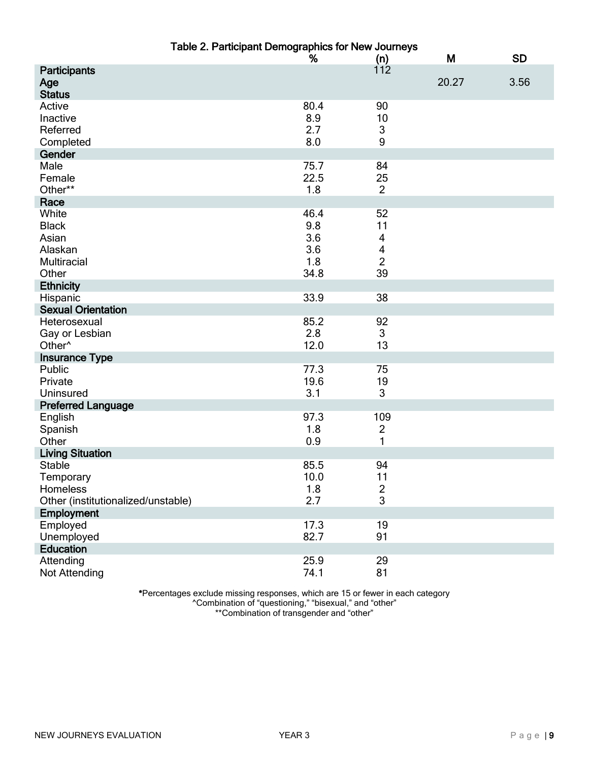Table 2. Participant Demographics for New Journeys

| | % | (n) | M | SD |
|---|---|---|---|---|
| **Participants** | | 112 | | |
| **Age** | | | 20.27 | 3.56 |
| **Status** | | | | |
| Active | 80.4 | 90 | | |
| Inactive | 8.9 | 10 | | |
| Referred | 2.7 | 3 | | |
| Completed | 8.0 | 9 | | |
| **Gender** | | | | |
| Male | 75.7 | 84 | | |
| Female | 22.5 | 25 | | |
| Other** | 1.8 | 2 | | |
| **Race** | | | | |
| White | 46.4 | 52 | | |
| Black | 9.8 | 11 | | |
| Asian | 3.6 | 4 | | |
| Alaskan | 3.6 | 4 | | |
| Multiracial | 1.8 | 2 | | |
| Other | 34.8 | 39 | | |
| **Ethnicity** | | | | |
| Hispanic | 33.9 | 38 | | |
| **Sexual Orientation** | | | | |
| Heterosexual | 85.2 | 92 | | |
| Gay or Lesbian | 2.8 | 3 | | |
| Other^ | 12.0 | 13 | | |
| **Insurance Type** | | | | |
| Public | 77.3 | 75 | | |
| Private | 19.6 | 19 | | |
| Uninsured | 3.1 | 3 | | |
| **Preferred Language** | | | | |
| English | 97.3 | 109 | | |
| Spanish | 1.8 | 2 | | |
| Other | 0.9 | 1 | | |
| **Living Situation** | | | | |
| Stable | 85.5 | 94 | | |
| Temporary | 10.0 | 11 | | |
| Homeless | 1.8 | 2 | | |
| Other (institutionalized/unstable) | 2.7 | 3 | | |
| **Employment** | | | | |
| Employed | 17.3 | 19 | | |
| Unemployed | 82.7 | 91 | | |
| **Education** | | | | |
| Attending | 25.9 | 29 | | |
| Not Attending | 74.1 | 81 | | |

*Percentages exclude missing responses, which are 15 or fewer in each category
^Combination of "questioning," "bisexual," and "other"
**Combination of transgender and "other"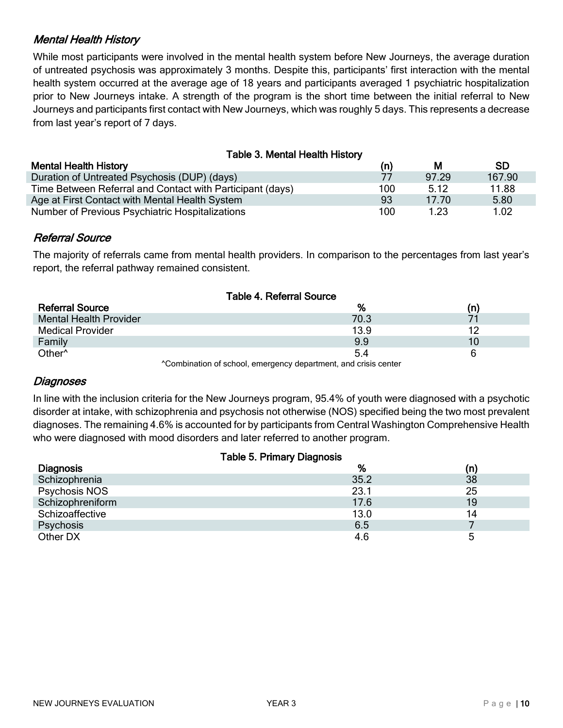## *Mental Health History*

While most participants were involved in the mental health system before New Journeys, the average duration of untreated psychosis was approximately 3 months. Despite this, participants' first interaction with the mental health system occurred at the average age of 18 years and participants averaged 1 psychiatric hospitalization prior to New Journeys intake. A strength of the program is the short time between the initial referral to New Journeys and participants first contact with New Journeys, which was roughly 5 days. This represents a decrease from last year's report of 7 days.

**Table 3. Mental Health History**

| Mental Health History | (n) | M | SD |
|---|---|---|---|
| Duration of Untreated Psychosis (DUP) (days) | 77 | 97.29 | 167.90 |
| Time Between Referral and Contact with Participant (days) | 100 | 5.12 | 11.88 |
| Age at First Contact with Mental Health System | 93 | 17.70 | 5.80 |
| Number of Previous Psychiatric Hospitalizations | 100 | 1.23 | 1.02 |

## *Referral Source*

The majority of referrals came from mental health providers. In comparison to the percentages from last year's report, the referral pathway remained consistent.

**Table 4. Referral Source**

| Referral Source | % | (n) |
|---|---|---|
| Mental Health Provider | 70.3 | 71 |
| Medical Provider | 13.9 | 12 |
| Family | 9.9 | 10 |
| Other^ | 5.4 | 6 |

^Combination of school, emergency department, and crisis center

## *Diagnoses*

In line with the inclusion criteria for the New Journeys program, 95.4% of youth were diagnosed with a psychotic disorder at intake, with schizophrenia and psychosis not otherwise (NOS) specified being the two most prevalent diagnoses. The remaining 4.6% is accounted for by participants from Central Washington Comprehensive Health who were diagnosed with mood disorders and later referred to another program.

**Table 5. Primary Diagnosis**

| Diagnosis | % | (n) |
|---|---|---|
| Schizophrenia | 35.2 | 38 |
| Psychosis NOS | 23.1 | 25 |
| Schizophreniform | 17.6 | 19 |
| Schizoaffective | 13.0 | 14 |
| Psychosis | 6.5 | 7 |
| Other DX | 4.6 | 5 |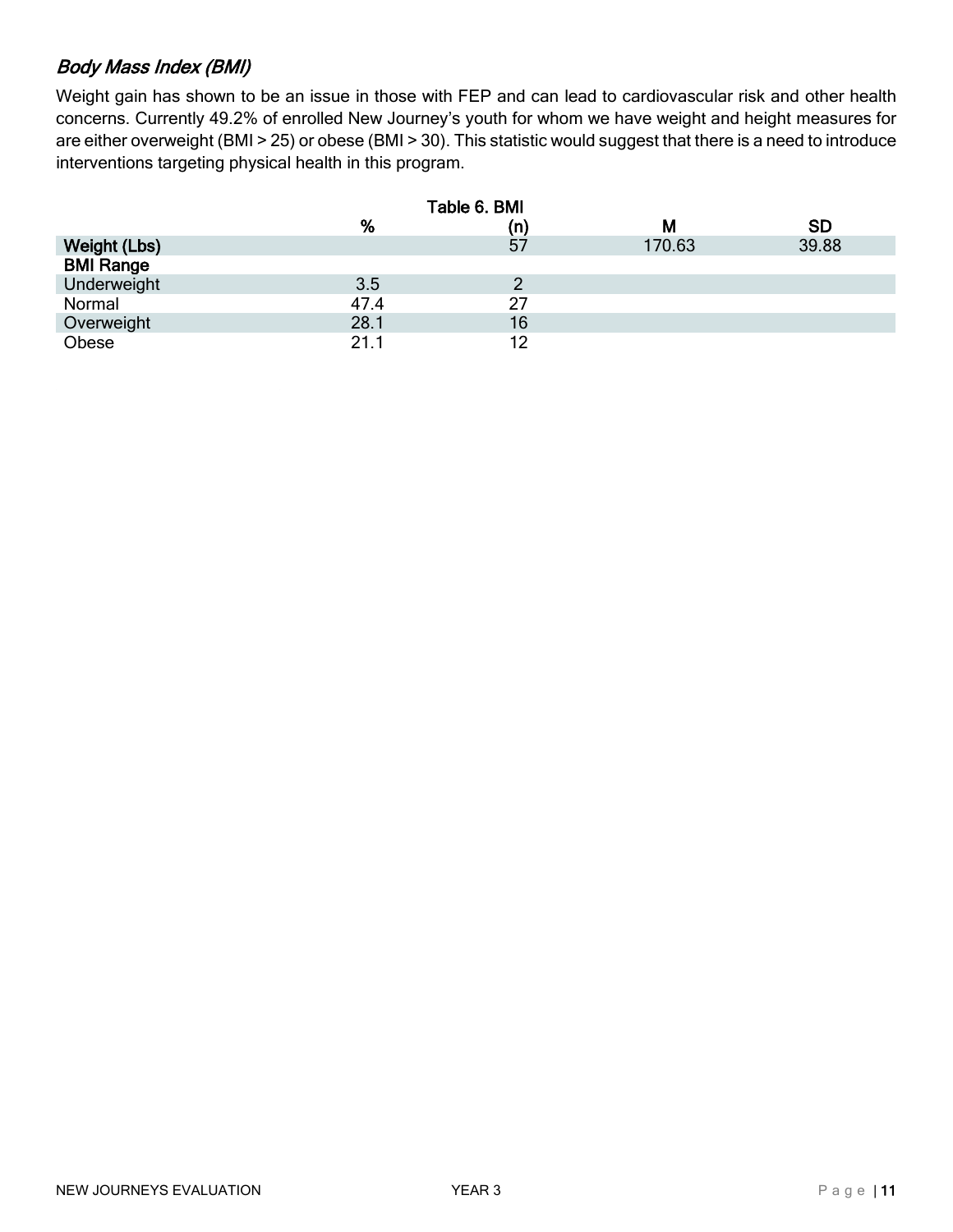### *Body Mass Index (BMI)*

Weight gain has shown to be an issue in those with FEP and can lead to cardiovascular risk and other health concerns. Currently 49.2% of enrolled New Journey's youth for whom we have weight and height measures for are either overweight (BMI > 25) or obese (BMI > 30). This statistic would suggest that there is a need to introduce interventions targeting physical health in this program.

Table 6. BMI

| | % | (n) | M | SD |
|---|---|---|---|---|
| **Weight (Lbs)** | | 57 | 170.63 | 39.88 |
| **BMI Range** | | | | |
| Underweight | 3.5 | 2 | | |
| Normal | 47.4 | 27 | | |
| Overweight | 28.1 | 16 | | |
| Obese | 21.1 | 12 | | |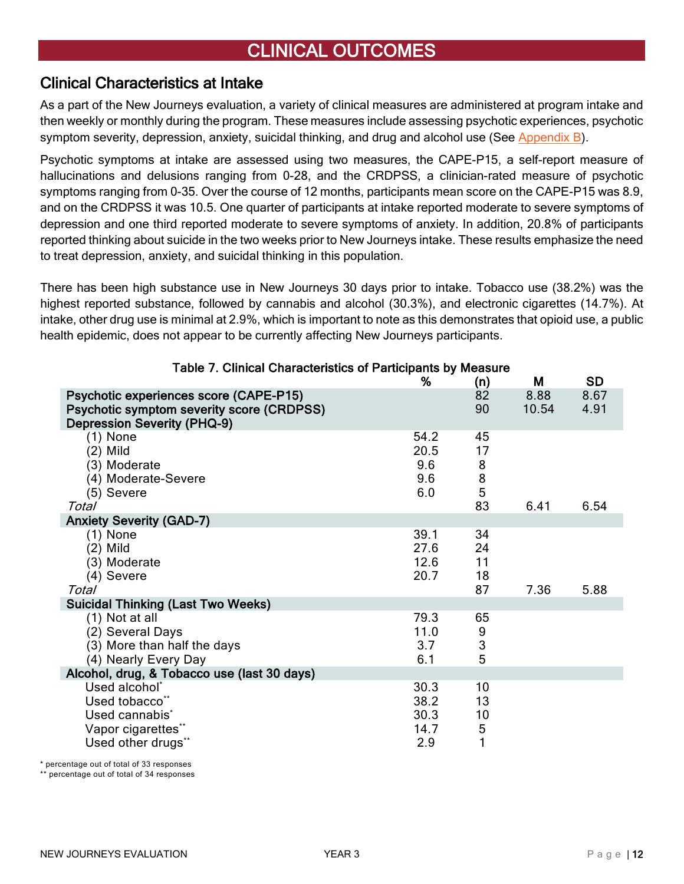# CLINICAL OUTCOMES

## Clinical Characteristics at Intake

As a part of the New Journeys evaluation, a variety of clinical measures are administered at program intake and then weekly or monthly during the program. These measures include assessing psychotic experiences, psychotic symptom severity, depression, anxiety, suicidal thinking, and drug and alcohol use (See Appendix B).

Psychotic symptoms at intake are assessed using two measures, the CAPE-P15, a self-report measure of hallucinations and delusions ranging from 0-28, and the CRDPSS, a clinician-rated measure of psychotic symptoms ranging from 0-35. Over the course of 12 months, participants mean score on the CAPE-P15 was 8.9, and on the CRDPSS it was 10.5. One quarter of participants at intake reported moderate to severe symptoms of depression and one third reported moderate to severe symptoms of anxiety. In addition, 20.8% of participants reported thinking about suicide in the two weeks prior to New Journeys intake. These results emphasize the need to treat depression, anxiety, and suicidal thinking in this population.

There has been high substance use in New Journeys 30 days prior to intake. Tobacco use (38.2%) was the highest reported substance, followed by cannabis and alcohol (30.3%), and electronic cigarettes (14.7%). At intake, other drug use is minimal at 2.9%, which is important to note as this demonstrates that opioid use, a public health epidemic, does not appear to be currently affecting New Journeys participants.

**Table 7. Clinical Characteristics of Participants by Measure**

| | % | (n) | M | SD |
|---|---|---|---|---|
| **Psychotic experiences score (CAPE-P15)** | | 82 | 8.88 | 8.67 |
| **Psychotic symptom severity score (CRDPSS)** | | 90 | 10.54 | 4.91 |
| **Depression Severity (PHQ-9)** | | | | |
| (1) None | 54.2 | 45 | | |
| (2) Mild | 20.5 | 17 | | |
| (3) Moderate | 9.6 | 8 | | |
| (4) Moderate-Severe | 9.6 | 8 | | |
| (5) Severe | 6.0 | 5 | | |
| *Total* | | 83 | 6.41 | 6.54 |
| **Anxiety Severity (GAD-7)** | | | | |
| (1) None | 39.1 | 34 | | |
| (2) Mild | 27.6 | 24 | | |
| (3) Moderate | 12.6 | 11 | | |
| (4) Severe | 20.7 | 18 | | |
| *Total* | | 87 | 7.36 | 5.88 |
| **Suicidal Thinking (Last Two Weeks)** | | | | |
| (1) Not at all | 79.3 | 65 | | |
| (2) Several Days | 11.0 | 9 | | |
| (3) More than half the days | 3.7 | 3 | | |
| (4) Nearly Every Day | 6.1 | 5 | | |
| **Alcohol, drug, & Tobacco use (last 30 days)** | | | | |
| Used alcohol* | 30.3 | 10 | | |
| Used tobacco** | 38.2 | 13 | | |
| Used cannabis* | 30.3 | 10 | | |
| Vapor cigarettes** | 14.7 | 5 | | |
| Used other drugs** | 2.9 | 1 | | |

\* percentage out of total of 33 responses

\*\* percentage out of total of 34 responses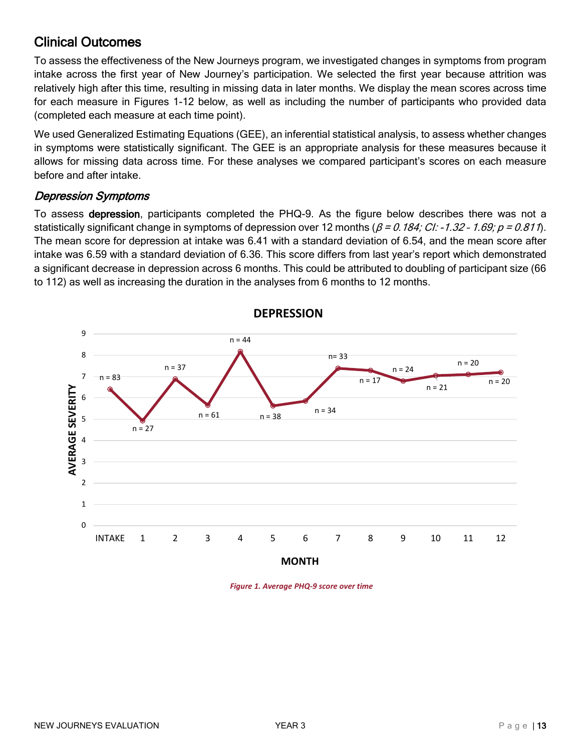## Clinical Outcomes

To assess the effectiveness of the New Journeys program, we investigated changes in symptoms from program intake across the first year of New Journey's participation. We selected the first year because attrition was relatively high after this time, resulting in missing data in later months. We display the mean scores across time for each measure in Figures 1-12 below, as well as including the number of participants who provided data (completed each measure at each time point).

We used Generalized Estimating Equations (GEE), an inferential statistical analysis, to assess whether changes in symptoms were statistically significant. The GEE is an appropriate analysis for these measures because it allows for missing data across time. For these analyses we compared participant's scores on each measure before and after intake.

### *Depression Symptoms*

To assess **depression**, participants completed the PHQ-9. As the figure below describes there was not a statistically significant change in symptoms of depression over 12 months (*$\beta$ = 0.184; CI: -1.32 – 1.69; p = 0.811*). The mean score for depression at intake was 6.41 with a standard deviation of 6.54, and the mean score after intake was 6.59 with a standard deviation of 6.36. This score differs from last year's report which demonstrated a significant decrease in depression across 6 months. This could be attributed to doubling of participant size (66 to 112) as well as increasing the duration in the analyses from 6 months to 12 months.

**DEPRESSION**

| MONTH | INTAKE | 1 | 2 | 3 | 4 | 5 | 6 | 7 | 8 | 9 | 10 | 11 | 12 |
|---|---|---|---|---|---|---|---|---|---|---|---|---|---|
| n | 83 | 27 | 37 | 61 | 44 | 38 | 34 | 33 | 17 | 24 | 21 | 20 | 20 |

*Figure 1. Average PHQ-9 score over time*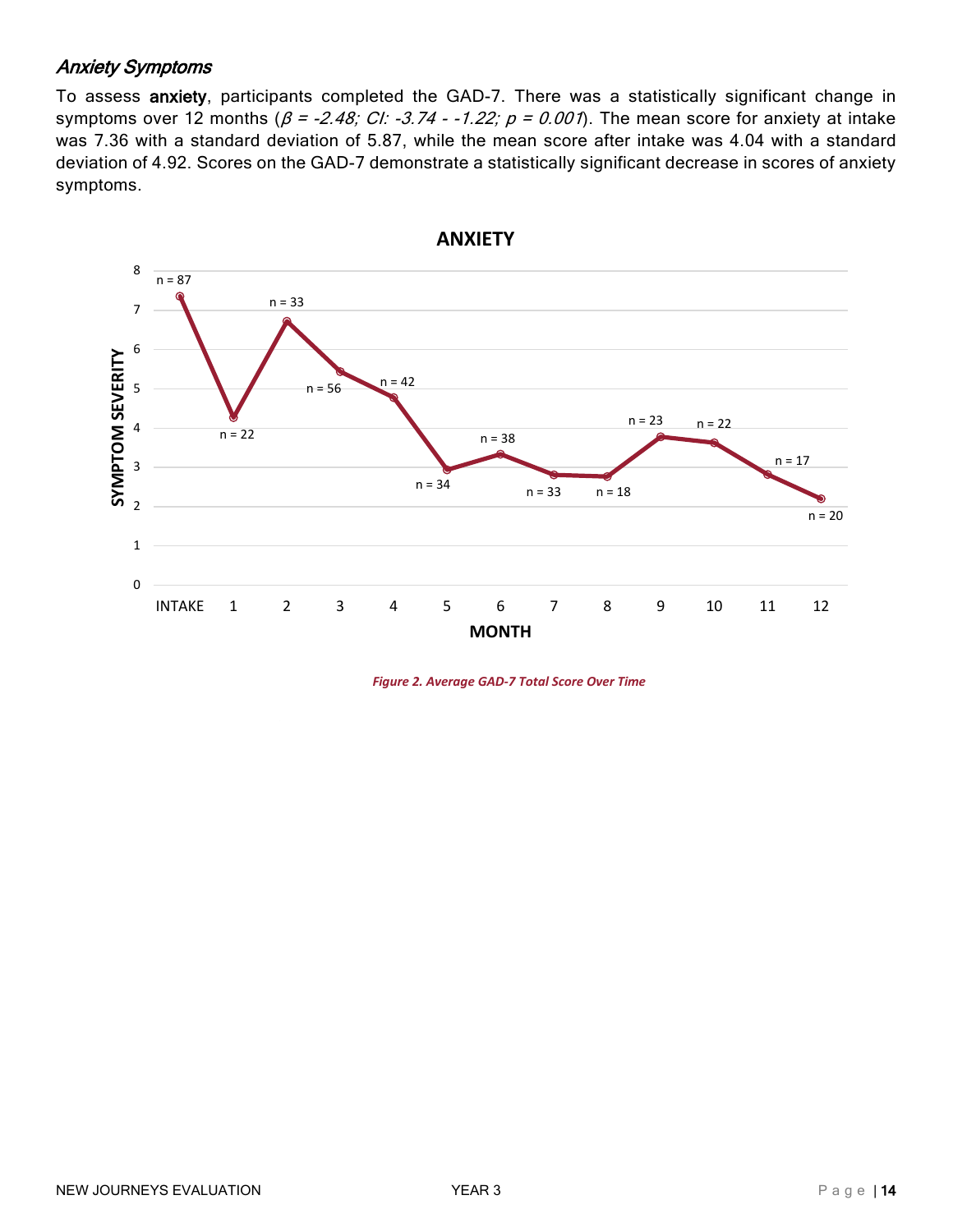### *Anxiety Symptoms*

To assess **anxiety**, participants completed the GAD-7. There was a statistically significant change in symptoms over 12 months (*$\beta = -2.48$; CI: -3.74 - -1.22; $p = 0.001$*). The mean score for anxiety at intake was 7.36 with a standard deviation of 5.87, while the mean score after intake was 4.04 with a standard deviation of 4.92. Scores on the GAD-7 demonstrate a statistically significant decrease in scores of anxiety symptoms.

*Figure 2. Average GAD-7 Total Score Over Time*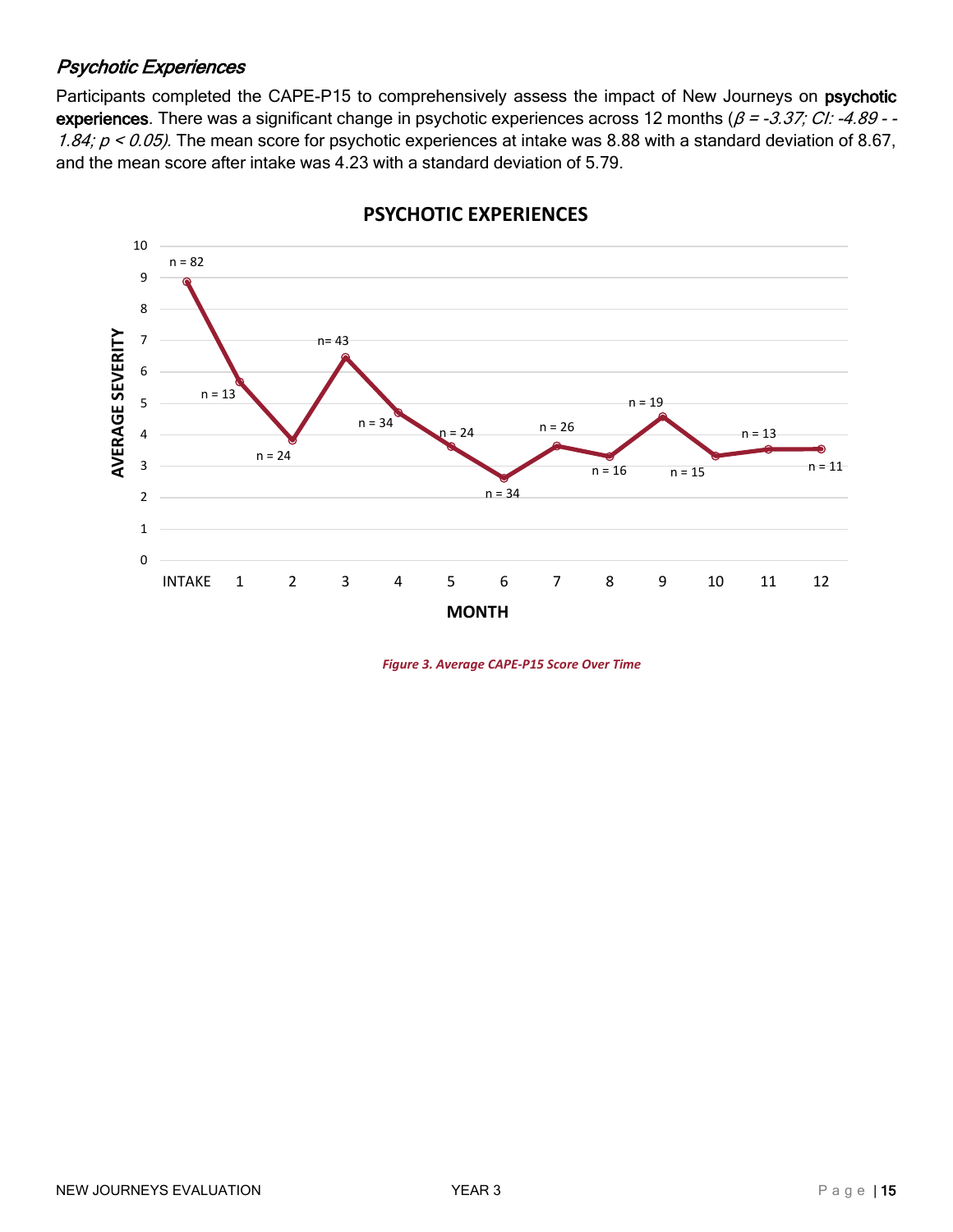### *Psychotic Experiences*

Participants completed the CAPE-P15 to comprehensively assess the impact of New Journeys on **psychotic experiences**. There was a significant change in psychotic experiences across 12 months (*$\beta$ = -3.37; CI: -4.89 - -1.84; $p < 0.05$).* The mean score for psychotic experiences at intake was 8.88 with a standard deviation of 8.67, and the mean score after intake was 4.23 with a standard deviation of 5.79.

*Figure 3. Average CAPE-P15 Score Over Time*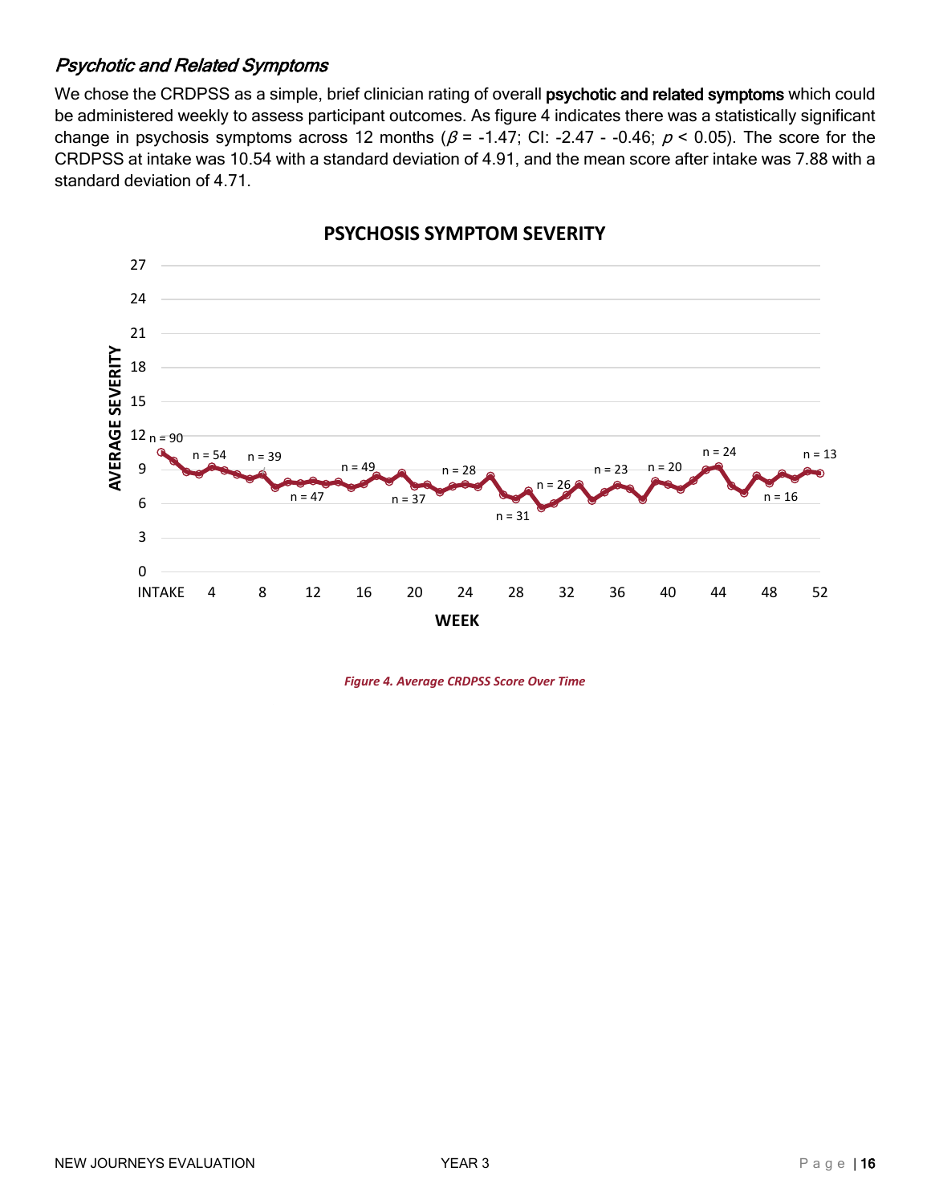### *Psychotic and Related Symptoms*

We chose the CRDPSS as a simple, brief clinician rating of overall **psychotic and related symptoms** which could be administered weekly to assess participant outcomes. As figure 4 indicates there was a statistically significant change in psychosis symptoms across 12 months ($\beta$ = -1.47; CI: -2.47 - -0.46; $p < 0.05$). The score for the CRDPSS at intake was 10.54 with a standard deviation of 4.91, and the mean score after intake was 7.88 with a standard deviation of 4.71.

*Figure 4. Average CRDPSS Score Over Time*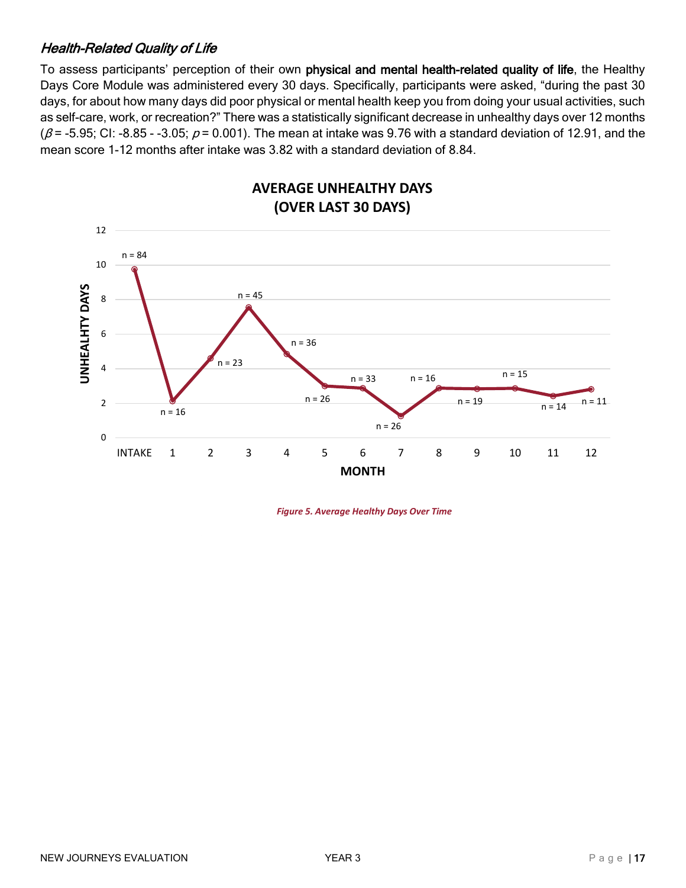### *Health-Related Quality of Life*

To assess participants' perception of their own **physical and mental health-related quality of life**, the Healthy Days Core Module was administered every 30 days. Specifically, participants were asked, "during the past 30 days, for about how many days did poor physical or mental health keep you from doing your usual activities, such as self-care, work, or recreation?" There was a statistically significant decrease in unhealthy days over 12 months ($\beta$ = -5.95; CI: -8.85 - -3.05; $p$ = 0.001). The mean at intake was 9.76 with a standard deviation of 12.91, and the mean score 1-12 months after intake was 3.82 with a standard deviation of 8.84.

*Figure 5. Average Healthy Days Over Time*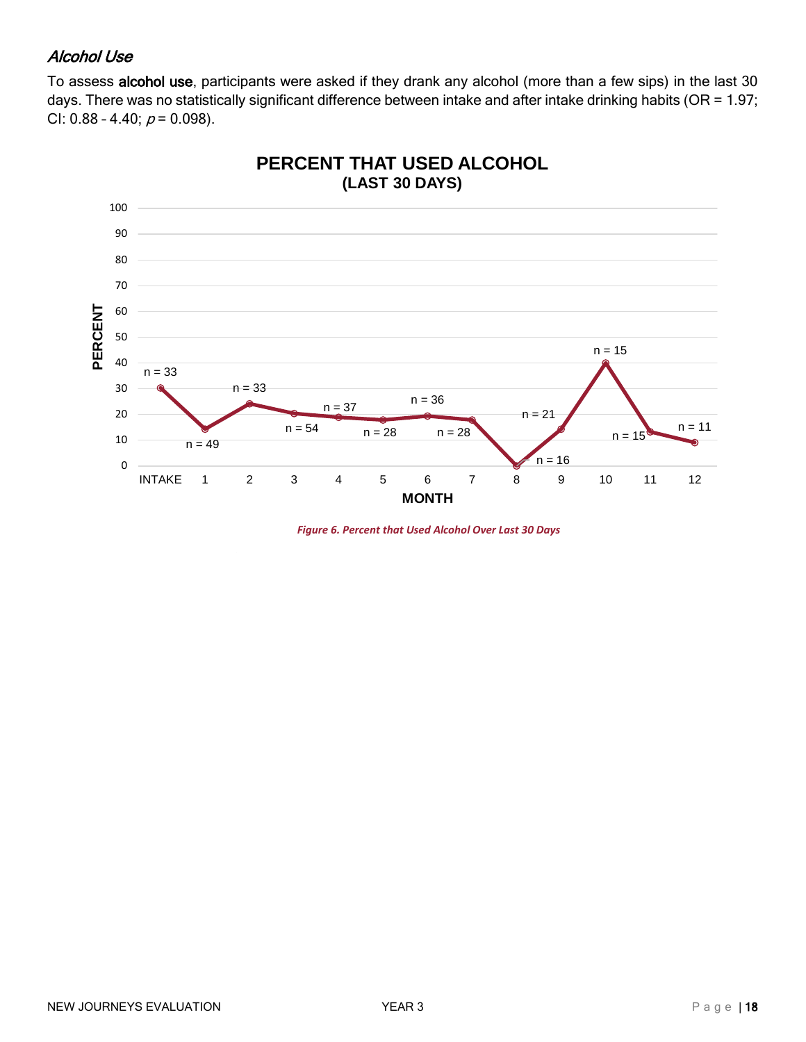### *Alcohol Use*

To assess **alcohol use**, participants were asked if they drank any alcohol (more than a few sips) in the last 30 days. There was no statistically significant difference between intake and after intake drinking habits (OR = 1.97; CI: 0.88 – 4.40; $p = 0.098$).

**PERCENT THAT USED ALCOHOL**
**(LAST 30 DAYS)**

| MONTH | INTAKE | 1 | 2 | 3 | 4 | 5 | 6 | 7 | 8 | 9 | 10 | 11 | 12 |
|---|---|---|---|---|---|---|---|---|---|---|---|---|---|
| n | 33 | 49 | 33 | 54 | 37 | 28 | 36 | 28 | 16 | 21 | 15 | 15 | 11 |

*Figure 6. Percent that Used Alcohol Over Last 30 Days*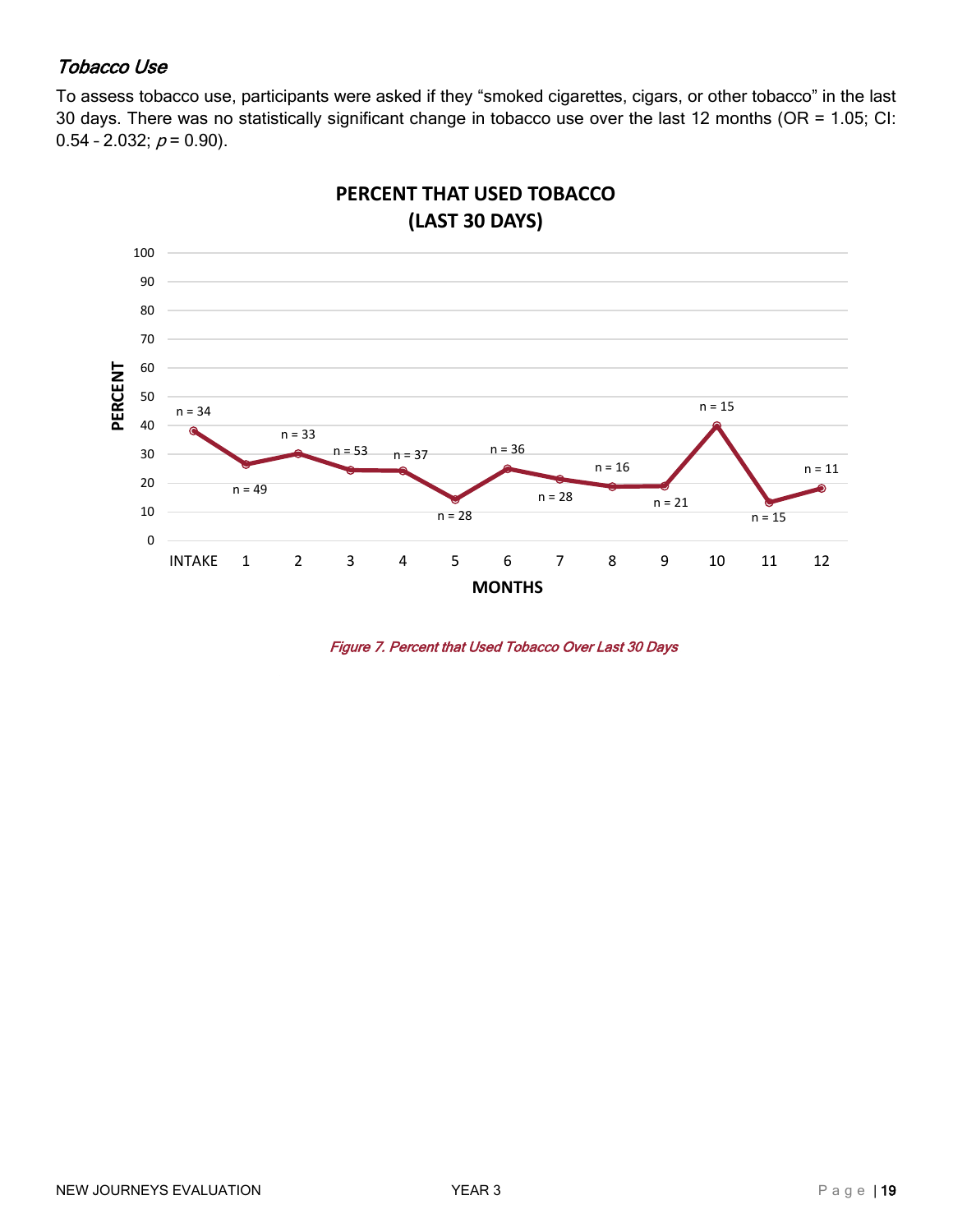### *Tobacco Use*

To assess tobacco use, participants were asked if they "smoked cigarettes, cigars, or other tobacco" in the last 30 days. There was no statistically significant change in tobacco use over the last 12 months (OR = 1.05; CI: 0.54 – 2.032; $p = 0.90$).

**PERCENT THAT USED TOBACCO (LAST 30 DAYS)**

| MONTHS | INTAKE | 1 | 2 | 3 | 4 | 5 | 6 | 7 | 8 | 9 | 10 | 11 | 12 |
|---|---|---|---|---|---|---|---|---|---|---|---|---|---|
| n | 34 | 49 | 33 | 53 | 37 | 28 | 36 | 28 | 16 | 21 | 15 | 15 | 11 |

*Figure 7. Percent that Used Tobacco Over Last 30 Days*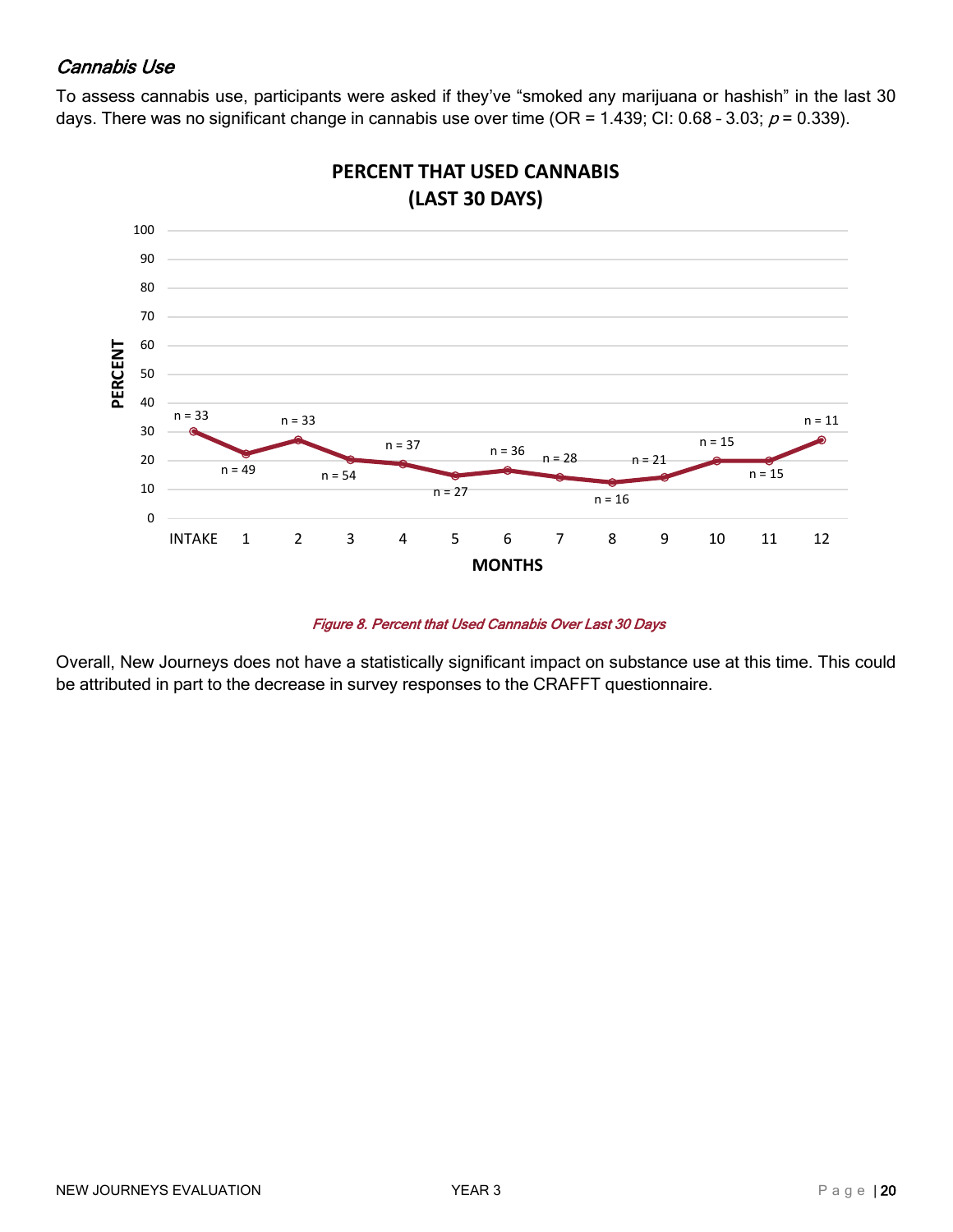### *Cannabis Use*

To assess cannabis use, participants were asked if they've "smoked any marijuana or hashish" in the last 30 days. There was no significant change in cannabis use over time (OR = 1.439; CI: 0.68 – 3.03; $p$ = 0.339).

*Figure 8. Percent that Used Cannabis Over Last 30 Days*

Overall, New Journeys does not have a statistically significant impact on substance use at this time. This could be attributed in part to the decrease in survey responses to the CRAFFT questionnaire.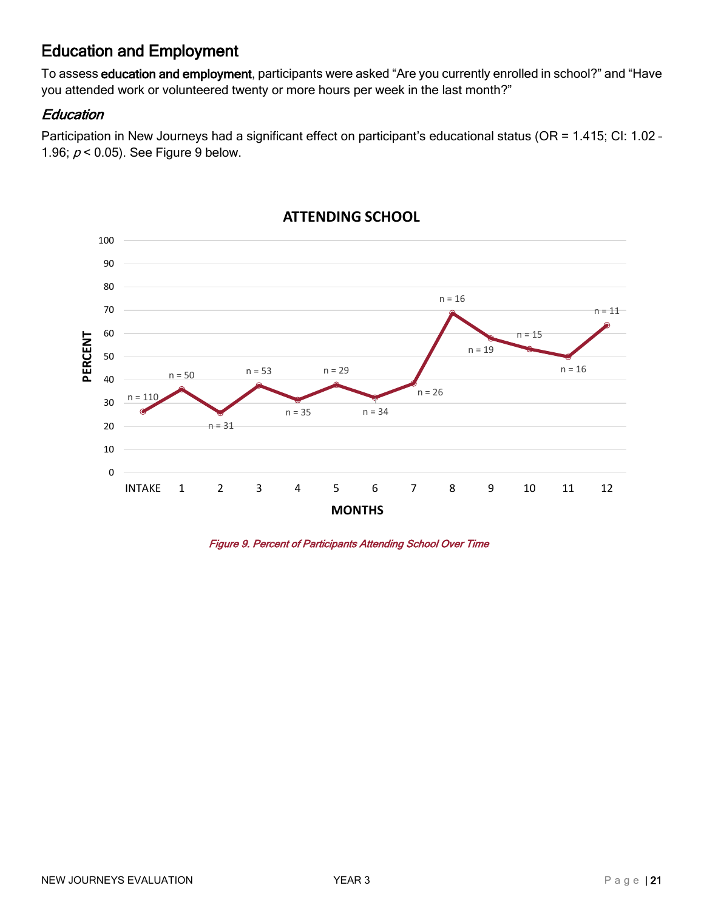## Education and Employment

To assess **education and employment**, participants were asked “Are you currently enrolled in school?” and “Have you attended work or volunteered twenty or more hours per week in the last month?”

### *Education*

Participation in New Journeys had a significant effect on participant’s educational status (OR = 1.415; CI: 1.02 – 1.96; $p < 0.05$). See Figure 9 below.

*Figure 9. Percent of Participants Attending School Over Time*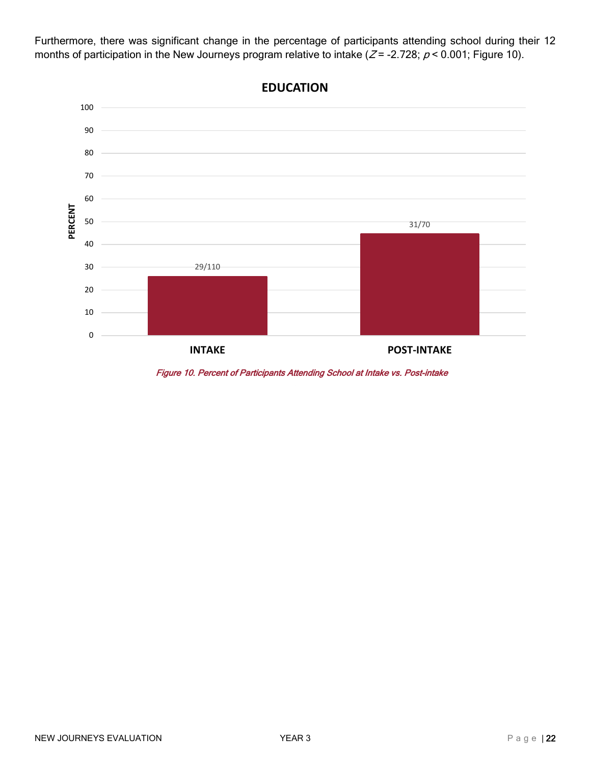Furthermore, there was significant change in the percentage of participants attending school during their 12 months of participation in the New Journeys program relative to intake ($Z = -2.728$; $p < 0.001$; Figure 10).

**EDUCATION**

| | PERCENT |
|---|---|
| INTAKE | 29/110 |
| POST-INTAKE | 31/70 |

*Figure 10. Percent of Participants Attending School at Intake vs. Post-intake*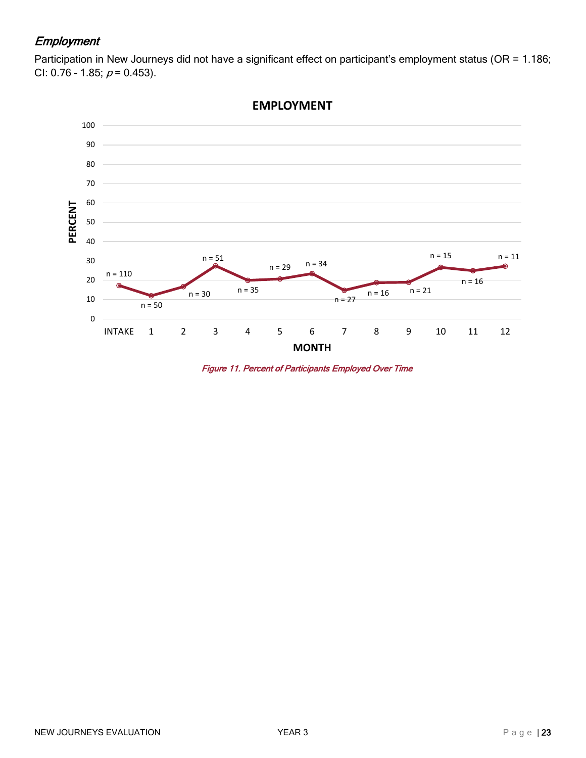### *Employment*

Participation in New Journeys did not have a significant effect on participant's employment status (OR = 1.186; CI: 0.76 – 1.85; $p = 0.453$).

*Figure 11. Percent of Participants Employed Over Time*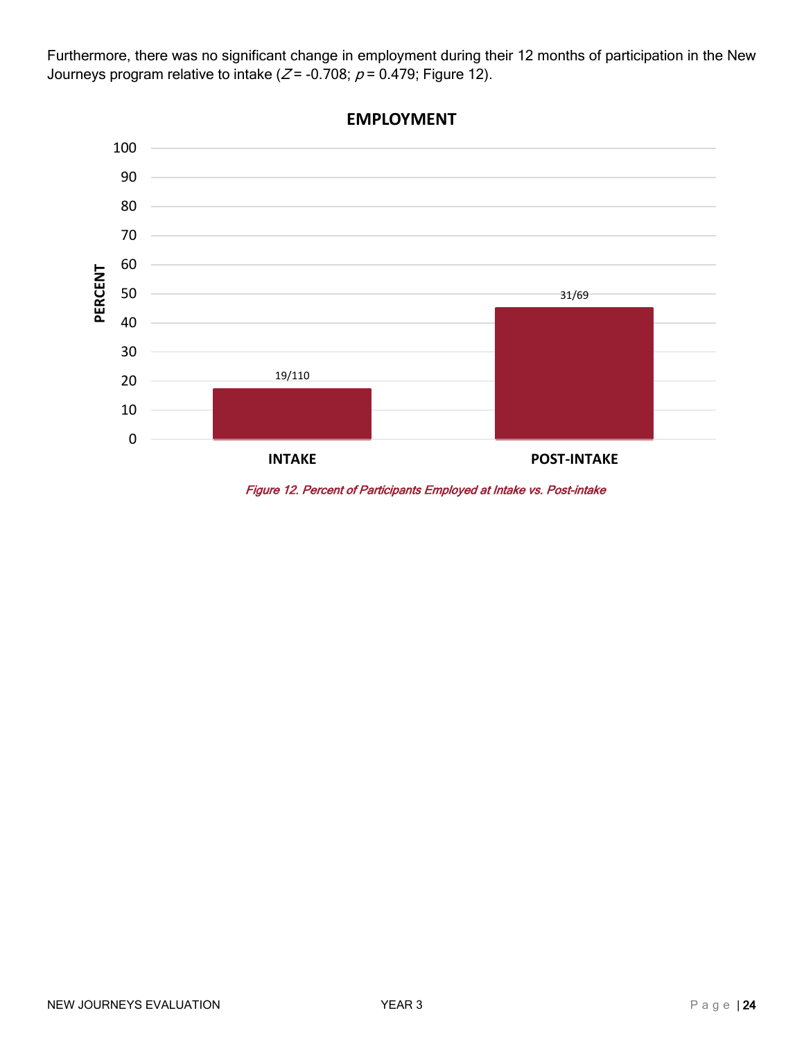Furthermore, there was no significant change in employment during their 12 months of participation in the New Journeys program relative to intake ($Z = -0.708$; $p = 0.479$; Figure 12).

**EMPLOYMENT**

| | Percent | Label |
|---|---|---|
| INTAKE | ~17 | 19/110 |
| POST-INTAKE | ~45 | 31/69 |

*Figure 12. Percent of Participants Employed at Intake vs. Post-intake*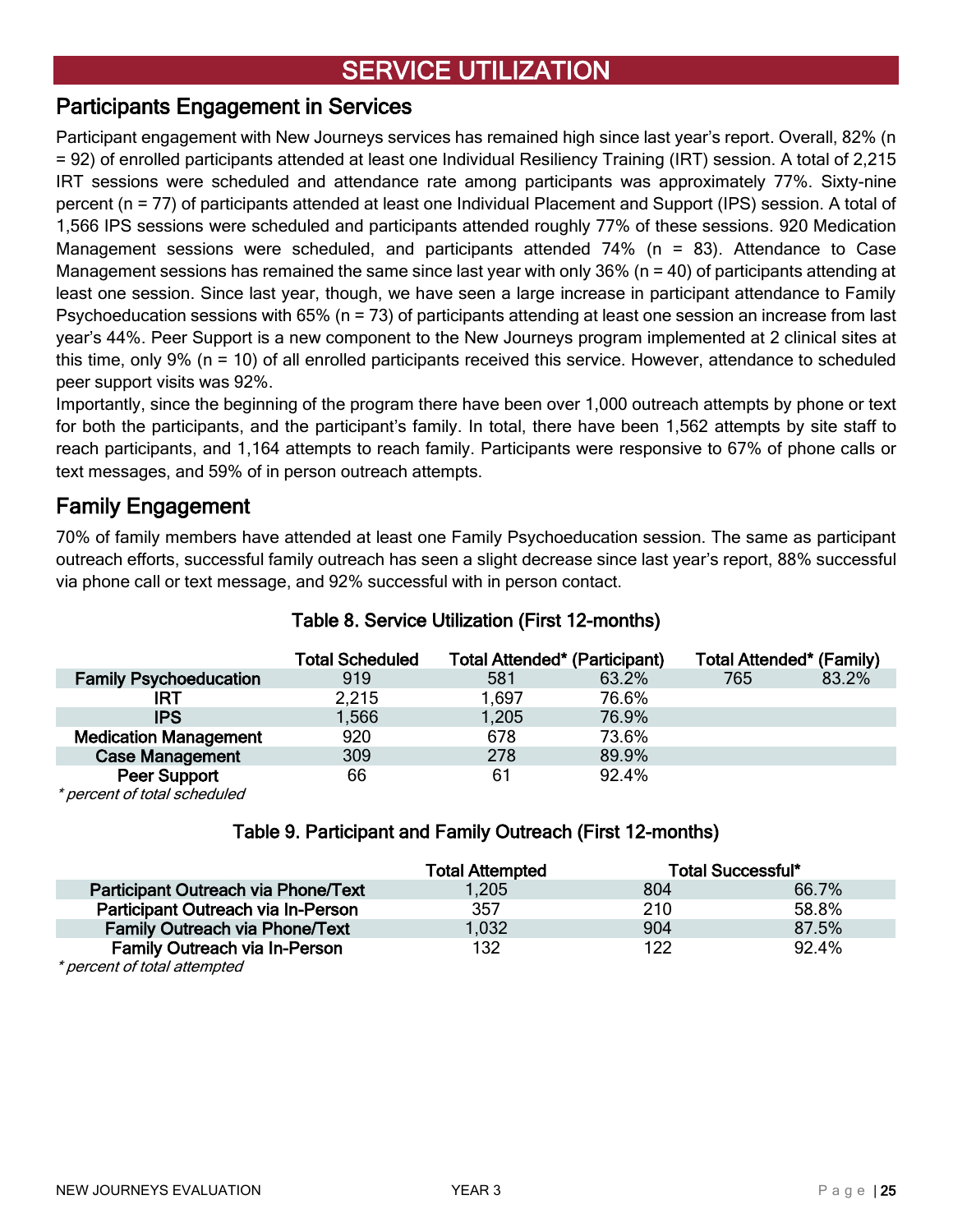# SERVICE UTILIZATION

## Participants Engagement in Services

Participant engagement with New Journeys services has remained high since last year's report. Overall, 82% (n = 92) of enrolled participants attended at least one Individual Resiliency Training (IRT) session. A total of 2,215 IRT sessions were scheduled and attendance rate among participants was approximately 77%. Sixty-nine percent (n = 77) of participants attended at least one Individual Placement and Support (IPS) session. A total of 1,566 IPS sessions were scheduled and participants attended roughly 77% of these sessions. 920 Medication Management sessions were scheduled, and participants attended 74% (n = 83). Attendance to Case Management sessions has remained the same since last year with only 36% (n = 40) of participants attending at least one session. Since last year, though, we have seen a large increase in participant attendance to Family Psychoeducation sessions with 65% (n = 73) of participants attending at least one session an increase from last year's 44%. Peer Support is a new component to the New Journeys program implemented at 2 clinical sites at this time, only 9% (n = 10) of all enrolled participants received this service. However, attendance to scheduled peer support visits was 92%.

Importantly, since the beginning of the program there have been over 1,000 outreach attempts by phone or text for both the participants, and the participant's family. In total, there have been 1,562 attempts by site staff to reach participants, and 1,164 attempts to reach family. Participants were responsive to 67% of phone calls or text messages, and 59% of in person outreach attempts.

## Family Engagement

70% of family members have attended at least one Family Psychoeducation session. The same as participant outreach efforts, successful family outreach has seen a slight decrease since last year's report, 88% successful via phone call or text message, and 92% successful with in person contact.

### Table 8. Service Utilization (First 12-months)

| | Total Scheduled | Total Attended* (Participant) | | Total Attended* (Family) | |
|---|---|---|---|---|---|
| **Family Psychoeducation** | 919 | 581 | 63.2% | 765 | 83.2% |
| **IRT** | 2,215 | 1,697 | 76.6% | | |
| **IPS** | 1,566 | 1,205 | 76.9% | | |
| **Medication Management** | 920 | 678 | 73.6% | | |
| **Case Management** | 309 | 278 | 89.9% | | |
| **Peer Support** | 66 | 61 | 92.4% | | |

*\* percent of total scheduled*

### Table 9. Participant and Family Outreach (First 12-months)

| | Total Attempted | Total Successful* | |
|---|---|---|---|
| **Participant Outreach via Phone/Text** | 1,205 | 804 | 66.7% |
| **Participant Outreach via In-Person** | 357 | 210 | 58.8% |
| **Family Outreach via Phone/Text** | 1,032 | 904 | 87.5% |
| **Family Outreach via In-Person** | 132 | 122 | 92.4% |

*\* percent of total attempted*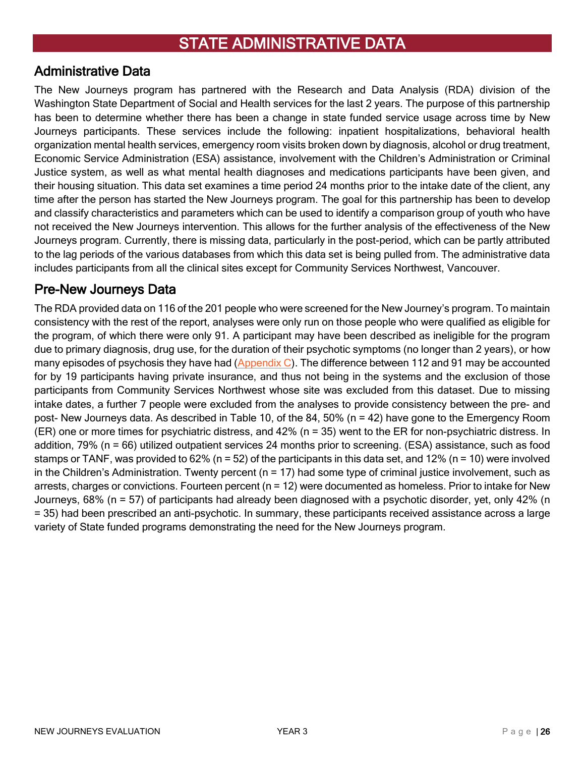# STATE ADMINISTRATIVE DATA

## Administrative Data

The New Journeys program has partnered with the Research and Data Analysis (RDA) division of the Washington State Department of Social and Health services for the last 2 years. The purpose of this partnership has been to determine whether there has been a change in state funded service usage across time by New Journeys participants. These services include the following: inpatient hospitalizations, behavioral health organization mental health services, emergency room visits broken down by diagnosis, alcohol or drug treatment, Economic Service Administration (ESA) assistance, involvement with the Children's Administration or Criminal Justice system, as well as what mental health diagnoses and medications participants have been given, and their housing situation. This data set examines a time period 24 months prior to the intake date of the client, any time after the person has started the New Journeys program. The goal for this partnership has been to develop and classify characteristics and parameters which can be used to identify a comparison group of youth who have not received the New Journeys intervention. This allows for the further analysis of the effectiveness of the New Journeys program. Currently, there is missing data, particularly in the post-period, which can be partly attributed to the lag periods of the various databases from which this data set is being pulled from. The administrative data includes participants from all the clinical sites except for Community Services Northwest, Vancouver.

## Pre-New Journeys Data

The RDA provided data on 116 of the 201 people who were screened for the New Journey's program. To maintain consistency with the rest of the report, analyses were only run on those people who were qualified as eligible for the program, of which there were only 91. A participant may have been described as ineligible for the program due to primary diagnosis, drug use, for the duration of their psychotic symptoms (no longer than 2 years), or how many episodes of psychosis they have had (Appendix C). The difference between 112 and 91 may be accounted for by 19 participants having private insurance, and thus not being in the systems and the exclusion of those participants from Community Services Northwest whose site was excluded from this dataset. Due to missing intake dates, a further 7 people were excluded from the analyses to provide consistency between the pre- and post- New Journeys data. As described in Table 10, of the 84, 50% (n = 42) have gone to the Emergency Room (ER) one or more times for psychiatric distress, and 42% (n = 35) went to the ER for non-psychiatric distress. In addition, 79% (n = 66) utilized outpatient services 24 months prior to screening. (ESA) assistance, such as food stamps or TANF, was provided to 62% (n = 52) of the participants in this data set, and 12% (n = 10) were involved in the Children's Administration. Twenty percent (n = 17) had some type of criminal justice involvement, such as arrests, charges or convictions. Fourteen percent (n = 12) were documented as homeless. Prior to intake for New Journeys, 68% (n = 57) of participants had already been diagnosed with a psychotic disorder, yet, only 42% (n = 35) had been prescribed an anti-psychotic. In summary, these participants received assistance across a large variety of State funded programs demonstrating the need for the New Journeys program.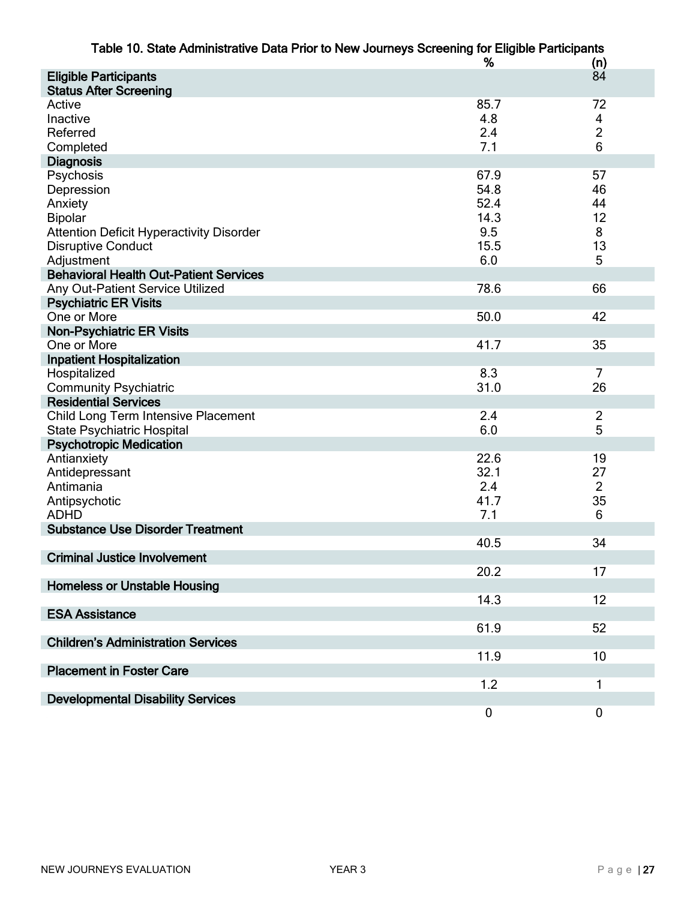Table 10. State Administrative Data Prior to New Journeys Screening for Eligible Participants

| | % | (n) |
|---|---|---|
| **Eligible Participants** | | 84 |
| **Status After Screening** | | |
| Active | 85.7 | 72 |
| Inactive | 4.8 | 4 |
| Referred | 2.4 | 2 |
| Completed | 7.1 | 6 |
| **Diagnosis** | | |
| Psychosis | 67.9 | 57 |
| Depression | 54.8 | 46 |
| Anxiety | 52.4 | 44 |
| Bipolar | 14.3 | 12 |
| Attention Deficit Hyperactivity Disorder | 9.5 | 8 |
| Disruptive Conduct | 15.5 | 13 |
| Adjustment | 6.0 | 5 |
| **Behavioral Health Out-Patient Services** | | |
| Any Out-Patient Service Utilized | 78.6 | 66 |
| **Psychiatric ER Visits** | | |
| One or More | 50.0 | 42 |
| **Non-Psychiatric ER Visits** | | |
| One or More | 41.7 | 35 |
| **Inpatient Hospitalization** | | |
| Hospitalized | 8.3 | 7 |
| Community Psychiatric | 31.0 | 26 |
| **Residential Services** | | |
| Child Long Term Intensive Placement | 2.4 | 2 |
| State Psychiatric Hospital | 6.0 | 5 |
| **Psychotropic Medication** | | |
| Antianxiety | 22.6 | 19 |
| Antidepressant | 32.1 | 27 |
| Antimania | 2.4 | 2 |
| Antipsychotic | 41.7 | 35 |
| ADHD | 7.1 | 6 |
| **Substance Use Disorder Treatment** | | |
| | 40.5 | 34 |
| **Criminal Justice Involvement** | | |
| | 20.2 | 17 |
| **Homeless or Unstable Housing** | | |
| | 14.3 | 12 |
| **ESA Assistance** | | |
| | 61.9 | 52 |
| **Children's Administration Services** | | |
| | 11.9 | 10 |
| **Placement in Foster Care** | | |
| | 1.2 | 1 |
| **Developmental Disability Services** | | |
| | 0 | 0 |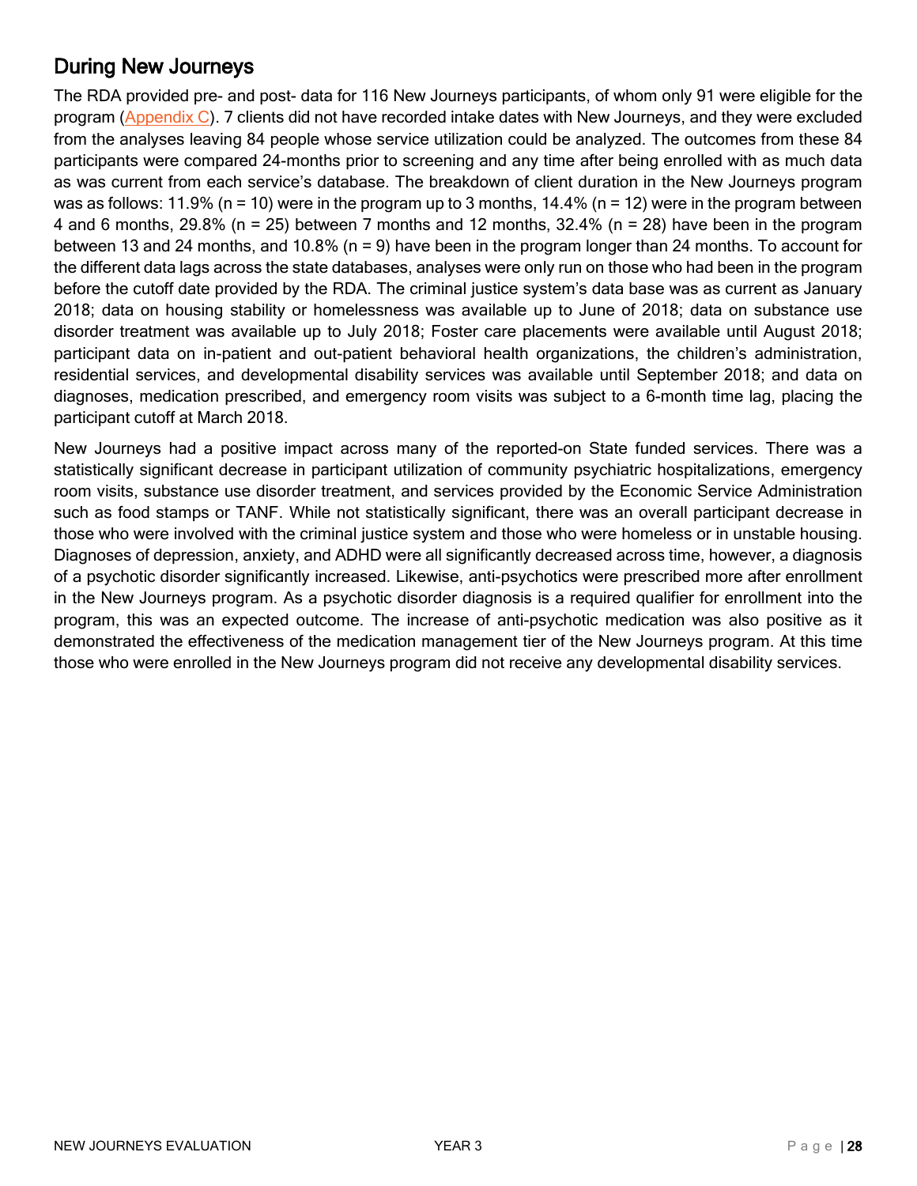## During New Journeys

The RDA provided pre- and post- data for 116 New Journeys participants, of whom only 91 were eligible for the program (Appendix C). 7 clients did not have recorded intake dates with New Journeys, and they were excluded from the analyses leaving 84 people whose service utilization could be analyzed. The outcomes from these 84 participants were compared 24-months prior to screening and any time after being enrolled with as much data as was current from each service's database. The breakdown of client duration in the New Journeys program was as follows: 11.9% (n = 10) were in the program up to 3 months, 14.4% (n = 12) were in the program between 4 and 6 months, 29.8% (n = 25) between 7 months and 12 months, 32.4% (n = 28) have been in the program between 13 and 24 months, and 10.8% (n = 9) have been in the program longer than 24 months. To account for the different data lags across the state databases, analyses were only run on those who had been in the program before the cutoff date provided by the RDA. The criminal justice system's data base was as current as January 2018; data on housing stability or homelessness was available up to June of 2018; data on substance use disorder treatment was available up to July 2018; Foster care placements were available until August 2018; participant data on in-patient and out-patient behavioral health organizations, the children's administration, residential services, and developmental disability services was available until September 2018; and data on diagnoses, medication prescribed, and emergency room visits was subject to a 6-month time lag, placing the participant cutoff at March 2018.

New Journeys had a positive impact across many of the reported-on State funded services. There was a statistically significant decrease in participant utilization of community psychiatric hospitalizations, emergency room visits, substance use disorder treatment, and services provided by the Economic Service Administration such as food stamps or TANF. While not statistically significant, there was an overall participant decrease in those who were involved with the criminal justice system and those who were homeless or in unstable housing. Diagnoses of depression, anxiety, and ADHD were all significantly decreased across time, however, a diagnosis of a psychotic disorder significantly increased. Likewise, anti-psychotics were prescribed more after enrollment in the New Journeys program. As a psychotic disorder diagnosis is a required qualifier for enrollment into the program, this was an expected outcome. The increase of anti-psychotic medication was also positive as it demonstrated the effectiveness of the medication management tier of the New Journeys program. At this time those who were enrolled in the New Journeys program did not receive any developmental disability services.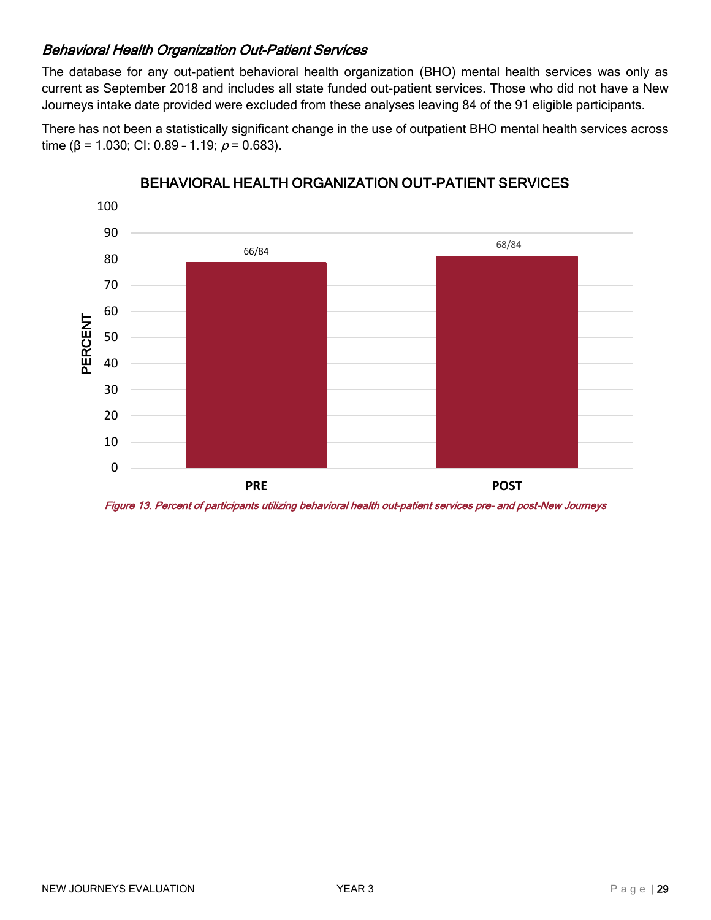### *Behavioral Health Organization Out-Patient Services*

The database for any out-patient behavioral health organization (BHO) mental health services was only as current as September 2018 and includes all state funded out-patient services. Those who did not have a New Journeys intake date provided were excluded from these analyses leaving 84 of the 91 eligible participants.

There has not been a statistically significant change in the use of outpatient BHO mental health services across time (β = 1.030; CI: 0.89 – 1.19; *p* = 0.683).

*Figure 13. Percent of participants utilizing behavioral health out-patient services pre- and post-New Journeys*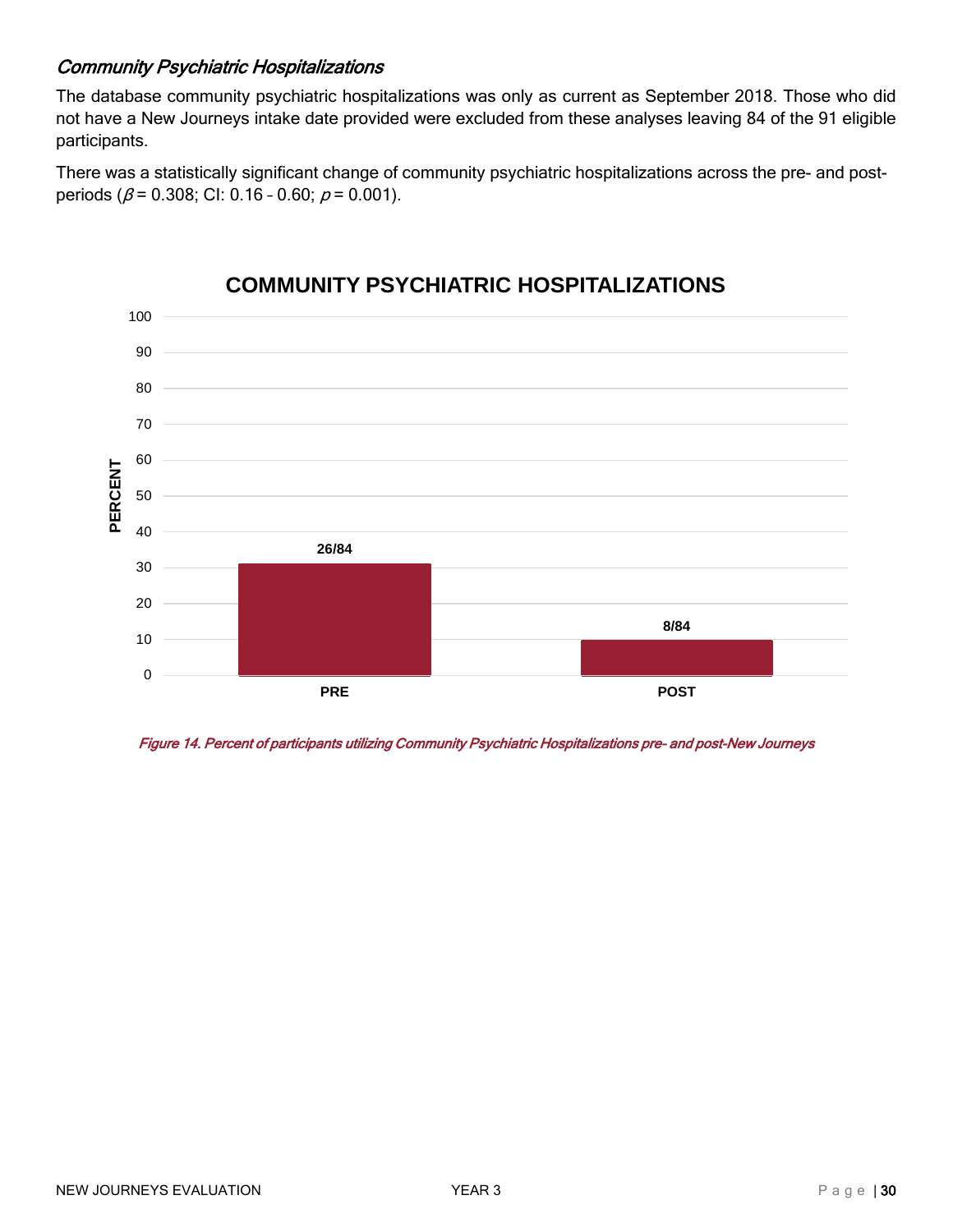### *Community Psychiatric Hospitalizations*

The database community psychiatric hospitalizations was only as current as September 2018. Those who did not have a New Journeys intake date provided were excluded from these analyses leaving 84 of the 91 eligible participants.

There was a statistically significant change of community psychiatric hospitalizations across the pre- and post-periods ($\beta = 0.308$; CI: 0.16 – 0.60; $p = 0.001$).

**COMMUNITY PSYCHIATRIC HOSPITALIZATIONS**

| | PRE | POST |
|---|---|---|
| Participants | 26/84 | 8/84 |

*Figure 14. Percent of participants utilizing Community Psychiatric Hospitalizations pre- and post-New Journeys*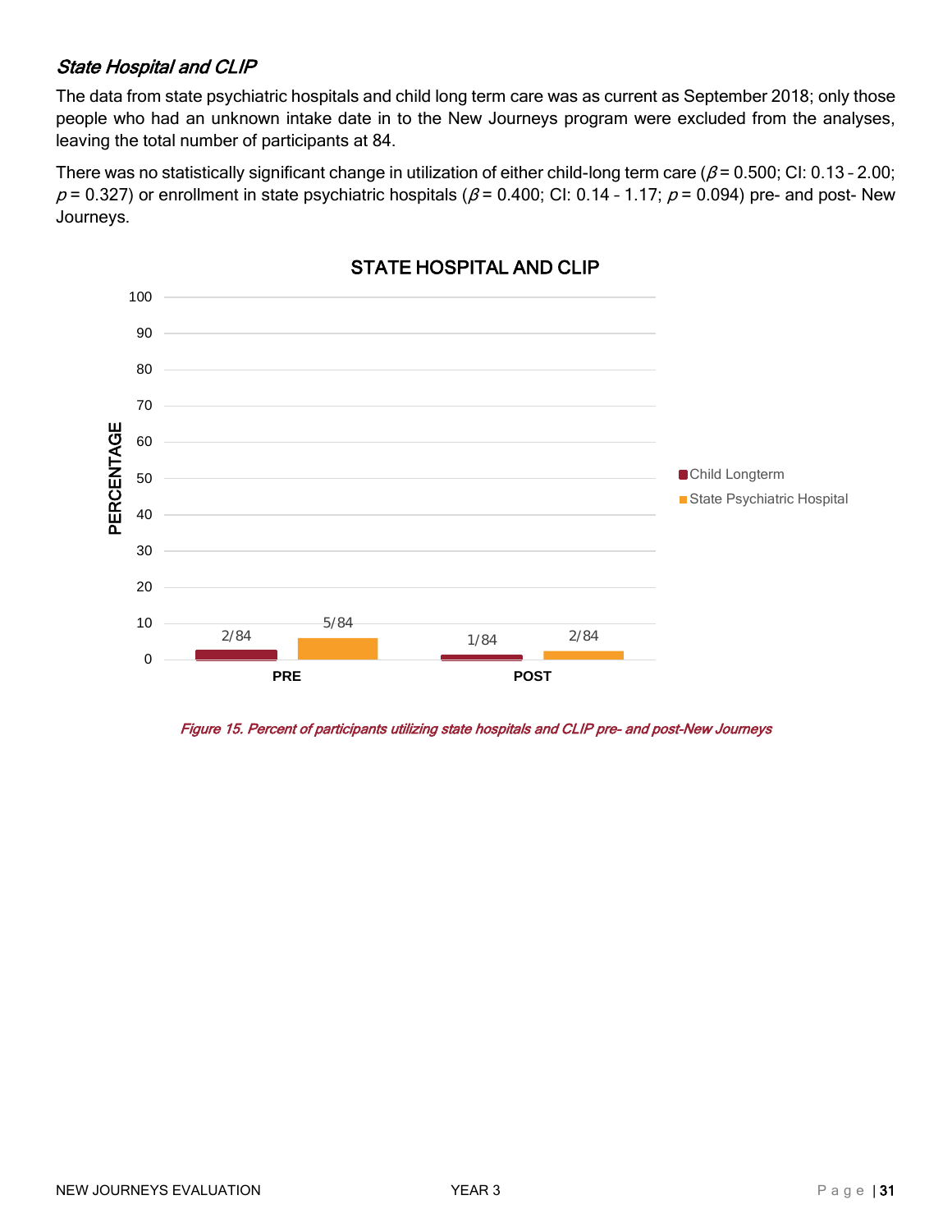### *State Hospital and CLIP*

The data from state psychiatric hospitals and child long term care was as current as September 2018; only those people who had an unknown intake date in to the New Journeys program were excluded from the analyses, leaving the total number of participants at 84.

There was no statistically significant change in utilization of either child-long term care ($\beta = 0.500$; CI: 0.13 – 2.00; $p = 0.327$) or enrollment in state psychiatric hospitals ($\beta = 0.400$; CI: 0.14 – 1.17; $p = 0.094$) pre- and post- New Journeys.

*Figure 15. Percent of participants utilizing state hospitals and CLIP pre- and post-New Journeys*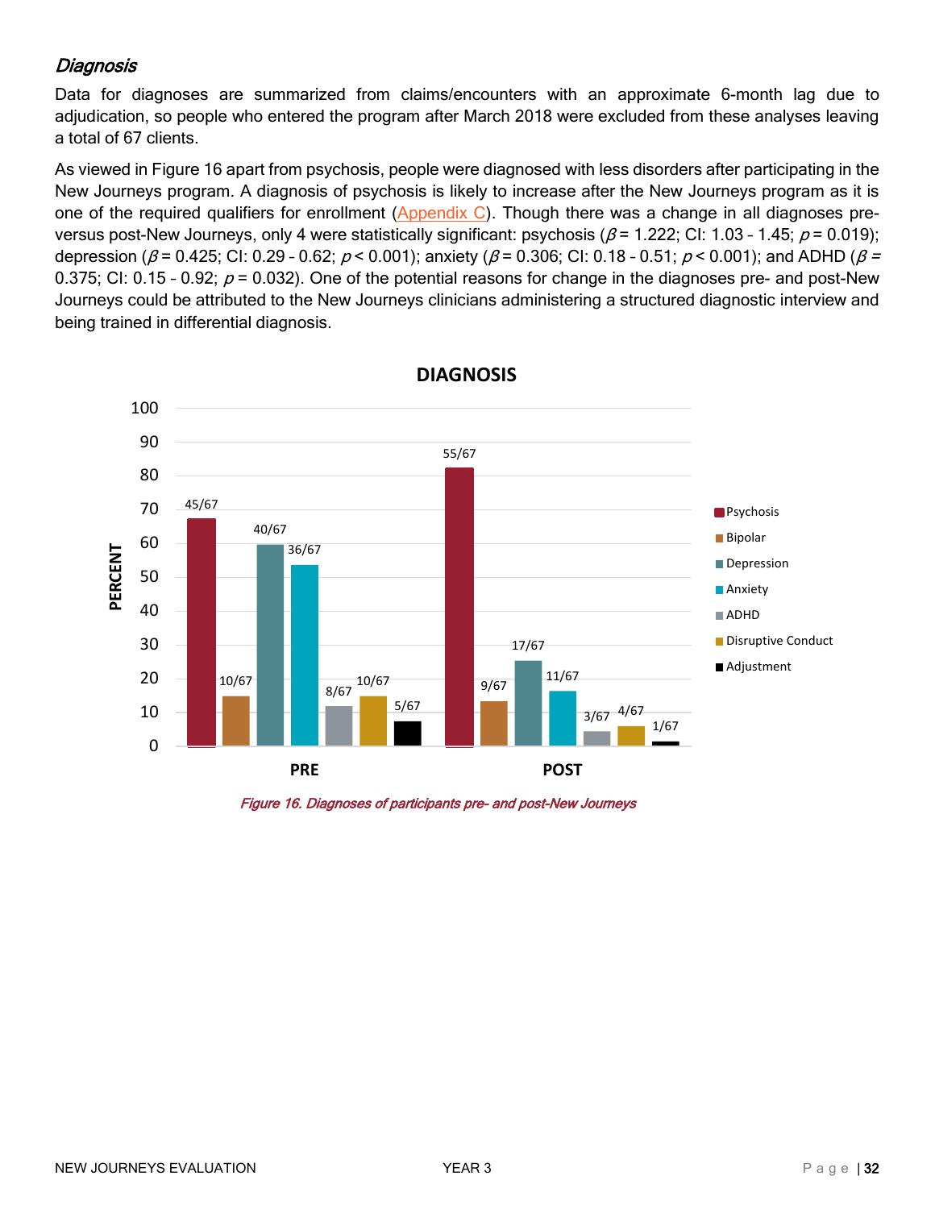### *Diagnosis*

Data for diagnoses are summarized from claims/encounters with an approximate 6-month lag due to adjudication, so people who entered the program after March 2018 were excluded from these analyses leaving a total of 67 clients.

As viewed in Figure 16 apart from psychosis, people were diagnosed with less disorders after participating in the New Journeys program. A diagnosis of psychosis is likely to increase after the New Journeys program as it is one of the required qualifiers for enrollment (Appendix C). Though there was a change in all diagnoses pre- versus post-New Journeys, only 4 were statistically significant: psychosis ($\beta = 1.222$; CI: 1.03 – 1.45; $p = 0.019$); depression ($\beta = 0.425$; CI: 0.29 – 0.62; $p < 0.001$); anxiety ($\beta = 0.306$; CI: 0.18 – 0.51; $p < 0.001$); and ADHD ($\beta = 0.375$; CI: 0.15 – 0.92; $p = 0.032$). One of the potential reasons for change in the diagnoses pre- and post-New Journeys could be attributed to the New Journeys clinicians administering a structured diagnostic interview and being trained in differential diagnosis.

**DIAGNOSIS**

| Diagnosis | PRE | POST |
|---|---|---|
| Psychosis | 45/67 | 55/67 |
| Bipolar | 10/67 | 9/67 |
| Depression | 40/67 | 17/67 |
| Anxiety | 36/67 | 11/67 |
| ADHD | 8/67 | 3/67 |
| Disruptive Conduct | 10/67 | 4/67 |
| Adjustment | 5/67 | 1/67 |

*Figure 16. Diagnoses of participants pre- and post-New Journeys*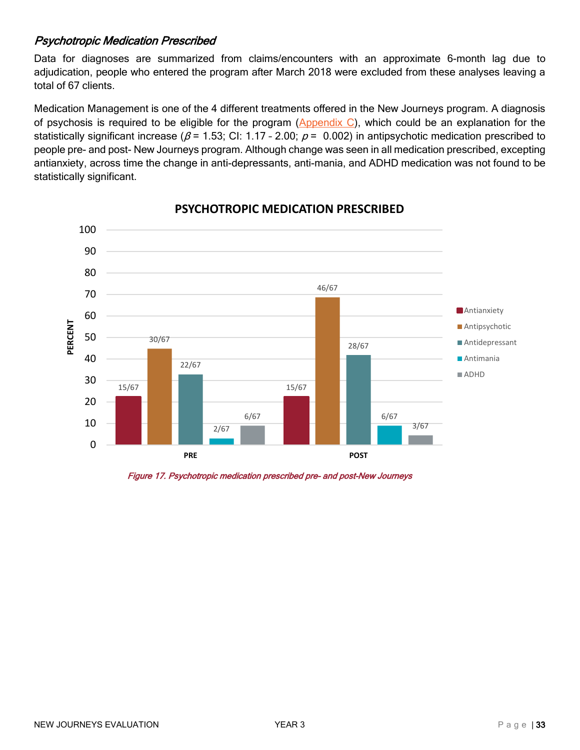### *Psychotropic Medication Prescribed*

Data for diagnoses are summarized from claims/encounters with an approximate 6-month lag due to adjudication, people who entered the program after March 2018 were excluded from these analyses leaving a total of 67 clients.

Medication Management is one of the 4 different treatments offered in the New Journeys program. A diagnosis of psychosis is required to be eligible for the program (Appendix C), which could be an explanation for the statistically significant increase ($\beta$ = 1.53; CI: 1.17 – 2.00; $p$ = 0.002) in antipsychotic medication prescribed to people pre- and post- New Journeys program. Although change was seen in all medication prescribed, excepting antianxiety, across time the change in anti-depressants, anti-mania, and ADHD medication was not found to be statistically significant.

**PSYCHOTROPIC MEDICATION PRESCRIBED**

| | Antianxiety | Antipsychotic | Antidepressant | Antimania | ADHD |
|---|---|---|---|---|---|
| PRE | 15/67 | 30/67 | 22/67 | 2/67 | 6/67 |
| POST | 15/67 | 46/67 | 28/67 | 6/67 | 3/67 |

*Figure 17. Psychotropic medication prescribed pre- and post-New Journeys*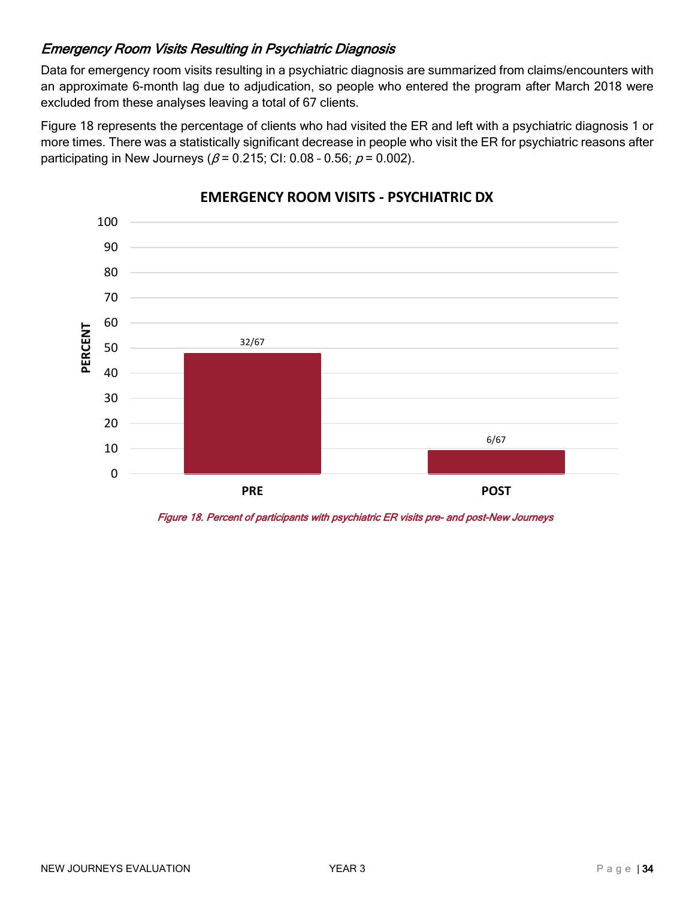### *Emergency Room Visits Resulting in Psychiatric Diagnosis*

Data for emergency room visits resulting in a psychiatric diagnosis are summarized from claims/encounters with an approximate 6-month lag due to adjudication, so people who entered the program after March 2018 were excluded from these analyses leaving a total of 67 clients.

Figure 18 represents the percentage of clients who had visited the ER and left with a psychiatric diagnosis 1 or more times. There was a statistically significant decrease in people who visit the ER for psychiatric reasons after participating in New Journeys ($\beta = 0.215$; CI: 0.08 – 0.56; $p = 0.002$).

**EMERGENCY ROOM VISITS - PSYCHIATRIC DX**

| | PRE | POST |
|---|---|---|
| Count | 32/67 | 6/67 |

*Figure 18. Percent of participants with psychiatric ER visits pre- and post-New Journeys*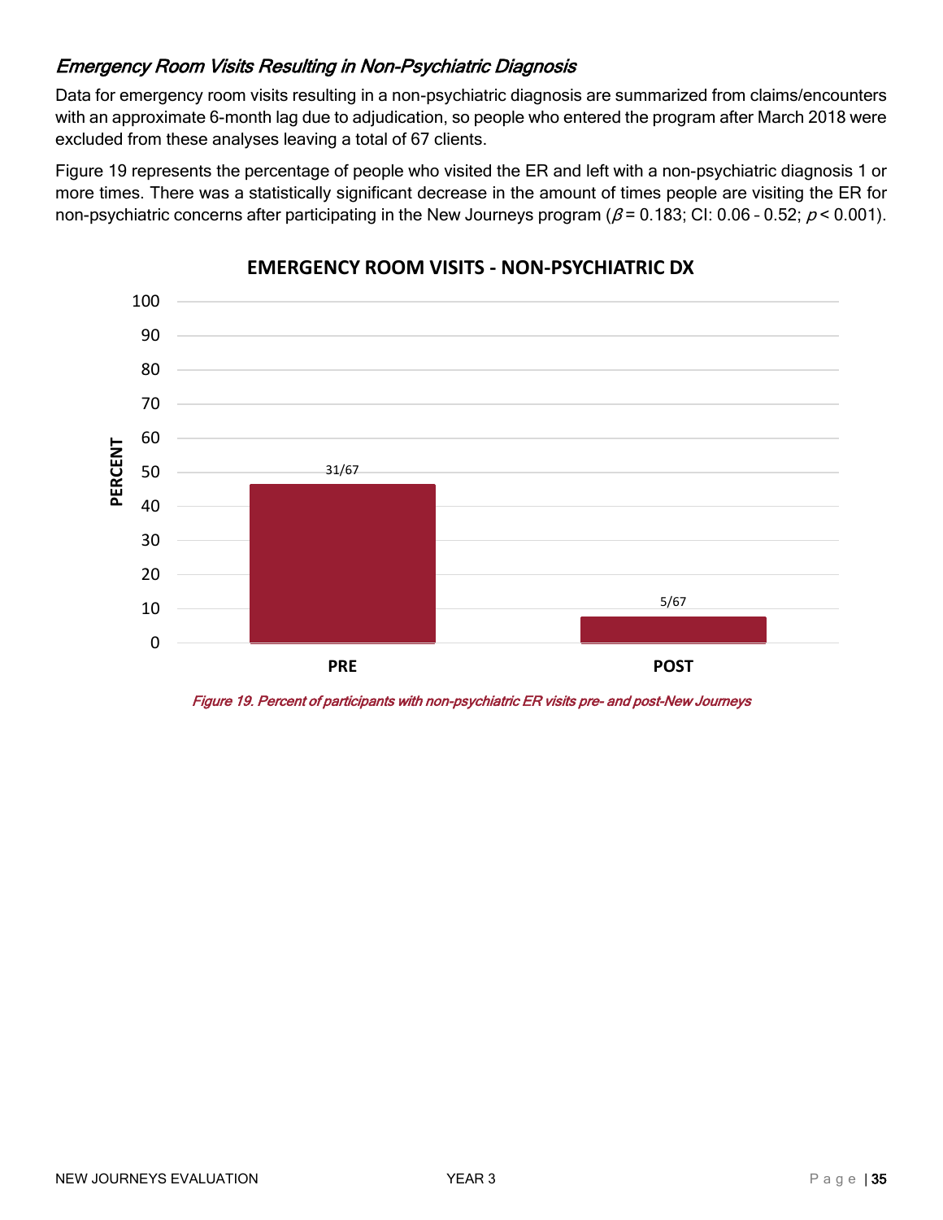### *Emergency Room Visits Resulting in Non-Psychiatric Diagnosis*

Data for emergency room visits resulting in a non-psychiatric diagnosis are summarized from claims/encounters with an approximate 6-month lag due to adjudication, so people who entered the program after March 2018 were excluded from these analyses leaving a total of 67 clients.

Figure 19 represents the percentage of people who visited the ER and left with a non-psychiatric diagnosis 1 or more times. There was a statistically significant decrease in the amount of times people are visiting the ER for non-psychiatric concerns after participating in the New Journeys program ($\beta = 0.183$; CI: 0.06 – 0.52; $p < 0.001$).

**EMERGENCY ROOM VISITS - NON-PSYCHIATRIC DX**

| | PERCENT |
|---|---|
| PRE | 31/67 |
| POST | 5/67 |

*Figure 19. Percent of participants with non-psychiatric ER visits pre- and post-New Journeys*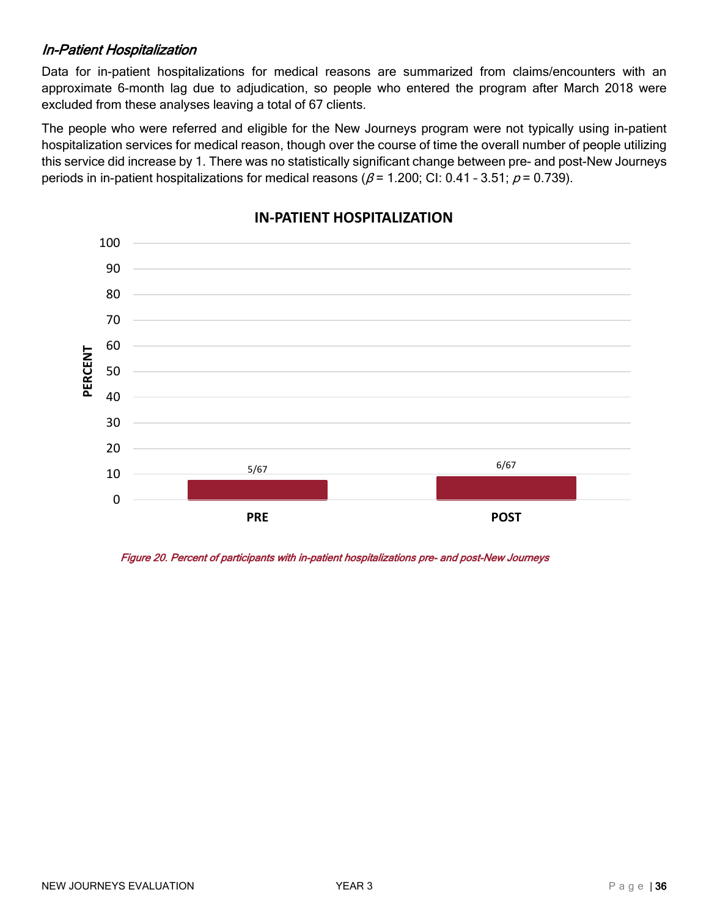### *In-Patient Hospitalization*

Data for in-patient hospitalizations for medical reasons are summarized from claims/encounters with an approximate 6-month lag due to adjudication, so people who entered the program after March 2018 were excluded from these analyses leaving a total of 67 clients.

The people who were referred and eligible for the New Journeys program were not typically using in-patient hospitalization services for medical reason, though over the course of time the overall number of people utilizing this service did increase by 1. There was no statistically significant change between pre- and post-New Journeys periods in in-patient hospitalizations for medical reasons ($\beta$ = 1.200; CI: 0.41 – 3.51; $p$ = 0.739).

**IN-PATIENT HOSPITALIZATION**

| | PRE | POST |
|---|---|---|
| Participants | 5/67 | 6/67 |

*Figure 20. Percent of participants with in-patient hospitalizations pre- and post-New Journeys*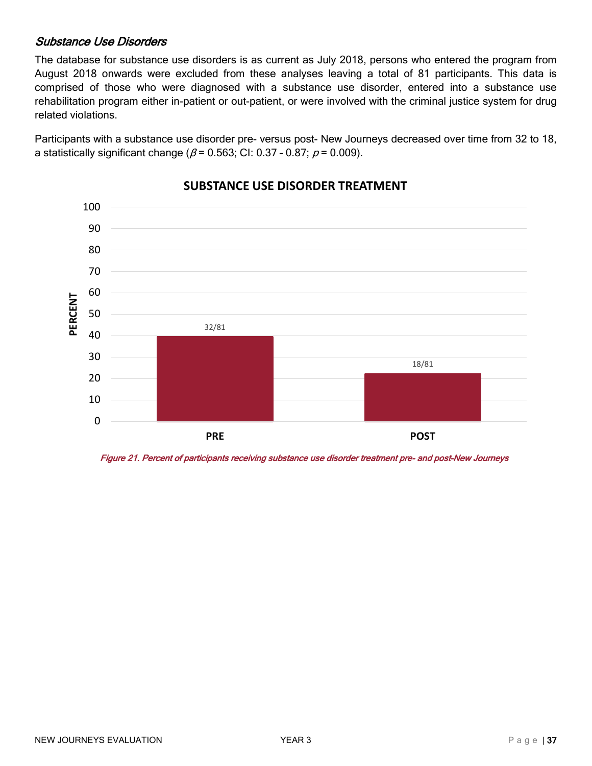### *Substance Use Disorders*

The database for substance use disorders is as current as July 2018, persons who entered the program from August 2018 onwards were excluded from these analyses leaving a total of 81 participants. This data is comprised of those who were diagnosed with a substance use disorder, entered into a substance use rehabilitation program either in-patient or out-patient, or were involved with the criminal justice system for drug related violations.

Participants with a substance use disorder pre- versus post- New Journeys decreased over time from 32 to 18, a statistically significant change ($\beta = 0.563$; CI: 0.37 – 0.87; $p = 0.009$).

**SUBSTANCE USE DISORDER TREATMENT**

| | PRE | POST |
|---|---|---|
| PERCENT | 32/81 | 18/81 |

*Figure 21. Percent of participants receiving substance use disorder treatment pre- and post-New Journeys*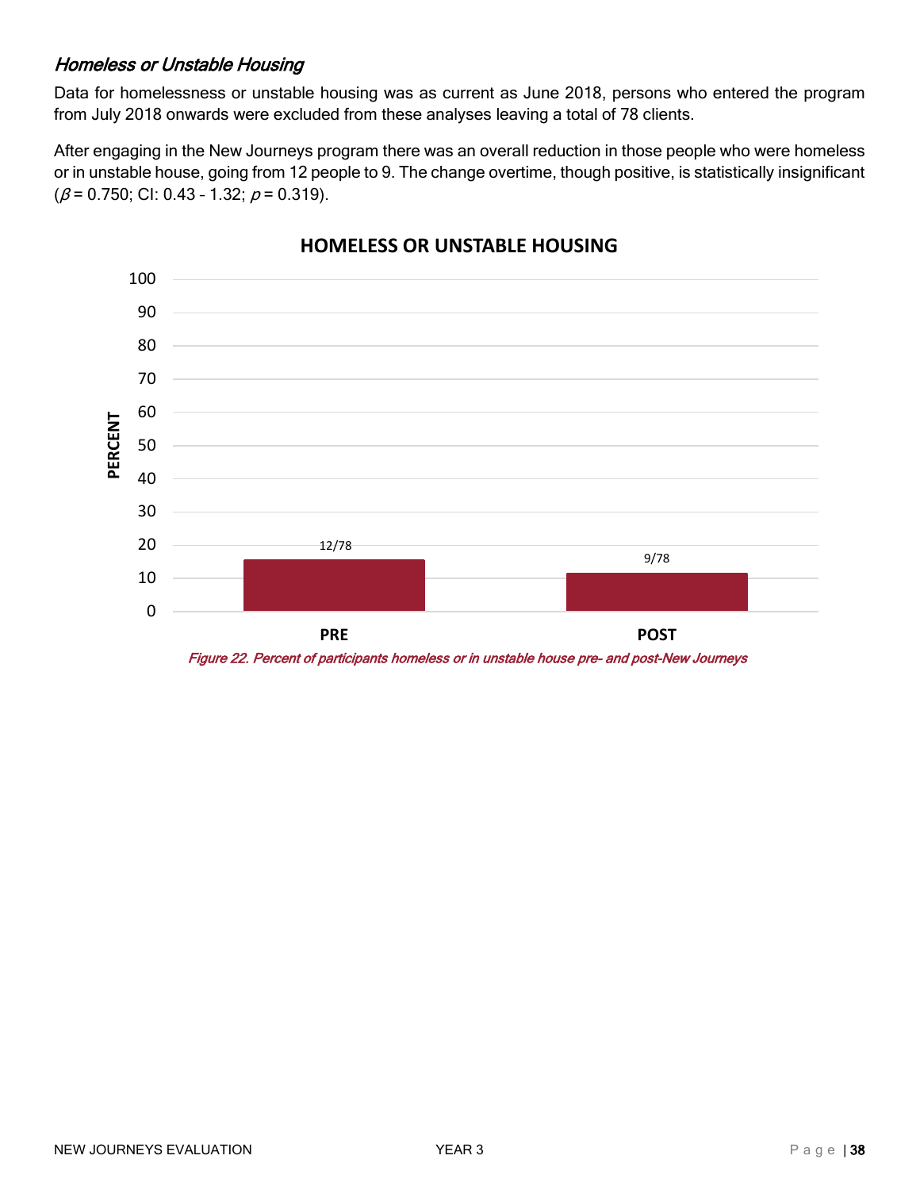### *Homeless or Unstable Housing*

Data for homelessness or unstable housing was as current as June 2018, persons who entered the program from July 2018 onwards were excluded from these analyses leaving a total of 78 clients.

After engaging in the New Journeys program there was an overall reduction in those people who were homeless or in unstable house, going from 12 people to 9. The change overtime, though positive, is statistically insignificant ($\beta$ = 0.750; CI: 0.43 – 1.32; $p$ = 0.319).

**HOMELESS OR UNSTABLE HOUSING**

| | PRE | POST |
|---|---|---|
| Percent | 12/78 | 9/78 |

*Figure 22. Percent of participants homeless or in unstable house pre- and post-New Journeys*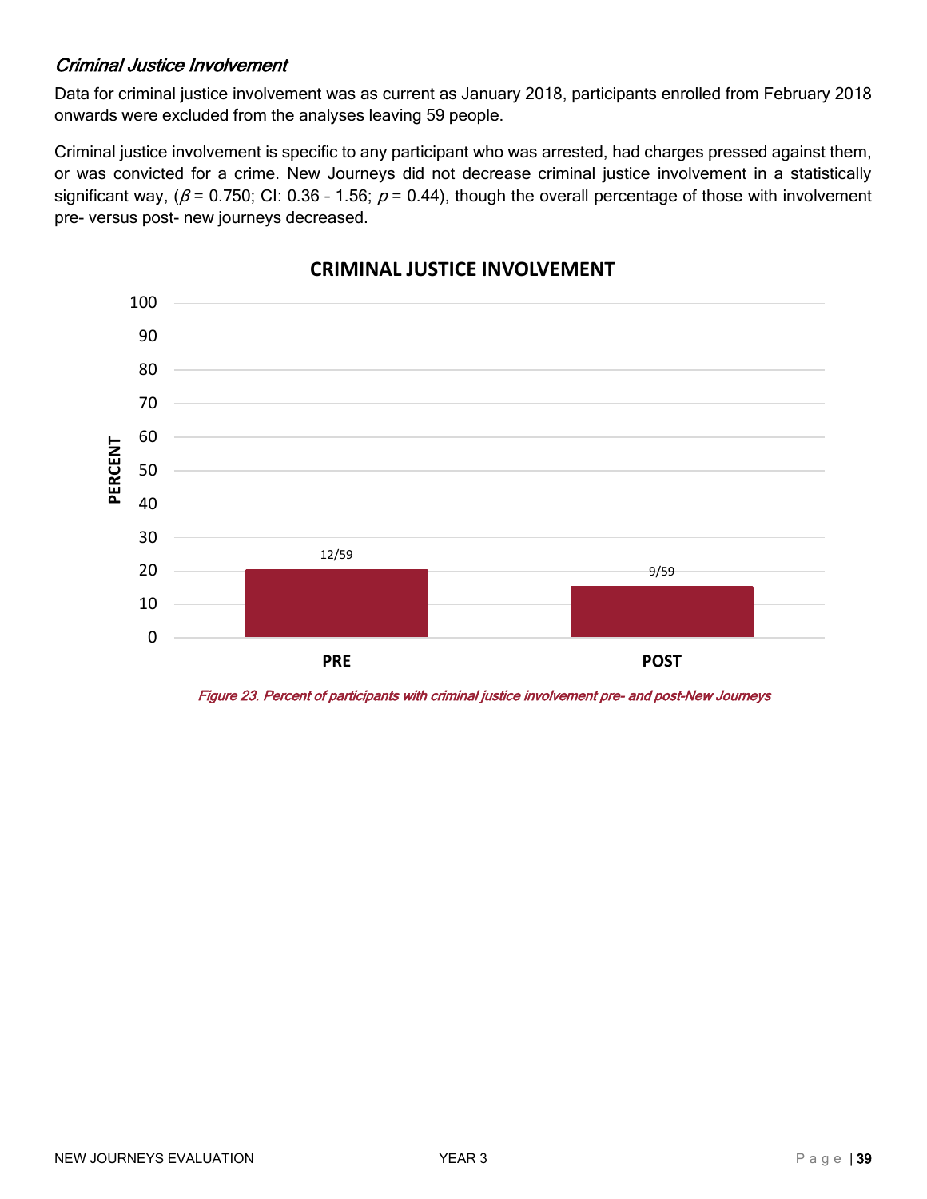### *Criminal Justice Involvement*

Data for criminal justice involvement was as current as January 2018, participants enrolled from February 2018 onwards were excluded from the analyses leaving 59 people.

Criminal justice involvement is specific to any participant who was arrested, had charges pressed against them, or was convicted for a crime. New Journeys did not decrease criminal justice involvement in a statistically significant way, ($\beta$ = 0.750; CI: 0.36 – 1.56; $p$ = 0.44), though the overall percentage of those with involvement pre- versus post- new journeys decreased.

**CRIMINAL JUSTICE INVOLVEMENT**

| | PRE | POST |
|---|---|---|
| Participants | 12/59 | 9/59 |

*Figure 23. Percent of participants with criminal justice involvement pre- and post-New Journeys*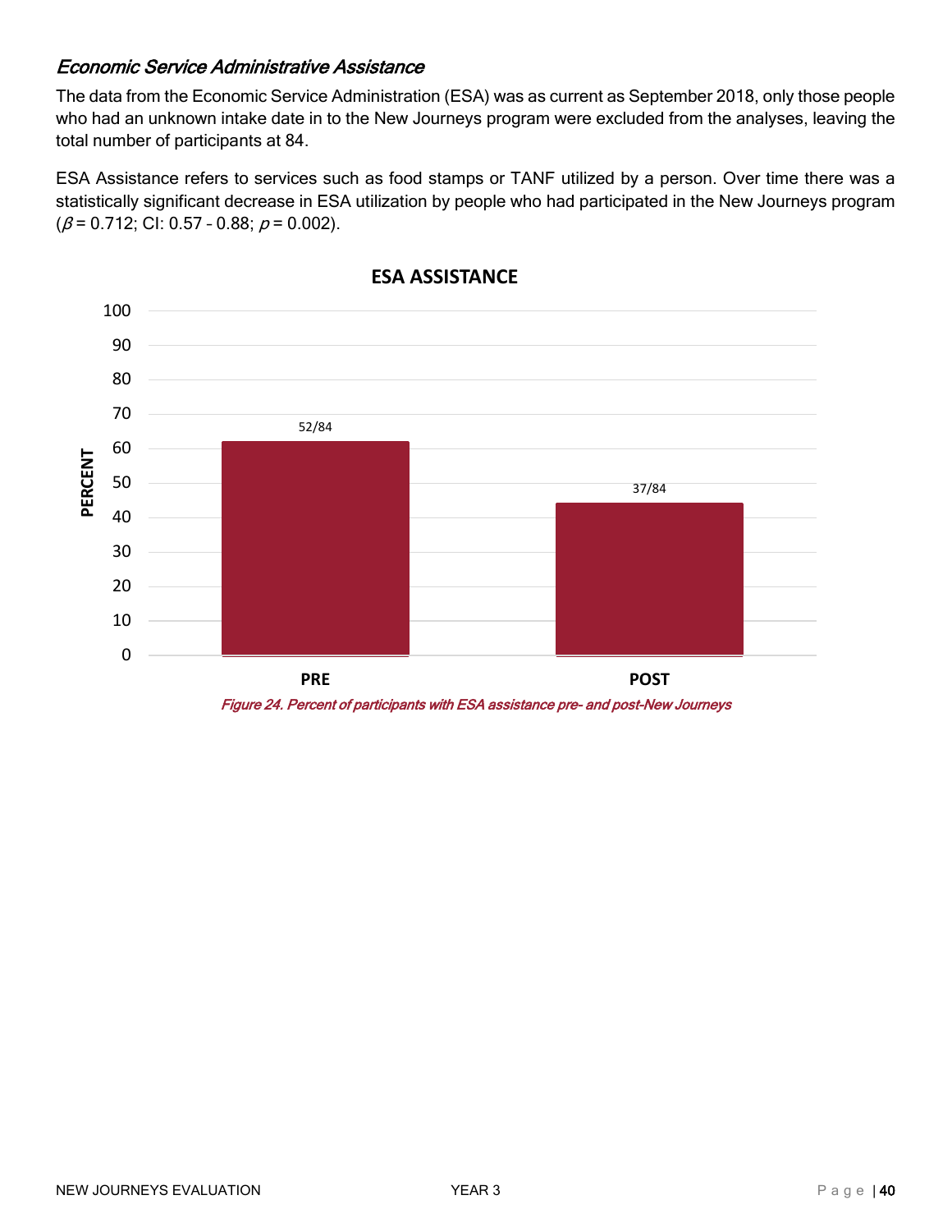### *Economic Service Administrative Assistance*

The data from the Economic Service Administration (ESA) was as current as September 2018, only those people who had an unknown intake date in to the New Journeys program were excluded from the analyses, leaving the total number of participants at 84.

ESA Assistance refers to services such as food stamps or TANF utilized by a person. Over time there was a statistically significant decrease in ESA utilization by people who had participated in the New Journeys program ($\beta$ = 0.712; CI: 0.57 - 0.88; $p$ = 0.002).

**ESA ASSISTANCE**

| | PRE | POST |
|---|---|---|
| Percent | 52/84 | 37/84 |

*Figure 24. Percent of participants with ESA assistance pre- and post-New Journeys*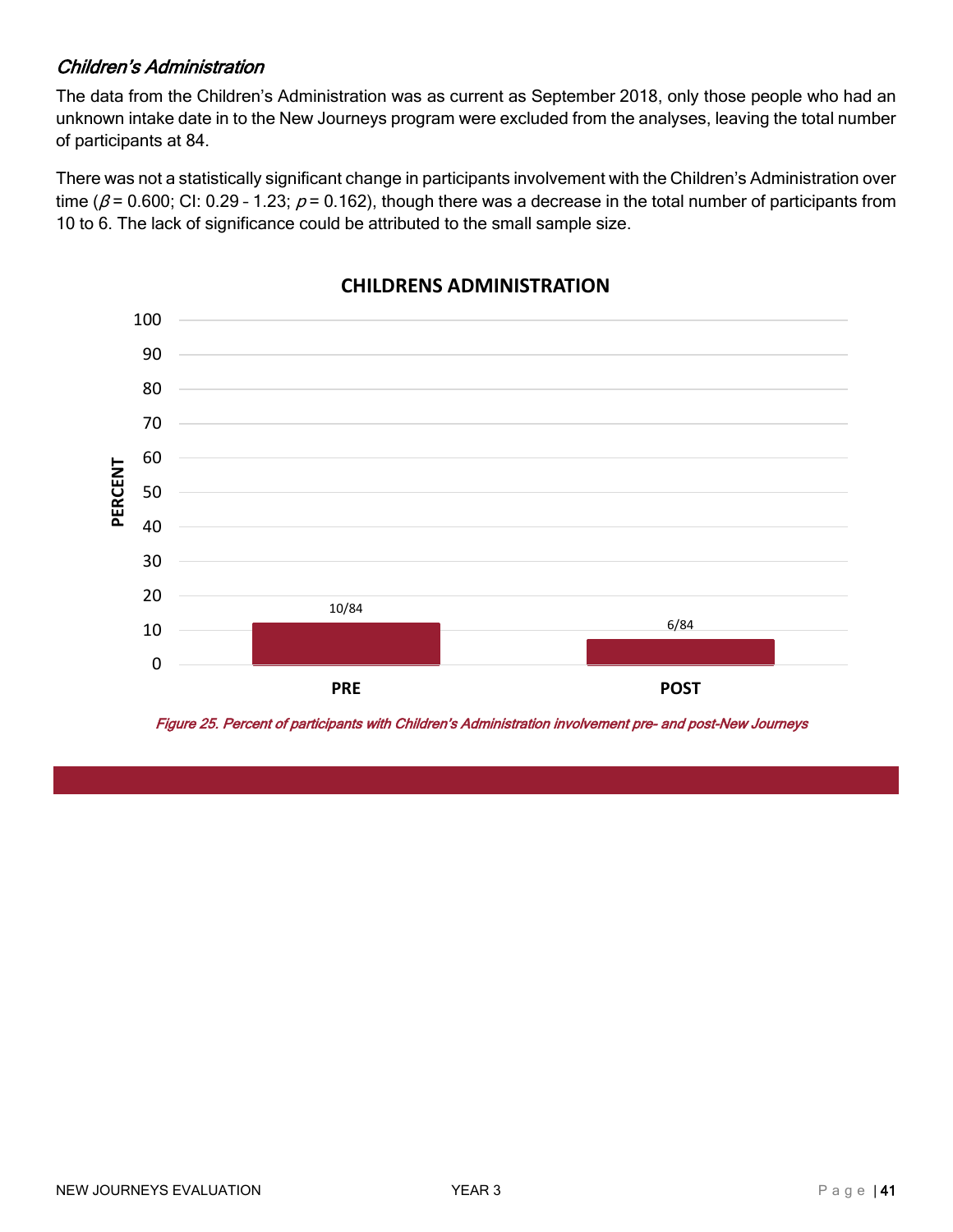### *Children's Administration*

The data from the Children's Administration was as current as September 2018, only those people who had an unknown intake date in to the New Journeys program were excluded from the analyses, leaving the total number of participants at 84.

There was not a statistically significant change in participants involvement with the Children's Administration over time ($\beta$ = 0.600; CI: 0.29 – 1.23; $p$ = 0.162), though there was a decrease in the total number of participants from 10 to 6. The lack of significance could be attributed to the small sample size.

**CHILDRENS ADMINISTRATION**

| | PERCENT |
|---|---|
| PRE | 10/84 |
| POST | 6/84 |

*Figure 25. Percent of participants with Children's Administration involvement pre- and post-New Journeys*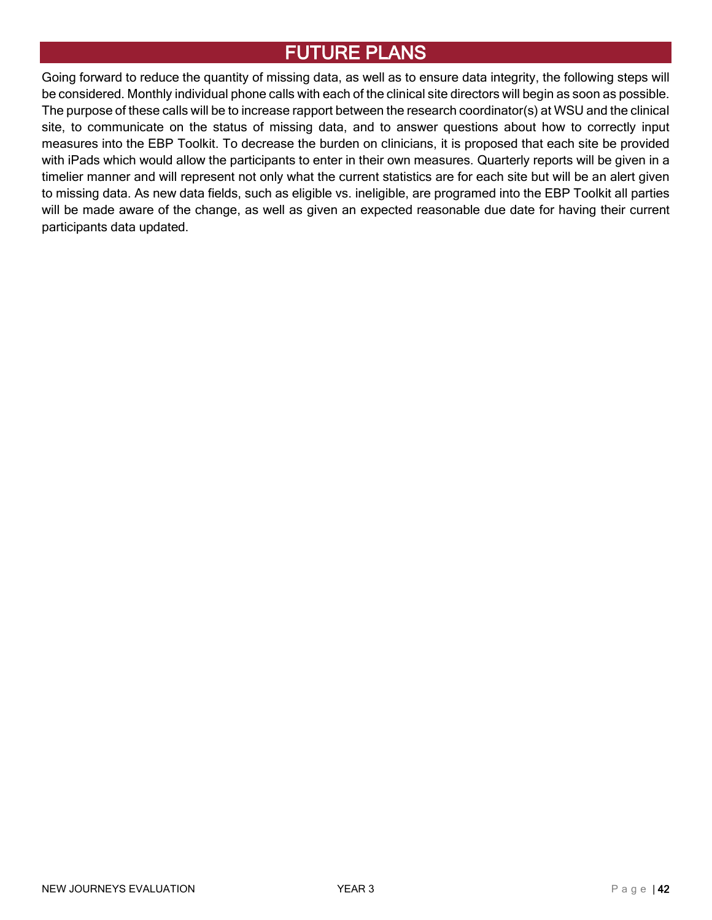# FUTURE PLANS

Going forward to reduce the quantity of missing data, as well as to ensure data integrity, the following steps will be considered. Monthly individual phone calls with each of the clinical site directors will begin as soon as possible. The purpose of these calls will be to increase rapport between the research coordinator(s) at WSU and the clinical site, to communicate on the status of missing data, and to answer questions about how to correctly input measures into the EBP Toolkit. To decrease the burden on clinicians, it is proposed that each site be provided with iPads which would allow the participants to enter in their own measures. Quarterly reports will be given in a timelier manner and will represent not only what the current statistics are for each site but will be an alert given to missing data. As new data fields, such as eligible vs. ineligible, are programed into the EBP Toolkit all parties will be made aware of the change, as well as given an expected reasonable due date for having their current participants data updated.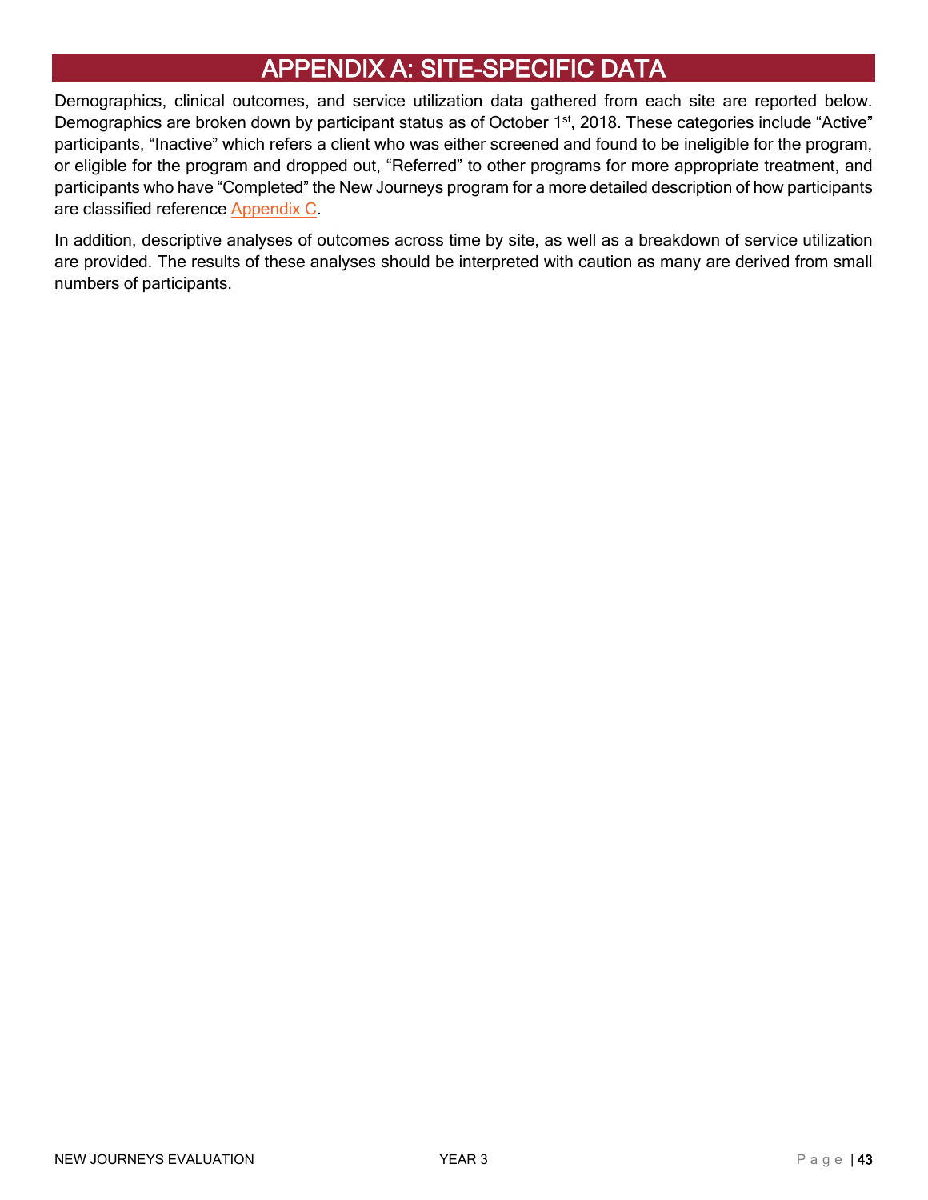# APPENDIX A: SITE-SPECIFIC DATA

Demographics, clinical outcomes, and service utilization data gathered from each site are reported below. Demographics are broken down by participant status as of October 1st, 2018. These categories include "Active" participants, "Inactive" which refers a client who was either screened and found to be ineligible for the program, or eligible for the program and dropped out, "Referred" to other programs for more appropriate treatment, and participants who have "Completed" the New Journeys program for a more detailed description of how participants are classified reference Appendix C.

In addition, descriptive analyses of outcomes across time by site, as well as a breakdown of service utilization are provided. The results of these analyses should be interpreted with caution as many are derived from small numbers of participants.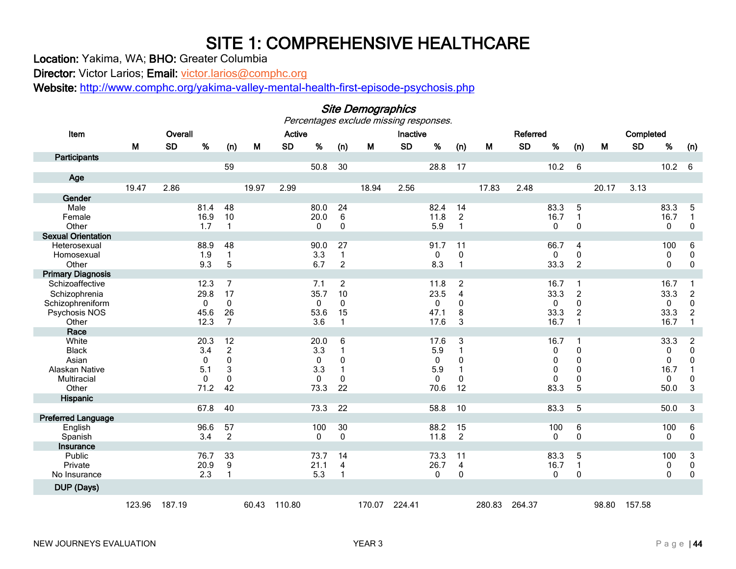# SITE 1: COMPREHENSIVE HEALTHCARE

**Location:** Yakima, WA; **BHO:** Greater Columbia

**Director:** Victor Larios; **Email:** victor.larios@comphc.org

**Website:** http://www.comphc.org/yakima-valley-mental-health-first-episode-psychosis.php

## *Site Demographics*

*Percentages exclude missing responses.*

| Item | Overall | | | | Active | | | | Inactive | | | | Referred | | | | Completed | | | |
|---|---|---|---|---|---|---|---|---|---|---|---|---|---|---|---|---|---|---|---|---|
| | M | SD | % | (n) | M | SD | % | (n) | M | SD | % | (n) | M | SD | % | (n) | M | SD | % | (n) |
| **Participants** | | | | | | | | | | | | | | | | | | | | |
| | | | | 59 | | | 50.8 | 30 | | | 28.8 | 17 | | | 10.2 | 6 | | | 10.2 | 6 |
| **Age** | | | | | | | | | | | | | | | | | | | | |
| | 19.47 | 2.86 | | | 19.97 | 2.99 | | | 18.94 | 2.56 | | | 17.83 | 2.48 | | | 20.17 | 3.13 | | |
| **Gender** | | | | | | | | | | | | | | | | | | | | |
| Male | | | 81.4 | 48 | | | 80.0 | 24 | | | 82.4 | 14 | | | 83.3 | 5 | | | 83.3 | 5 |
| Female | | | 16.9 | 10 | | | 20.0 | 6 | | | 11.8 | 2 | | | 16.7 | 1 | | | 16.7 | 1 |
| Other | | | 1.7 | 1 | | | 0 | 0 | | | 5.9 | 1 | | | 0 | 0 | | | 0 | 0 |
| **Sexual Orientation** | | | | | | | | | | | | | | | | | | | | |
| Heterosexual | | | 88.9 | 48 | | | 90.0 | 27 | | | 91.7 | 11 | | | 66.7 | 4 | | | 100 | 6 |
| Homosexual | | | 1.9 | 1 | | | 3.3 | 1 | | | 0 | 0 | | | 0 | 0 | | | 0 | 0 |
| Other | | | 9.3 | 5 | | | 6.7 | 2 | | | 8.3 | 1 | | | 33.3 | 2 | | | 0 | 0 |
| **Primary Diagnosis** | | | | | | | | | | | | | | | | | | | | |
| Schizoaffective | | | 12.3 | 7 | | | 7.1 | 2 | | | 11.8 | 2 | | | 16.7 | 1 | | | 16.7 | 1 |
| Schizophrenia | | | 29.8 | 17 | | | 35.7 | 10 | | | 23.5 | 4 | | | 33.3 | 2 | | | 33.3 | 2 |
| Schizophreniform | | | 0 | 0 | | | 0 | 0 | | | 0 | 0 | | | 0 | 0 | | | 0 | 0 |
| Psychosis NOS | | | 45.6 | 26 | | | 53.6 | 15 | | | 47.1 | 8 | | | 33.3 | 2 | | | 33.3 | 2 |
| Other | | | 12.3 | 7 | | | 3.6 | 1 | | | 17.6 | 3 | | | 16.7 | 1 | | | 16.7 | 1 |
| **Race** | | | | | | | | | | | | | | | | | | | | |
| White | | | 20.3 | 12 | | | 20.0 | 6 | | | 17.6 | 3 | | | 16.7 | 1 | | | 33.3 | 2 |
| Black | | | 3.4 | 2 | | | 3.3 | 1 | | | 5.9 | 1 | | | 0 | 0 | | | 0 | 0 |
| Asian | | | 0 | 0 | | | 0 | 0 | | | 0 | 0 | | | 0 | 0 | | | 0 | 0 |
| Alaskan Native | | | 5.1 | 3 | | | 3.3 | 1 | | | 5.9 | 1 | | | 0 | 0 | | | 16.7 | 1 |
| Multiracial | | | 0 | 0 | | | 0 | 0 | | | 0 | 0 | | | 0 | 0 | | | 0 | 0 |
| Other | | | 71.2 | 42 | | | 73.3 | 22 | | | 70.6 | 12 | | | 83.3 | 5 | | | 50.0 | 3 |
| **Hispanic** | | | | | | | | | | | | | | | | | | | | |
| | | | 67.8 | 40 | | | 73.3 | 22 | | | 58.8 | 10 | | | 83.3 | 5 | | | 50.0 | 3 |
| **Preferred Language** | | | | | | | | | | | | | | | | | | | | |
| English | | | 96.6 | 57 | | | 100 | 30 | | | 88.2 | 15 | | | 100 | 6 | | | 100 | 6 |
| Spanish | | | 3.4 | 2 | | | 0 | 0 | | | 11.8 | 2 | | | 0 | 0 | | | 0 | 0 |
| **Insurance** | | | | | | | | | | | | | | | | | | | | |
| Public | | | 76.7 | 33 | | | 73.7 | 14 | | | 73.3 | 11 | | | 83.3 | 5 | | | 100 | 3 |
| Private | | | 20.9 | 9 | | | 21.1 | 4 | | | 26.7 | 4 | | | 16.7 | 1 | | | 0 | 0 |
| No Insurance | | | 2.3 | 1 | | | 5.3 | 1 | | | 0 | 0 | | | 0 | 0 | | | 0 | 0 |
| **DUP (Days)** | | | | | | | | | | | | | | | | | | | | |
| | 123.96 | 187.19 | | | 60.43 | 110.80 | | | 170.07 | 224.41 | | | 280.83 | 264.37 | | | 98.80 | 157.58 | | |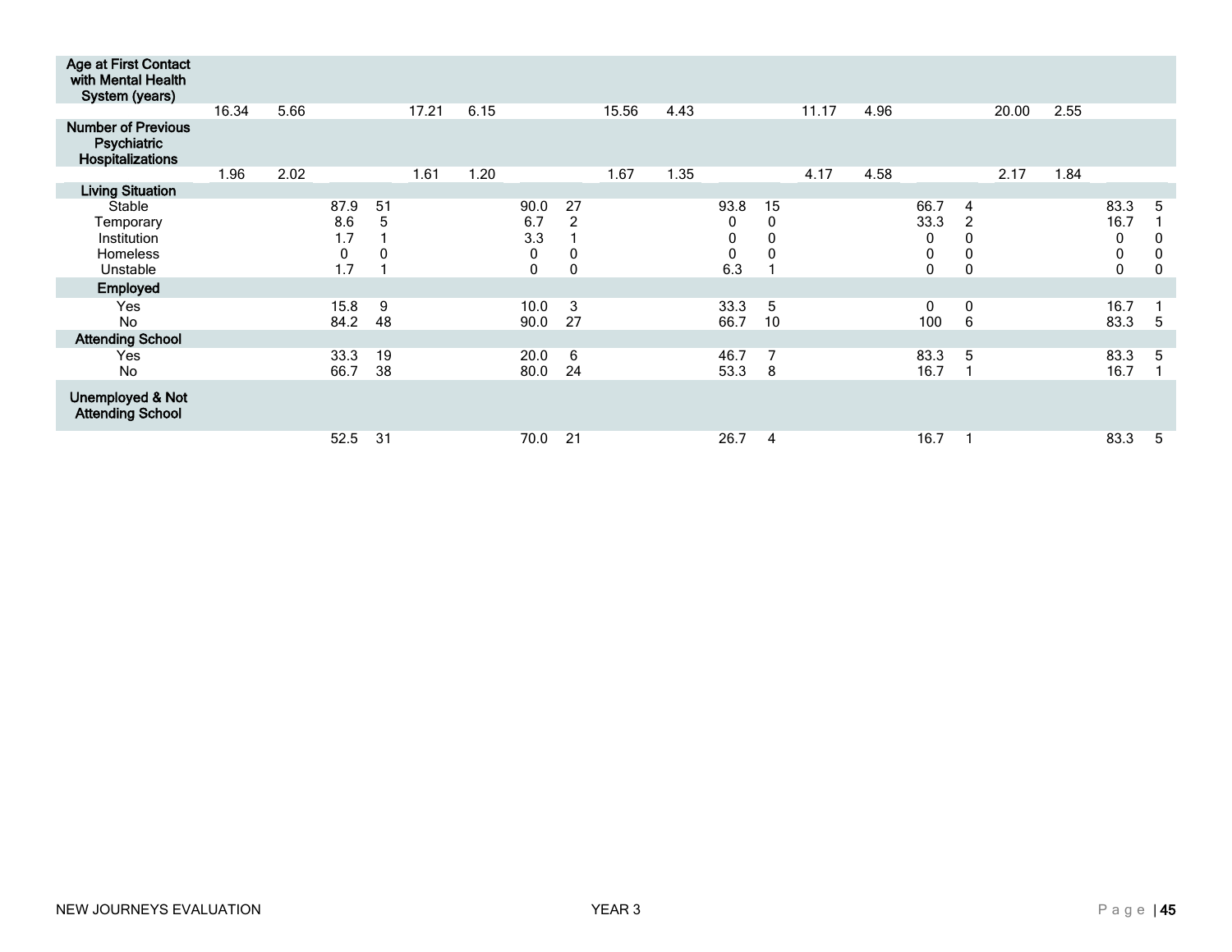| | | | | | | | | | | | | | | | | | | | | |
|---|---|---|---|---|---|---|---|---|---|---|---|---|---|---|---|---|---|---|---|---|
| **Age at First Contact with Mental Health System (years)** | | | | | | | | | | | | | | | | | | | | |
| | 16.34 | 5.66 | | | 17.21 | 6.15 | | | 15.56 | 4.43 | | | 11.17 | 4.96 | | | 20.00 | 2.55 | | |
| **Number of Previous Psychiatric Hospitalizations** | | | | | | | | | | | | | | | | | | | | |
| | 1.96 | 2.02 | | | 1.61 | 1.20 | | | 1.67 | 1.35 | | | 4.17 | 4.58 | | | 2.17 | 1.84 | | |
| **Living Situation** | | | | | | | | | | | | | | | | | | | | |
| Stable | | | 87.9 | 51 | | | 90.0 | 27 | | | 93.8 | 15 | | | 66.7 | 4 | | | 83.3 | 5 |
| Temporary | | | 8.6 | 5 | | | 6.7 | 2 | | | 0 | 0 | | | 33.3 | 2 | | | 16.7 | 1 |
| Institution | | | 1.7 | 1 | | | 3.3 | 1 | | | 0 | 0 | | | 0 | 0 | | | 0 | 0 |
| Homeless | | | 0 | 0 | | | 0 | 0 | | | 0 | 0 | | | 0 | 0 | | | 0 | 0 |
| Unstable | | | 1.7 | 1 | | | 0 | 0 | | | 6.3 | 1 | | | 0 | 0 | | | 0 | 0 |
| **Employed** | | | | | | | | | | | | | | | | | | | | |
| Yes | | | 15.8 | 9 | | | 10.0 | 3 | | | 33.3 | 5 | | | 0 | 0 | | | 16.7 | 1 |
| No | | | 84.2 | 48 | | | 90.0 | 27 | | | 66.7 | 10 | | | 100 | 6 | | | 83.3 | 5 |
| **Attending School** | | | | | | | | | | | | | | | | | | | | |
| Yes | | | 33.3 | 19 | | | 20.0 | 6 | | | 46.7 | 7 | | | 83.3 | 5 | | | 83.3 | 5 |
| No | | | 66.7 | 38 | | | 80.0 | 24 | | | 53.3 | 8 | | | 16.7 | 1 | | | 16.7 | 1 |
| **Unemployed & Not Attending School** | | | | | | | | | | | | | | | | | | | | |
| | | | 52.5 | 31 | | | 70.0 | 21 | | | 26.7 | 4 | | | 16.7 | 1 | | | 83.3 | 5 |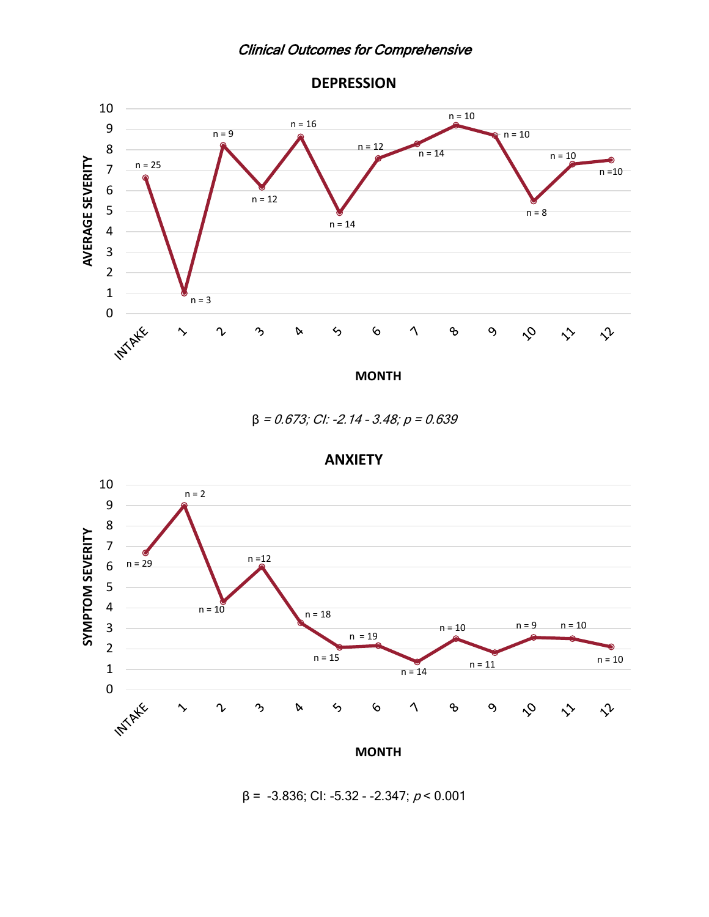*Clinical Outcomes for Comprehensive*

**DEPRESSION**

| MONTH | AVERAGE SEVERITY (n) |
|---|---|
| INTAKE | n = 25 |
| 1 | n = 3 |
| 2 | n = 9 |
| 3 | n = 12 |
| 4 | n = 16 |
| 5 | n = 14 |
| 6 | n = 12 |
| 7 | n = 14 |
| 8 | n = 10 |
| 9 | n = 10 |
| 10 | n = 8 |
| 11 | n = 10 |
| 12 | n =10 |

*$\beta$ = 0.673; CI: -2.14 - 3.48; p = 0.639*

**ANXIETY**

| MONTH | SYMPTOM SEVERITY (n) |
|---|---|
| INTAKE | n = 29 |
| 1 | n = 2 |
| 2 | n = 10 |
| 3 | n =12 |
| 4 | n = 18 |
| 5 | n = 15 |
| 6 | n = 19 |
| 7 | n = 14 |
| 8 | n = 10 |
| 9 | n = 11 |
| 10 | n = 9 |
| 11 | n = 10 |
| 12 | n = 10 |

$\beta$ = -3.836; CI: -5.32 - -2.347; $p < 0.001$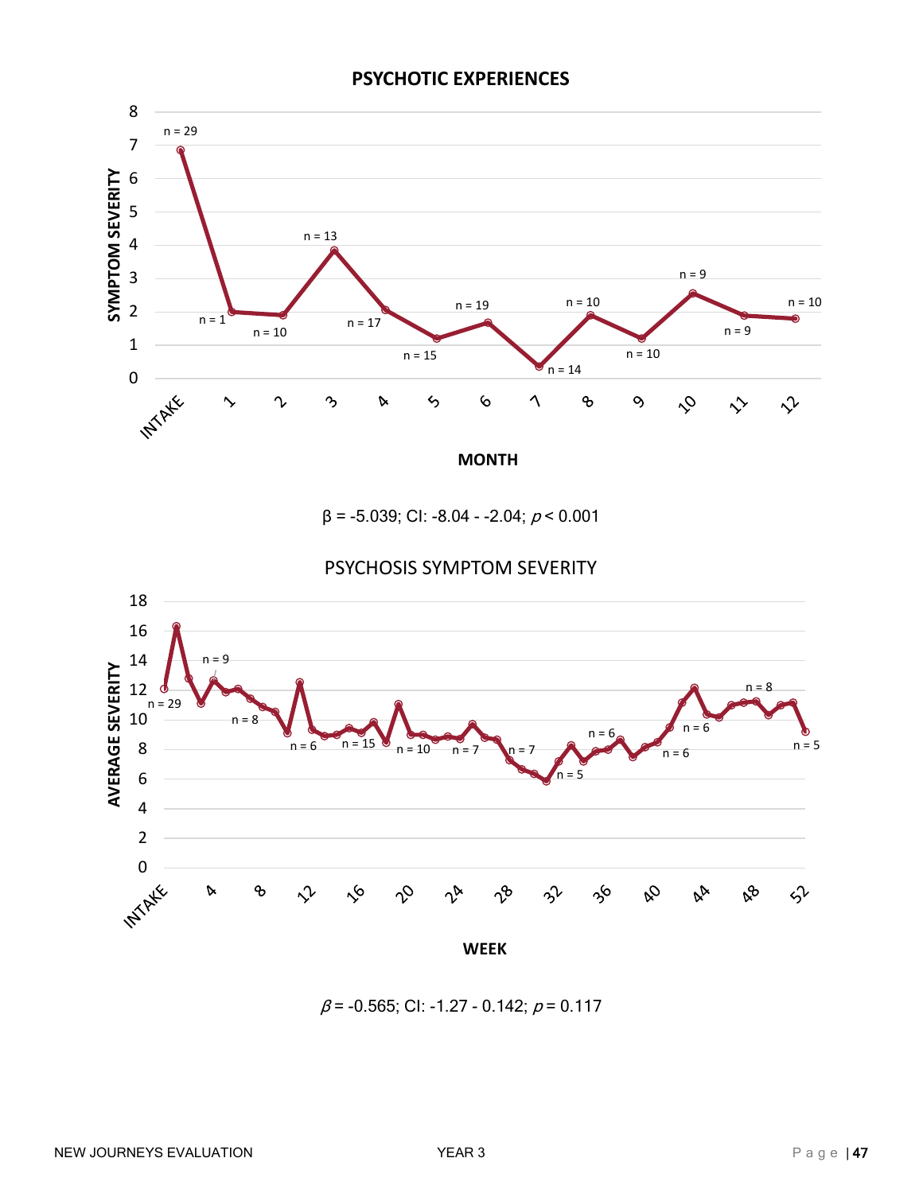**PSYCHOTIC EXPERIENCES**

$\beta$ = -5.039; CI: -8.04 - -2.04; $p < 0.001$

PSYCHOSIS SYMPTOM SEVERITY

$\beta$ = -0.565; CI: -1.27 - 0.142; $p = 0.117$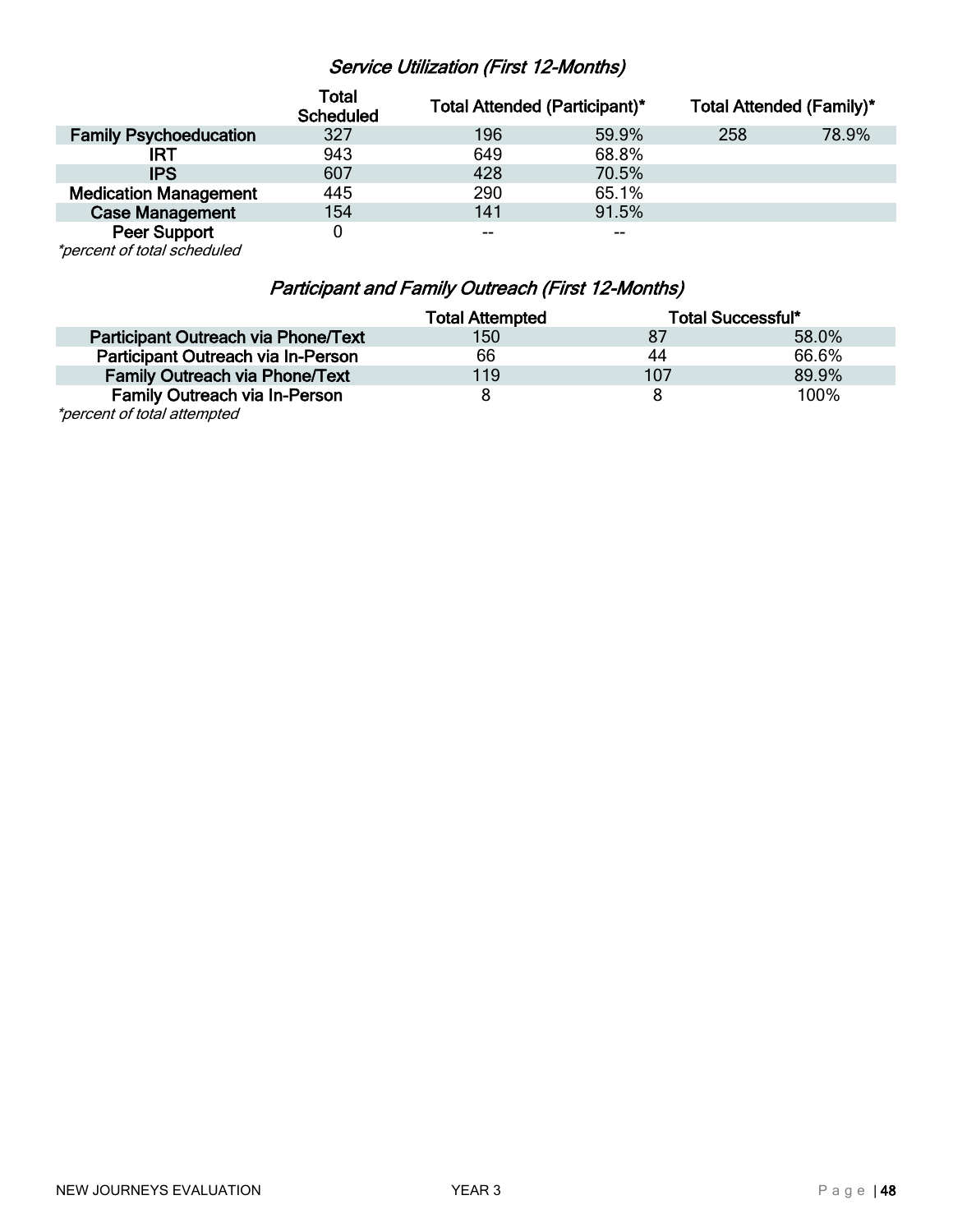### *Service Utilization (First 12-Months)*

| | Total Scheduled | Total Attended (Participant)* | | Total Attended (Family)* | |
|---|---|---|---|---|---|
| **Family Psychoeducation** | 327 | 196 | 59.9% | 258 | 78.9% |
| **IRT** | 943 | 649 | 68.8% | | |
| **IPS** | 607 | 428 | 70.5% | | |
| **Medication Management** | 445 | 290 | 65.1% | | |
| **Case Management** | 154 | 141 | 91.5% | | |
| **Peer Support** | 0 | -- | -- | | |

*\*percent of total scheduled*

### *Participant and Family Outreach (First 12-Months)*

| | Total Attempted | Total Successful* | |
|---|---|---|---|
| **Participant Outreach via Phone/Text** | 150 | 87 | 58.0% |
| **Participant Outreach via In-Person** | 66 | 44 | 66.6% |
| **Family Outreach via Phone/Text** | 119 | 107 | 89.9% |
| **Family Outreach via In-Person** | 8 | 8 | 100% |

*\*percent of total attempted*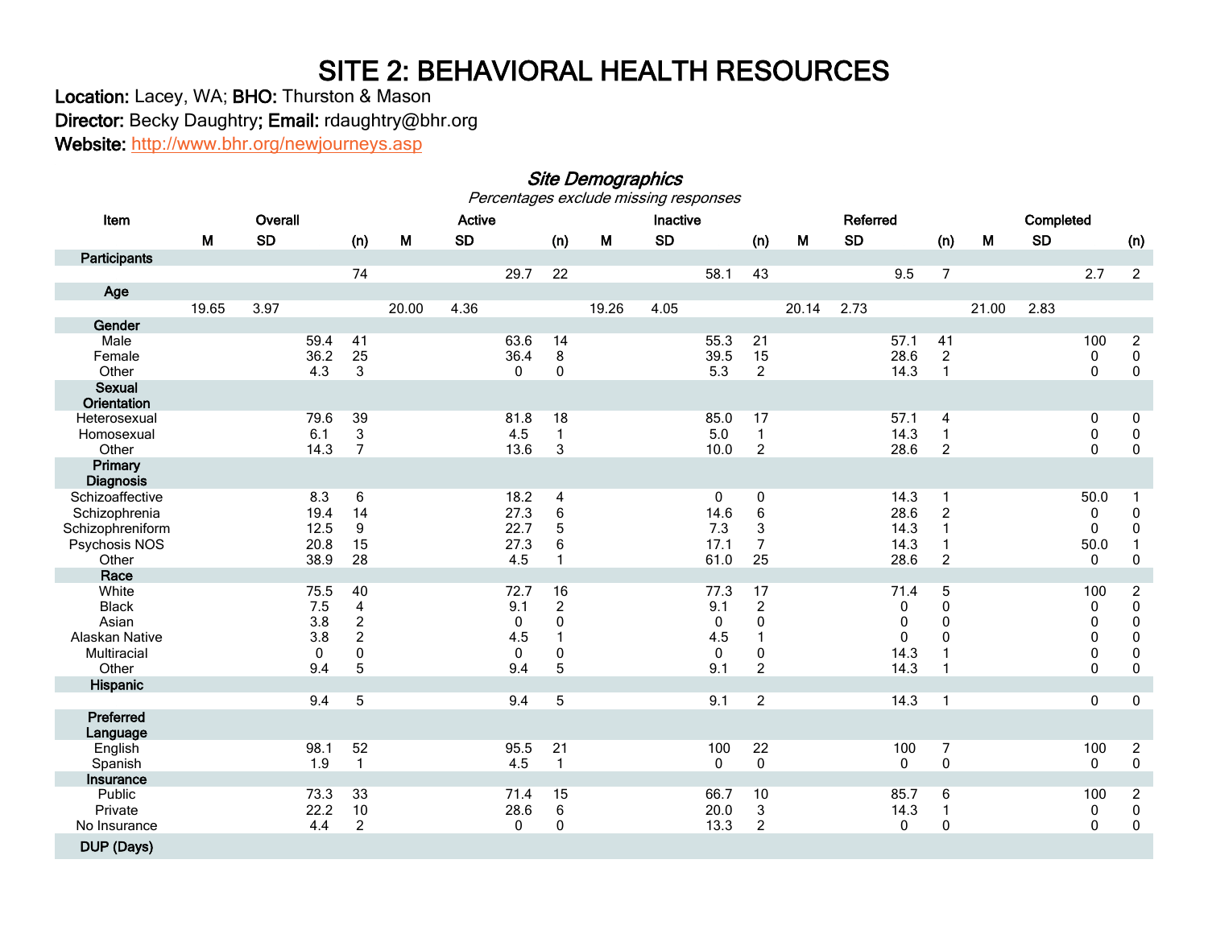# SITE 2: BEHAVIORAL HEALTH RESOURCES

**Location:** Lacey, WA; **BHO:** Thurston & Mason

**Director:** Becky Daughtry; **Email:** rdaughtry@bhr.org

**Website:** http://www.bhr.org/newjourneys.asp

### *Site Demographics*

*Percentages exclude missing responses*

| Item | Overall | | | Active | | | Inactive | | | Referred | | | Completed | | |
|---|---|---|---|---|---|---|---|---|---|---|---|---|---|---|---|
| | M | SD | (n) | M | SD | (n) | M | SD | (n) | M | SD | (n) | M | SD | (n) |
| **Participants** | | | | | | | | | | | | | | | |
| | | | 74 | | 29.7 | 22 | | 58.1 | 43 | | 9.5 | 7 | | 2.7 | 2 |
| **Age** | | | | | | | | | | | | | | | |
| | 19.65 | 3.97 | | 20.00 | 4.36 | | 19.26 | 4.05 | | 20.14 | 2.73 | | 21.00 | 2.83 | |
| **Gender** | | | | | | | | | | | | | | | |
| Male | | 59.4 | 41 | | 63.6 | 14 | | 55.3 | 21 | | 57.1 | 41 | | 100 | 2 |
| Female | | 36.2 | 25 | | 36.4 | 8 | | 39.5 | 15 | | 28.6 | 2 | | 0 | 0 |
| Other | | 4.3 | 3 | | 0 | 0 | | 5.3 | 2 | | 14.3 | 1 | | 0 | 0 |
| **Sexual Orientation** | | | | | | | | | | | | | | | |
| Heterosexual | | 79.6 | 39 | | 81.8 | 18 | | 85.0 | 17 | | 57.1 | 4 | | 0 | 0 |
| Homosexual | | 6.1 | 3 | | 4.5 | 1 | | 5.0 | 1 | | 14.3 | 1 | | 0 | 0 |
| Other | | 14.3 | 7 | | 13.6 | 3 | | 10.0 | 2 | | 28.6 | 2 | | 0 | 0 |
| **Primary Diagnosis** | | | | | | | | | | | | | | | |
| Schizoaffective | | 8.3 | 6 | | 18.2 | 4 | | 0 | 0 | | 14.3 | 1 | | 50.0 | 1 |
| Schizophrenia | | 19.4 | 14 | | 27.3 | 6 | | 14.6 | 6 | | 28.6 | 2 | | 0 | 0 |
| Schizophreniform | | 12.5 | 9 | | 22.7 | 5 | | 7.3 | 3 | | 14.3 | 1 | | 0 | 0 |
| Psychosis NOS | | 20.8 | 15 | | 27.3 | 6 | | 17.1 | 7 | | 14.3 | 1 | | 50.0 | 1 |
| Other | | 38.9 | 28 | | 4.5 | 1 | | 61.0 | 25 | | 28.6 | 2 | | 0 | 0 |
| **Race** | | | | | | | | | | | | | | | |
| White | | 75.5 | 40 | | 72.7 | 16 | | 77.3 | 17 | | 71.4 | 5 | | 100 | 2 |
| Black | | 7.5 | 4 | | 9.1 | 2 | | 9.1 | 2 | | 0 | 0 | | 0 | 0 |
| Asian | | 3.8 | 2 | | 0 | 0 | | 0 | 0 | | 0 | 0 | | 0 | 0 |
| Alaskan Native | | 3.8 | 2 | | 4.5 | 1 | | 4.5 | 1 | | 0 | 0 | | 0 | 0 |
| Multiracial | | 0 | 0 | | 0 | 0 | | 0 | 0 | | 14.3 | 1 | | 0 | 0 |
| Other | | 9.4 | 5 | | 9.4 | 5 | | 9.1 | 2 | | 14.3 | 1 | | 0 | 0 |
| **Hispanic** | | | | | | | | | | | | | | | |
| | | 9.4 | 5 | | 9.4 | 5 | | 9.1 | 2 | | 14.3 | 1 | | 0 | 0 |
| **Preferred Language** | | | | | | | | | | | | | | | |
| English | | 98.1 | 52 | | 95.5 | 21 | | 100 | 22 | | 100 | 7 | | 100 | 2 |
| Spanish | | 1.9 | 1 | | 4.5 | 1 | | 0 | 0 | | 0 | 0 | | 0 | 0 |
| **Insurance** | | | | | | | | | | | | | | | |
| Public | | 73.3 | 33 | | 71.4 | 15 | | 66.7 | 10 | | 85.7 | 6 | | 100 | 2 |
| Private | | 22.2 | 10 | | 28.6 | 6 | | 20.0 | 3 | | 14.3 | 1 | | 0 | 0 |
| No Insurance | | 4.4 | 2 | | 0 | 0 | | 13.3 | 2 | | 0 | 0 | | 0 | 0 |
| **DUP (Days)** | | | | | | | | | | | | | | | |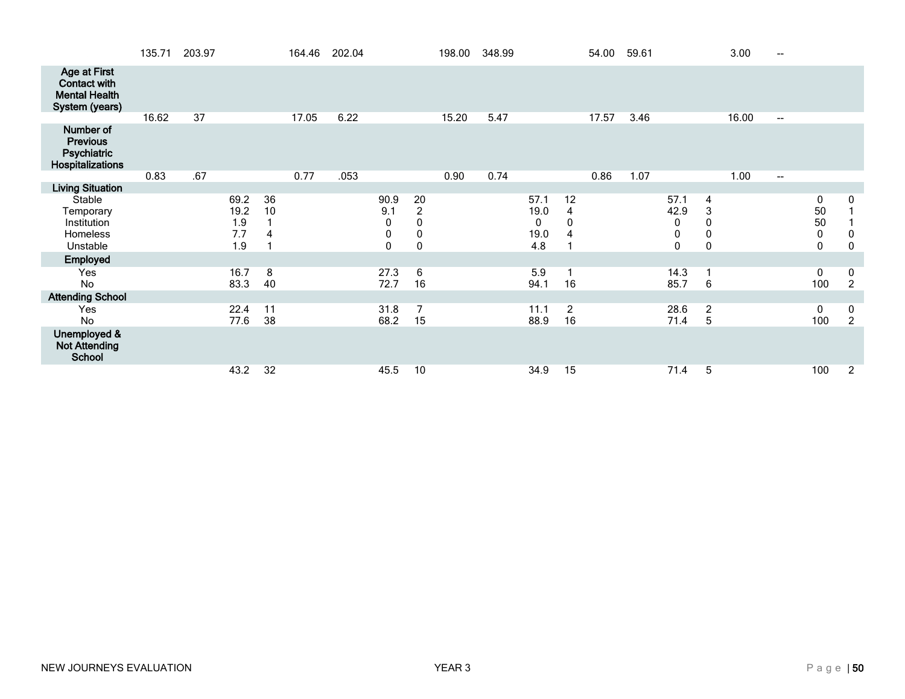| | | | | | | | | | | | | | | | | | | | | |
|---|---|---|---|---|---|---|---|---|---|---|---|---|---|---|---|---|---|---|---|---|
| | 135.71 | 203.97 | | | 164.46 | 202.04 | | | 198.00 | 348.99 | | | 54.00 | 59.61 | | | 3.00 | -- | | |
| **Age at First Contact with Mental Health System (years)** | | | | | | | | | | | | | | | | | | | | |
| | 16.62 | 37 | | | 17.05 | 6.22 | | | 15.20 | 5.47 | | | 17.57 | 3.46 | | | 16.00 | -- | | |
| **Number of Previous Psychiatric Hospitalizations** | | | | | | | | | | | | | | | | | | | | |
| | 0.83 | .67 | | | 0.77 | .053 | | | 0.90 | 0.74 | | | 0.86 | 1.07 | | | 1.00 | -- | | |
| **Living Situation** | | | | | | | | | | | | | | | | | | | | |
| Stable | | | 69.2 | 36 | | | 90.9 | 20 | | | 57.1 | 12 | | | 57.1 | 4 | | | 0 | 0 |
| Temporary | | | 19.2 | 10 | | | 9.1 | 2 | | | 19.0 | 4 | | | 42.9 | 3 | | | 50 | 1 |
| Institution | | | 1.9 | 1 | | | 0 | 0 | | | 0 | 0 | | | 0 | 0 | | | 50 | 1 |
| Homeless | | | 7.7 | 4 | | | 0 | 0 | | | 19.0 | 4 | | | 0 | 0 | | | 0 | 0 |
| Unstable | | | 1.9 | 1 | | | 0 | 0 | | | 4.8 | 1 | | | 0 | 0 | | | 0 | 0 |
| **Employed** | | | | | | | | | | | | | | | | | | | | |
| Yes | | | 16.7 | 8 | | | 27.3 | 6 | | | 5.9 | 1 | | | 14.3 | 1 | | | 0 | 0 |
| No | | | 83.3 | 40 | | | 72.7 | 16 | | | 94.1 | 16 | | | 85.7 | 6 | | | 100 | 2 |
| **Attending School** | | | | | | | | | | | | | | | | | | | | |
| Yes | | | 22.4 | 11 | | | 31.8 | 7 | | | 11.1 | 2 | | | 28.6 | 2 | | | 0 | 0 |
| No | | | 77.6 | 38 | | | 68.2 | 15 | | | 88.9 | 16 | | | 71.4 | 5 | | | 100 | 2 |
| **Unemployed & Not Attending School** | | | | | | | | | | | | | | | | | | | | |
| | | | 43.2 | 32 | | | 45.5 | 10 | | | 34.9 | 15 | | | 71.4 | 5 | | | 100 | 2 |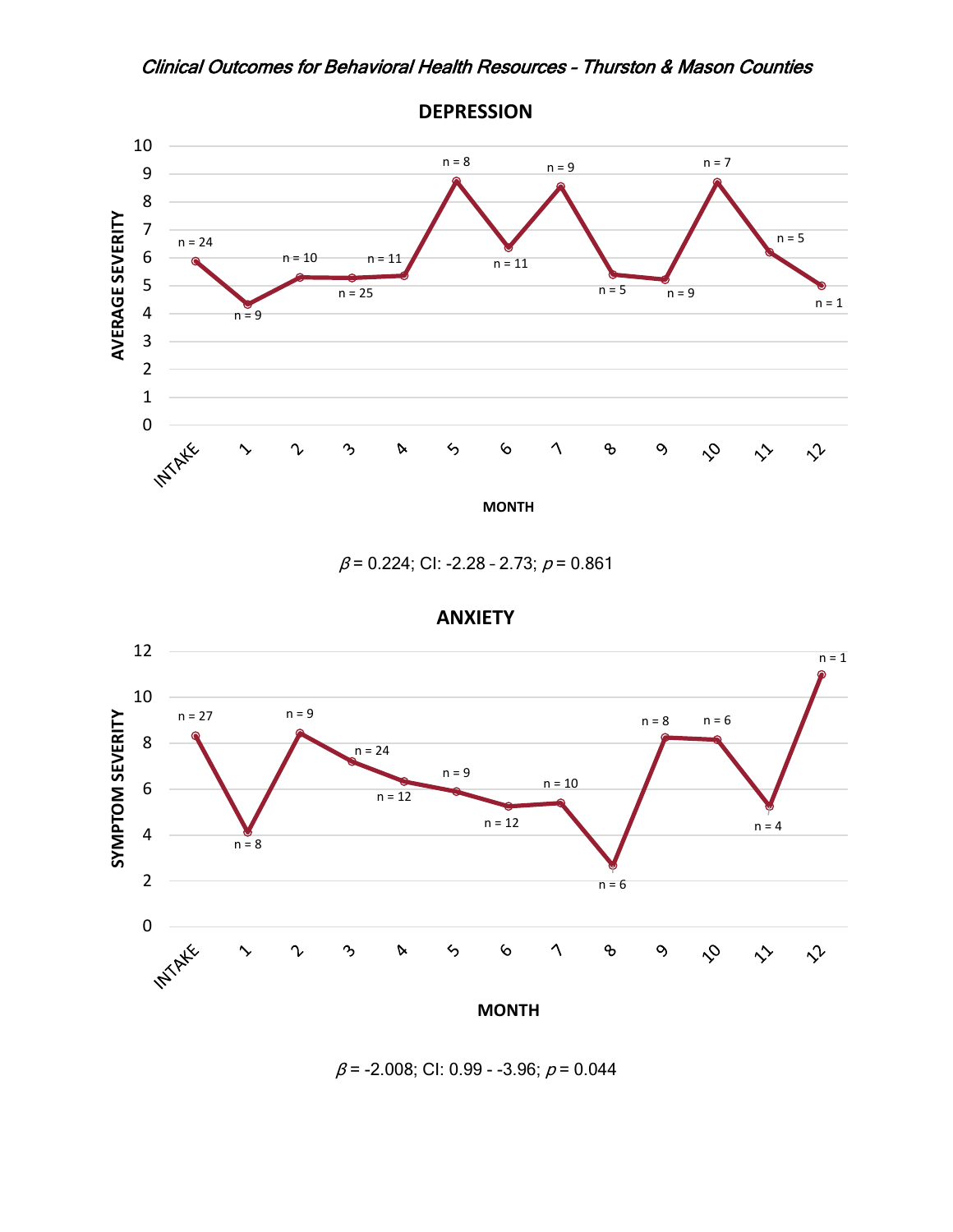*Clinical Outcomes for Behavioral Health Resources - Thurston & Mason Counties*

## DEPRESSION

| MONTH | INTAKE | 1 | 2 | 3 | 4 | 5 | 6 | 7 | 8 | 9 | 10 | 11 | 12 |
|---|---|---|---|---|---|---|---|---|---|---|---|---|---|
| n | n = 24 | n = 9 | n = 10 | n = 25 | n = 11 | n = 8 | n = 11 | n = 9 | n = 5 | n = 9 | n = 7 | n = 5 | n = 1 |

AVERAGE SEVERITY (y-axis, 0–10); MONTH (x-axis)

$\beta$ = 0.224; CI: -2.28 - 2.73; $p$ = 0.861

## ANXIETY

| MONTH | INTAKE | 1 | 2 | 3 | 4 | 5 | 6 | 7 | 8 | 9 | 10 | 11 | 12 |
|---|---|---|---|---|---|---|---|---|---|---|---|---|---|
| n | n = 27 | n = 8 | n = 9 | n = 24 | n = 12 | n = 9 | n = 12 | n = 10 | n = 6 | n = 8 | n = 6 | n = 4 | n = 1 |

SYMPTOM SEVERITY (y-axis, 0–12); MONTH (x-axis)

$\beta$ = -2.008; CI: 0.99 - -3.96; $p$ = 0.044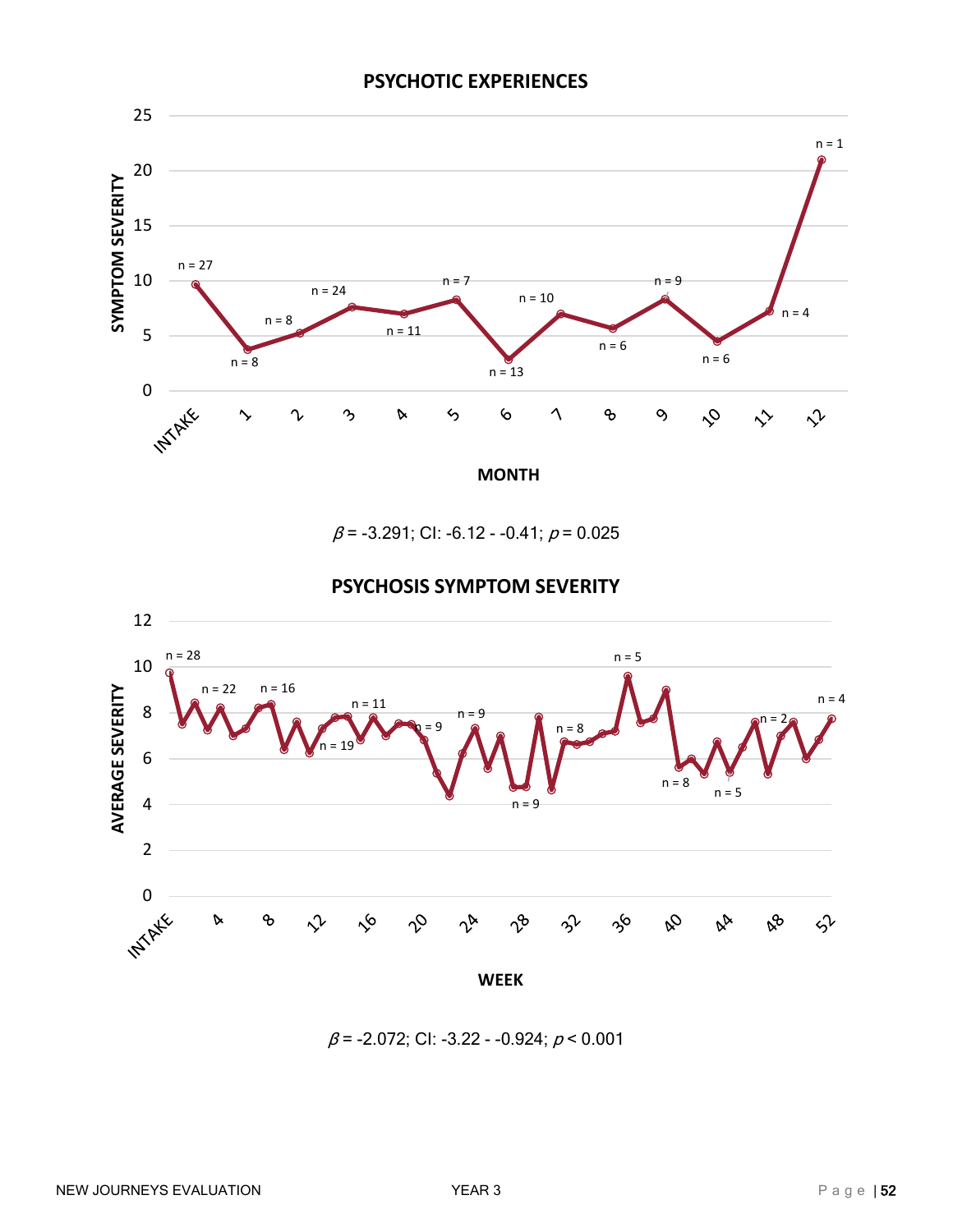**PSYCHOTIC EXPERIENCES**

$\beta$ = -3.291; CI: -6.12 - -0.41; $p$ = 0.025

**PSYCHOSIS SYMPTOM SEVERITY**

$\beta$ = -2.072; CI: -3.22 - -0.924; $p$ < 0.001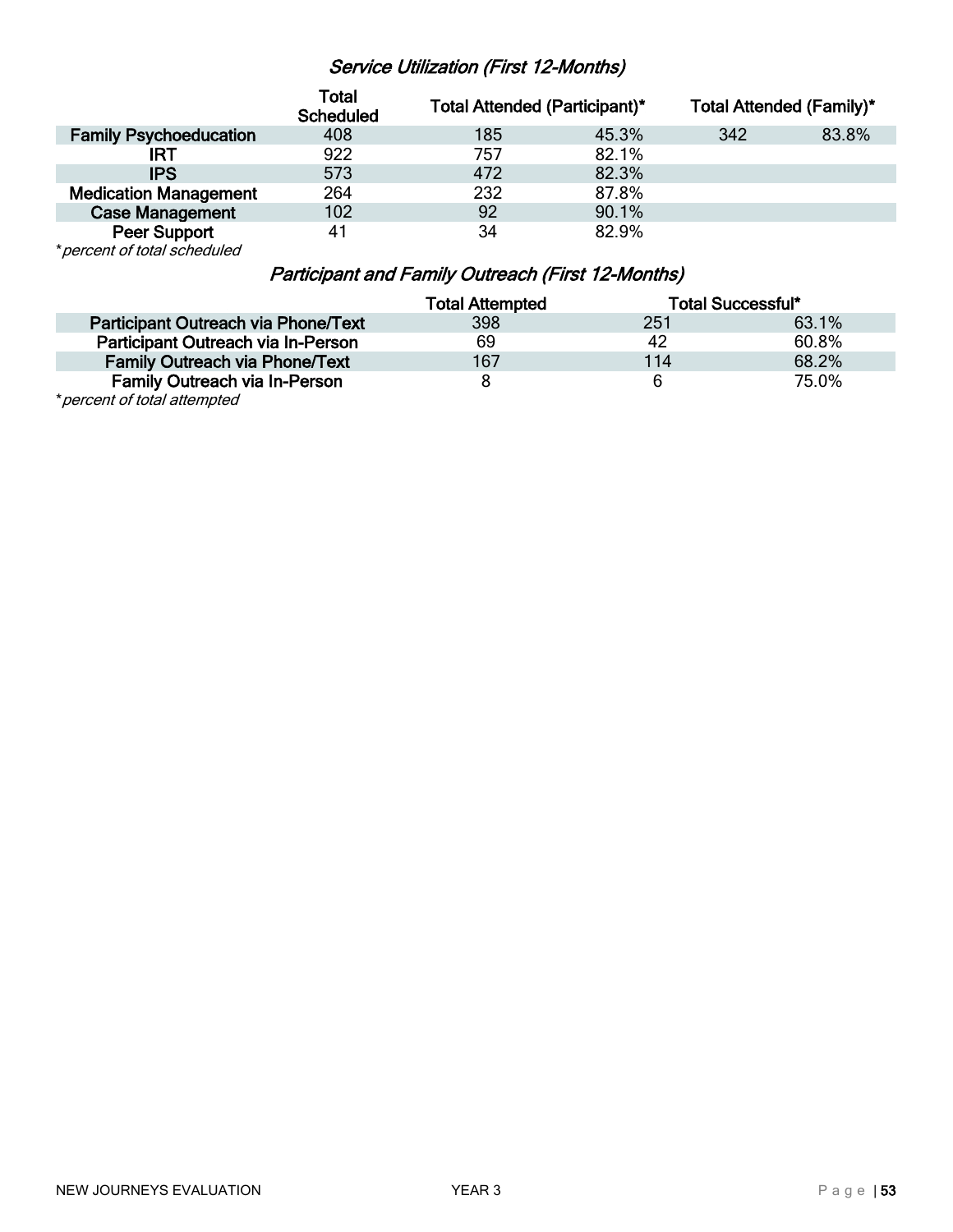### *Service Utilization (First 12-Months)*

| | Total Scheduled | Total Attended (Participant)* | | Total Attended (Family)* | |
|---|---|---|---|---|---|
| **Family Psychoeducation** | 408 | 185 | 45.3% | 342 | 83.8% |
| **IRT** | 922 | 757 | 82.1% | | |
| **IPS** | 573 | 472 | 82.3% | | |
| **Medication Management** | 264 | 232 | 87.8% | | |
| **Case Management** | 102 | 92 | 90.1% | | |
| **Peer Support** | 41 | 34 | 82.9% | | |

**percent of total scheduled*

### *Participant and Family Outreach (First 12-Months)*

| | Total Attempted | Total Successful* | |
|---|---|---|---|
| **Participant Outreach via Phone/Text** | 398 | 251 | 63.1% |
| **Participant Outreach via In-Person** | 69 | 42 | 60.8% |
| **Family Outreach via Phone/Text** | 167 | 114 | 68.2% |
| **Family Outreach via In-Person** | 8 | 6 | 75.0% |

**percent of total attempted*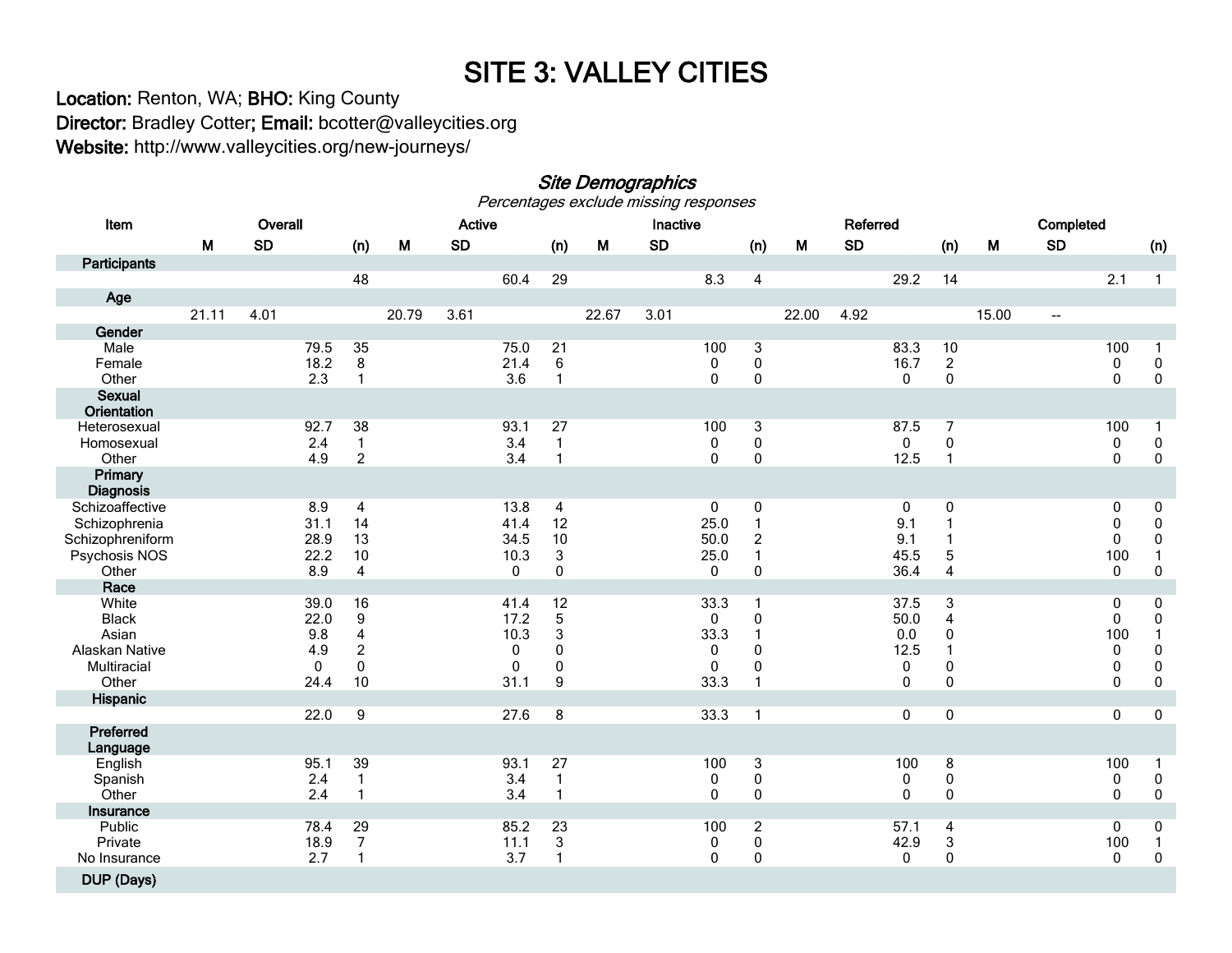# SITE 3: VALLEY CITIES

**Location:** Renton, WA; **BHO:** King County

**Director:** Bradley Cotter; **Email:** bcotter@valleycities.org

**Website:** http://www.valleycities.org/new-journeys/

## *Site Demographics*

*Percentages exclude missing responses*

| Item | Overall | | | | Active | | | | Inactive | | | | Referred | | | | Completed | | | |
|---|---|---|---|---|---|---|---|---|---|---|---|---|---|---|---|---|---|---|---|---|
| | M | SD | | (n) | M | SD | | (n) | M | SD | | (n) | M | SD | | (n) | M | SD | | (n) |
| **Participants** | | | | | | | | | | | | | | | | | | | | |
| | | | | 48 | | | 60.4 | 29 | | | 8.3 | 4 | | | 29.2 | 14 | | | 2.1 | 1 |
| **Age** | | | | | | | | | | | | | | | | | | | | |
| | 21.11 | 4.01 | | | 20.79 | 3.61 | | | 22.67 | 3.01 | | | 22.00 | 4.92 | | | 15.00 | -- | | |
| **Gender** | | | | | | | | | | | | | | | | | | | | |
| Male | | | 79.5 | 35 | | | 75.0 | 21 | | | 100 | 3 | | | 83.3 | 10 | | | 100 | 1 |
| Female | | | 18.2 | 8 | | | 21.4 | 6 | | | 0 | 0 | | | 16.7 | 2 | | | 0 | 0 |
| Other | | | 2.3 | 1 | | | 3.6 | 1 | | | 0 | 0 | | | 0 | 0 | | | 0 | 0 |
| **Sexual Orientation** | | | | | | | | | | | | | | | | | | | | |
| Heterosexual | | | 92.7 | 38 | | | 93.1 | 27 | | | 100 | 3 | | | 87.5 | 7 | | | 100 | 1 |
| Homosexual | | | 2.4 | 1 | | | 3.4 | 1 | | | 0 | 0 | | | 0 | 0 | | | 0 | 0 |
| Other | | | 4.9 | 2 | | | 3.4 | 1 | | | 0 | 0 | | | 12.5 | 1 | | | 0 | 0 |
| **Primary Diagnosis** | | | | | | | | | | | | | | | | | | | | |
| Schizoaffective | | | 8.9 | 4 | | | 13.8 | 4 | | | 0 | 0 | | | 0 | 0 | | | 0 | 0 |
| Schizophrenia | | | 31.1 | 14 | | | 41.4 | 12 | | | 25.0 | 1 | | | 9.1 | 1 | | | 0 | 0 |
| Schizophreniform | | | 28.9 | 13 | | | 34.5 | 10 | | | 50.0 | 2 | | | 9.1 | 1 | | | 0 | 0 |
| Psychosis NOS | | | 22.2 | 10 | | | 10.3 | 3 | | | 25.0 | 1 | | | 45.5 | 5 | | | 100 | 1 |
| Other | | | 8.9 | 4 | | | 0 | 0 | | | 0 | 0 | | | 36.4 | 4 | | | 0 | 0 |
| **Race** | | | | | | | | | | | | | | | | | | | | |
| White | | | 39.0 | 16 | | | 41.4 | 12 | | | 33.3 | 1 | | | 37.5 | 3 | | | 0 | 0 |
| Black | | | 22.0 | 9 | | | 17.2 | 5 | | | 0 | 0 | | | 50.0 | 4 | | | 0 | 0 |
| Asian | | | 9.8 | 4 | | | 10.3 | 3 | | | 33.3 | 1 | | | 0.0 | 0 | | | 100 | 1 |
| Alaskan Native | | | 4.9 | 2 | | | 0 | 0 | | | 0 | 0 | | | 12.5 | 1 | | | 0 | 0 |
| Multiracial | | | 0 | 0 | | | 0 | 0 | | | 0 | 0 | | | 0 | 0 | | | 0 | 0 |
| Other | | | 24.4 | 10 | | | 31.1 | 9 | | | 33.3 | 1 | | | 0 | 0 | | | 0 | 0 |
| **Hispanic** | | | | | | | | | | | | | | | | | | | | |
| | | | 22.0 | 9 | | | 27.6 | 8 | | | 33.3 | 1 | | | 0 | 0 | | | 0 | 0 |
| **Preferred Language** | | | | | | | | | | | | | | | | | | | | |
| English | | | 95.1 | 39 | | | 93.1 | 27 | | | 100 | 3 | | | 100 | 8 | | | 100 | 1 |
| Spanish | | | 2.4 | 1 | | | 3.4 | 1 | | | 0 | 0 | | | 0 | 0 | | | 0 | 0 |
| Other | | | 2.4 | 1 | | | 3.4 | 1 | | | 0 | 0 | | | 0 | 0 | | | 0 | 0 |
| **Insurance** | | | | | | | | | | | | | | | | | | | | |
| Public | | | 78.4 | 29 | | | 85.2 | 23 | | | 100 | 2 | | | 57.1 | 4 | | | 0 | 0 |
| Private | | | 18.9 | 7 | | | 11.1 | 3 | | | 0 | 0 | | | 42.9 | 3 | | | 100 | 1 |
| No Insurance | | | 2.7 | 1 | | | 3.7 | 1 | | | 0 | 0 | | | 0 | 0 | | | 0 | 0 |
| **DUP (Days)** | | | | | | | | | | | | | | | | | | | | |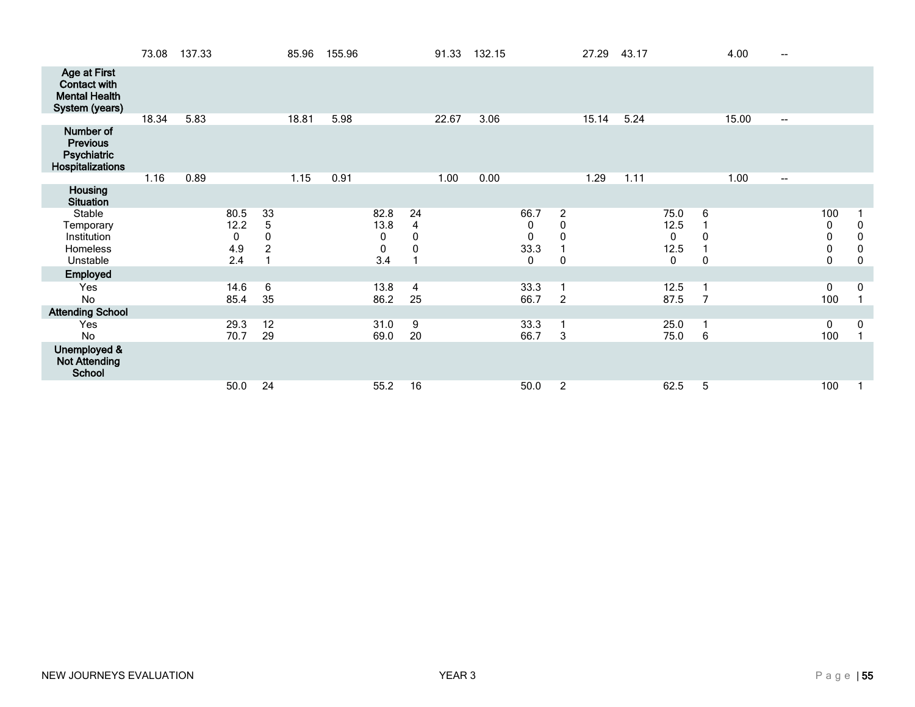| | | | | | | | | | | | | | | | | | | | | |
|---|---|---|---|---|---|---|---|---|---|---|---|---|---|---|---|---|---|---|---|---|
| | 73.08 | 137.33 | | | 85.96 | 155.96 | | | 91.33 | 132.15 | | | 27.29 | 43.17 | | | 4.00 | -- | | |
| **Age at First Contact with Mental Health System (years)** | | | | | | | | | | | | | | | | | | | | |
| | 18.34 | 5.83 | | | 18.81 | 5.98 | | | 22.67 | 3.06 | | | 15.14 | 5.24 | | | 15.00 | -- | | |
| **Number of Previous Psychiatric Hospitalizations** | | | | | | | | | | | | | | | | | | | | |
| | 1.16 | 0.89 | | | 1.15 | 0.91 | | | 1.00 | 0.00 | | | 1.29 | 1.11 | | | 1.00 | -- | | |
| **Housing Situation** | | | | | | | | | | | | | | | | | | | | |
| Stable | | | 80.5 | 33 | | | 82.8 | 24 | | | 66.7 | 2 | | | 75.0 | 6 | | | 100 | 1 |
| Temporary | | | 12.2 | 5 | | | 13.8 | 4 | | | 0 | 0 | | | 12.5 | 1 | | | 0 | 0 |
| Institution | | | 0 | 0 | | | 0 | 0 | | | 0 | 0 | | | 0 | 0 | | | 0 | 0 |
| Homeless | | | 4.9 | 2 | | | 0 | 0 | | | 33.3 | 1 | | | 12.5 | 1 | | | 0 | 0 |
| Unstable | | | 2.4 | 1 | | | 3.4 | 1 | | | 0 | 0 | | | 0 | 0 | | | 0 | 0 |
| **Employed** | | | | | | | | | | | | | | | | | | | | |
| Yes | | | 14.6 | 6 | | | 13.8 | 4 | | | 33.3 | 1 | | | 12.5 | 1 | | | 0 | 0 |
| No | | | 85.4 | 35 | | | 86.2 | 25 | | | 66.7 | 2 | | | 87.5 | 7 | | | 100 | 1 |
| **Attending School** | | | | | | | | | | | | | | | | | | | | |
| Yes | | | 29.3 | 12 | | | 31.0 | 9 | | | 33.3 | 1 | | | 25.0 | 1 | | | 0 | 0 |
| No | | | 70.7 | 29 | | | 69.0 | 20 | | | 66.7 | 3 | | | 75.0 | 6 | | | 100 | 1 |
| **Unemployed & Not Attending School** | | | | | | | | | | | | | | | | | | | | |
| | | | 50.0 | 24 | | | 55.2 | 16 | | | 50.0 | 2 | | | 62.5 | 5 | | | 100 | 1 |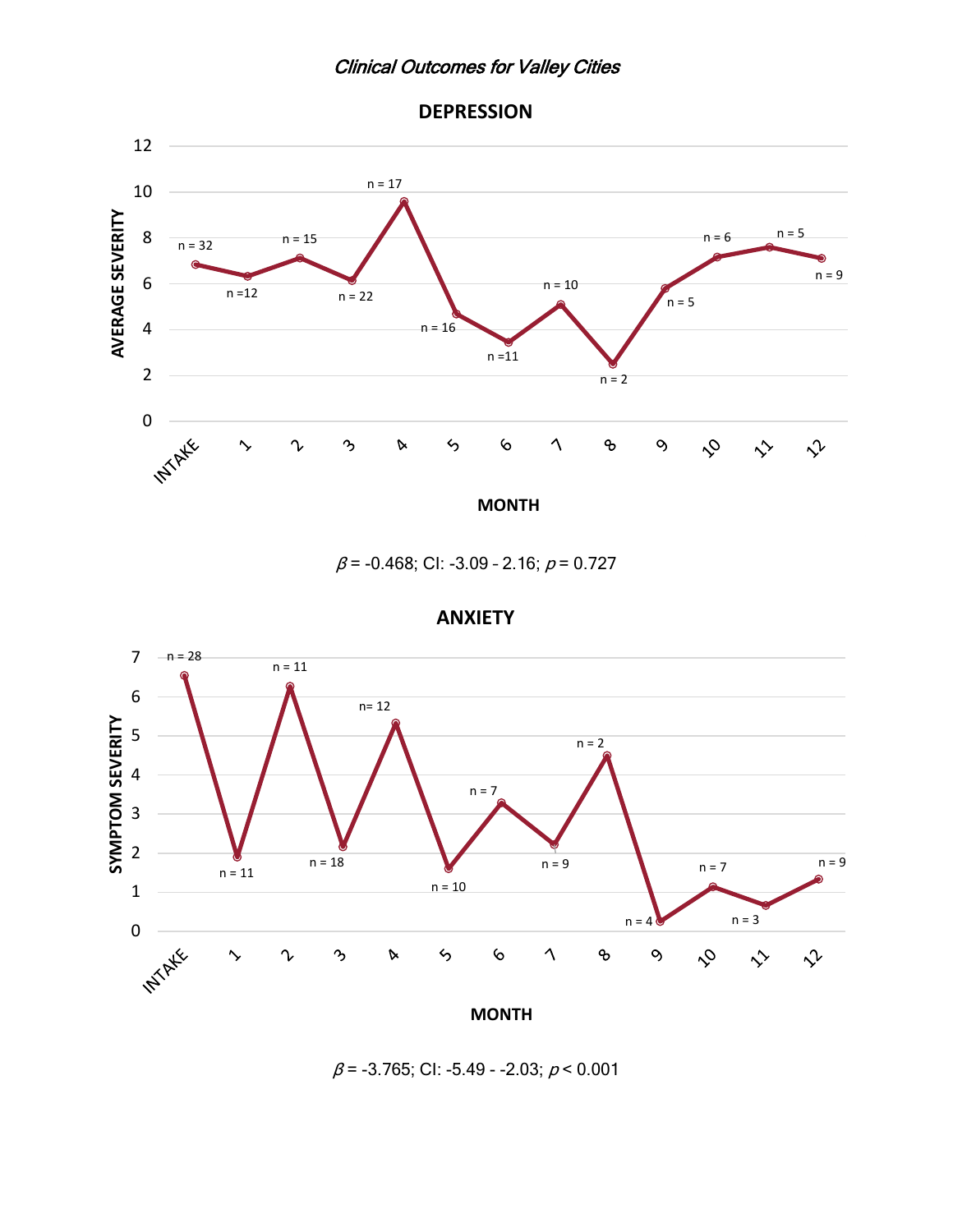*Clinical Outcomes for Valley Cities*

**DEPRESSION**

| MONTH | INTAKE | 1 | 2 | 3 | 4 | 5 | 6 | 7 | 8 | 9 | 10 | 11 | 12 |
|---|---|---|---|---|---|---|---|---|---|---|---|---|---|
| n | n = 32 | n =12 | n = 15 | n = 22 | n = 17 | n = 16 | n =11 | n = 10 | n = 2 | n = 5 | n = 6 | n = 5 | n = 9 |

$\beta$ = -0.468; CI: -3.09 - 2.16; $p$ = 0.727

**ANXIETY**

| MONTH | INTAKE | 1 | 2 | 3 | 4 | 5 | 6 | 7 | 8 | 9 | 10 | 11 | 12 |
|---|---|---|---|---|---|---|---|---|---|---|---|---|---|
| n | n = 28 | n = 11 | n = 11 | n = 18 | n= 12 | n = 10 | n = 7 | n = 9 | n = 2 | n = 4 | n = 7 | n = 3 | n = 9 |

$\beta$ = -3.765; CI: -5.49 - -2.03; $p$ < 0.001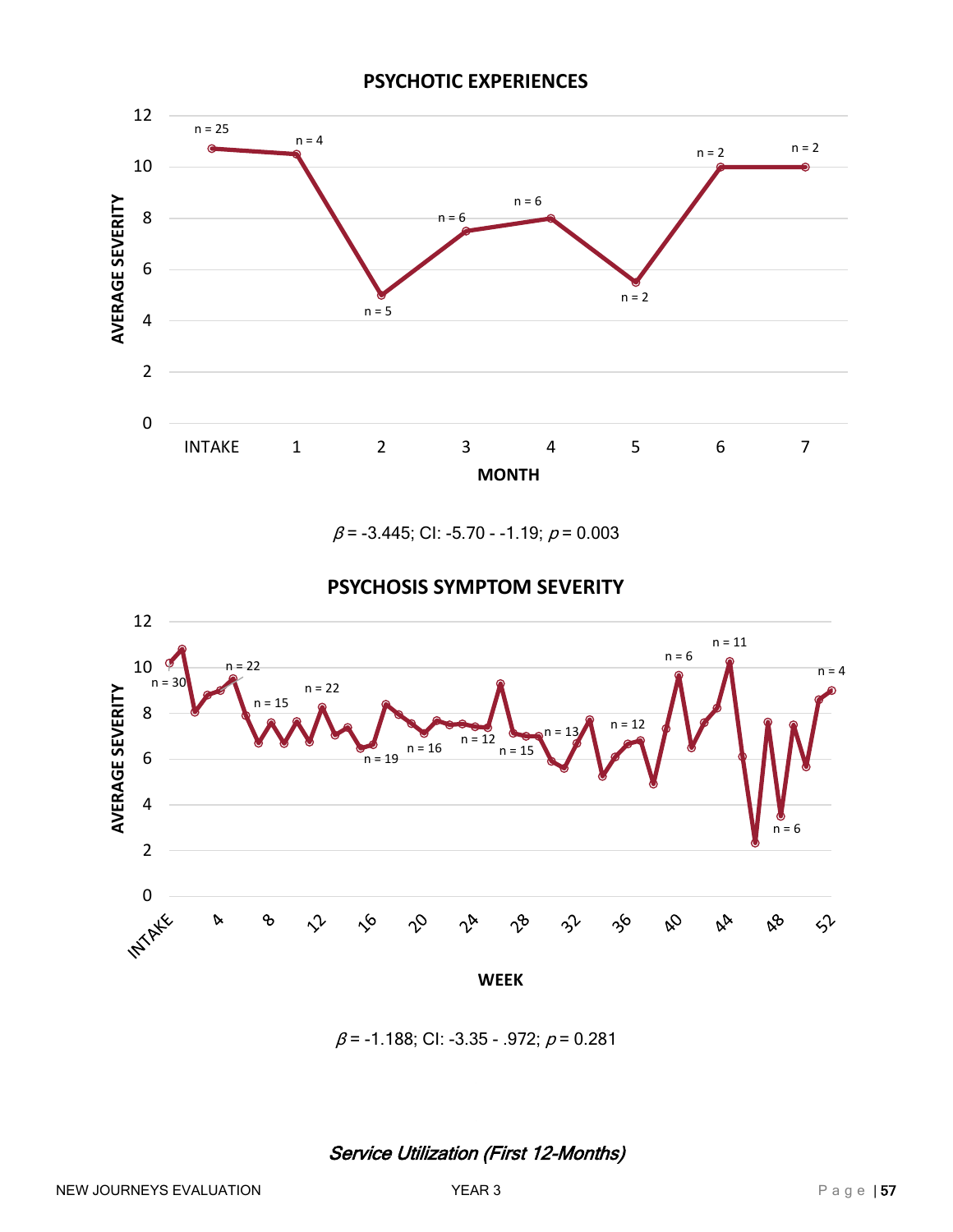**PSYCHOTIC EXPERIENCES**

$\beta$ = -3.445; CI: -5.70 - -1.19; $p$ = 0.003

**PSYCHOSIS SYMPTOM SEVERITY**

$\beta$ = -1.188; CI: -3.35 - .972; $p$ = 0.281

*Service Utilization (First 12-Months)*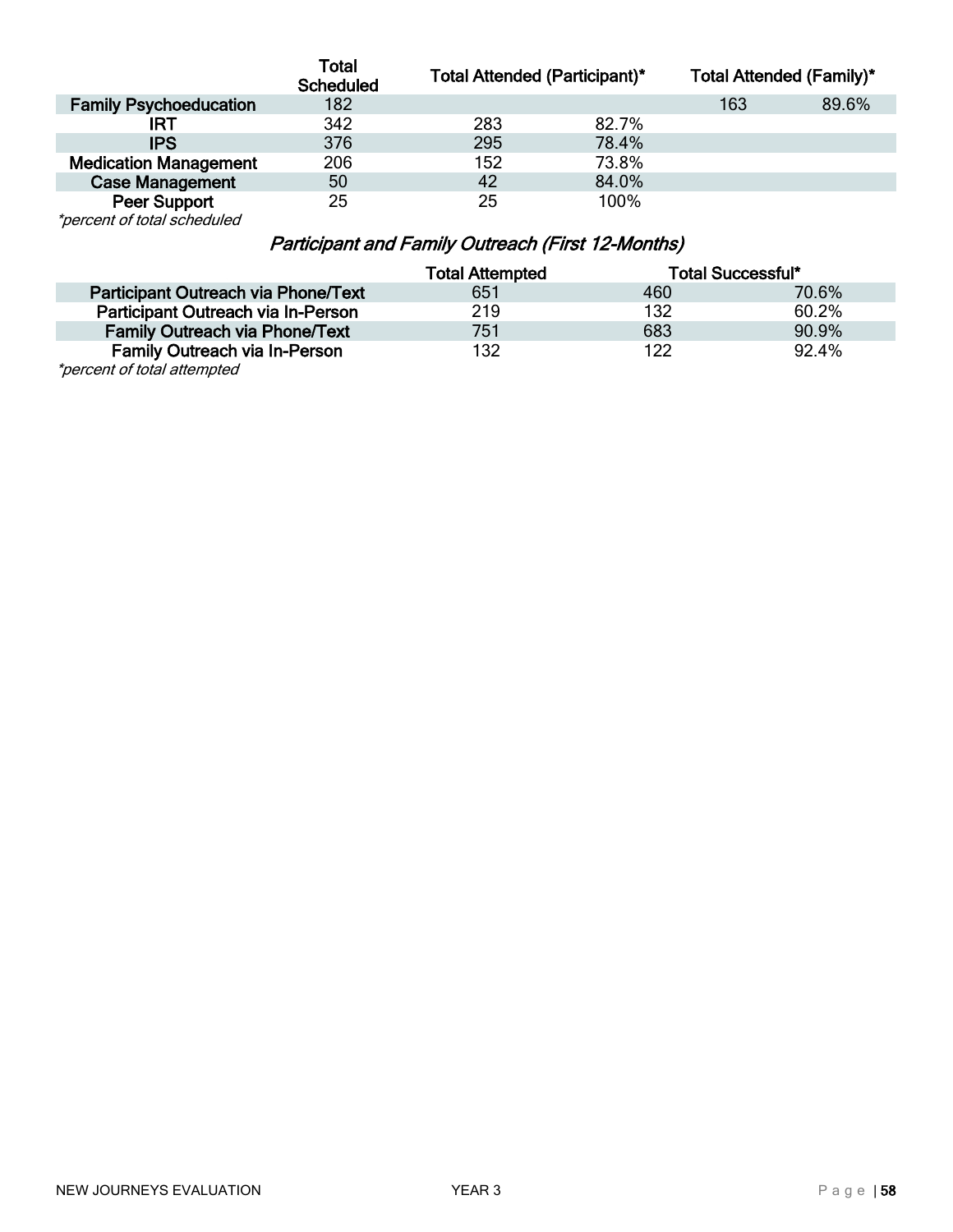| | Total Scheduled | Total Attended (Participant)* | | Total Attended (Family)* | |
|---|---|---|---|---|---|
| **Family Psychoeducation** | 182 | | | 163 | 89.6% |
| **IRT** | 342 | 283 | 82.7% | | |
| **IPS** | 376 | 295 | 78.4% | | |
| **Medication Management** | 206 | 152 | 73.8% | | |
| **Case Management** | 50 | 42 | 84.0% | | |
| **Peer Support** | 25 | 25 | 100% | | |

*\*percent of total scheduled*

### *Participant and Family Outreach (First 12-Months)*

| | Total Attempted | Total Successful* | |
|---|---|---|---|
| **Participant Outreach via Phone/Text** | 651 | 460 | 70.6% |
| **Participant Outreach via In-Person** | 219 | 132 | 60.2% |
| **Family Outreach via Phone/Text** | 751 | 683 | 90.9% |
| **Family Outreach via In-Person** | 132 | 122 | 92.4% |

*\*percent of total attempted*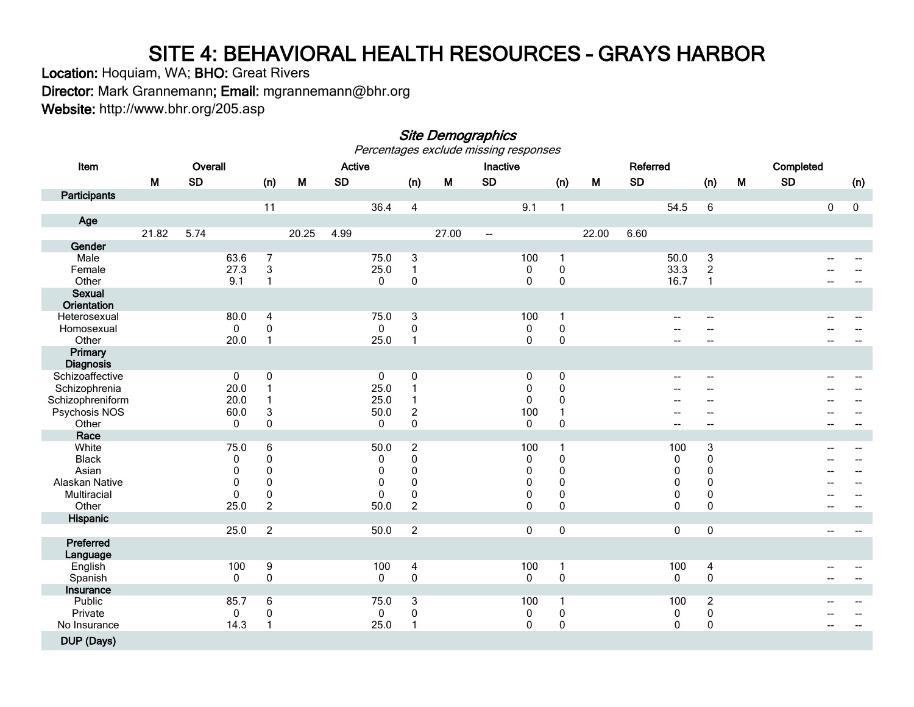# SITE 4: BEHAVIORAL HEALTH RESOURCES – GRAYS HARBOR

**Location:** Hoquiam, WA; **BHO:** Great Rivers

**Director:** Mark Grannemann; **Email:** mgrannemann@bhr.org

**Website:** http://www.bhr.org/205.asp

### *Site Demographics*

*Percentages exclude missing responses*

| Item | Overall | | | | Active | | | | Inactive | | | | Referred | | | | Completed | | | |
|---|---|---|---|---|---|---|---|---|---|---|---|---|---|---|---|---|---|---|---|---|
| | M | SD | | (n) | M | SD | | (n) | M | SD | | (n) | M | SD | | (n) | M | SD | | (n) |
| **Participants** | | | | | | | | | | | | | | | | | | | | |
| | | | | 11 | | | 36.4 | 4 | | | 9.1 | 1 | | | 54.5 | 6 | | | 0 | 0 |
| **Age** | | | | | | | | | | | | | | | | | | | | |
| | 21.82 | 5.74 | | | 20.25 | 4.99 | | | 27.00 | -- | | | 22.00 | 6.60 | | | | | | |
| **Gender** | | | | | | | | | | | | | | | | | | | | |
| Male | | | 63.6 | 7 | | | 75.0 | 3 | | | 100 | 1 | | | 50.0 | 3 | | | -- | -- |
| Female | | | 27.3 | 3 | | | 25.0 | 1 | | | 0 | 0 | | | 33.3 | 2 | | | -- | -- |
| Other | | | 9.1 | 1 | | | 0 | 0 | | | 0 | 0 | | | 16.7 | 1 | | | -- | -- |
| **Sexual Orientation** | | | | | | | | | | | | | | | | | | | | |
| Heterosexual | | | 80.0 | 4 | | | 75.0 | 3 | | | 100 | 1 | | | -- | -- | | | -- | -- |
| Homosexual | | | 0 | 0 | | | 0 | 0 | | | 0 | 0 | | | -- | -- | | | -- | -- |
| Other | | | 20.0 | 1 | | | 25.0 | 1 | | | 0 | 0 | | | -- | -- | | | -- | -- |
| **Primary Diagnosis** | | | | | | | | | | | | | | | | | | | | |
| Schizoaffective | | | 0 | 0 | | | 0 | 0 | | | 0 | 0 | | | -- | -- | | | -- | -- |
| Schizophrenia | | | 20.0 | 1 | | | 25.0 | 1 | | | 0 | 0 | | | -- | -- | | | -- | -- |
| Schizophreniform | | | 20.0 | 1 | | | 25.0 | 1 | | | 0 | 0 | | | -- | -- | | | -- | -- |
| Psychosis NOS | | | 60.0 | 3 | | | 50.0 | 2 | | | 100 | 1 | | | -- | -- | | | -- | -- |
| Other | | | 0 | 0 | | | 0 | 0 | | | 0 | 0 | | | -- | -- | | | -- | -- |
| **Race** | | | | | | | | | | | | | | | | | | | | |
| White | | | 75.0 | 6 | | | 50.0 | 2 | | | 100 | 1 | | | 100 | 3 | | | -- | -- |
| Black | | | 0 | 0 | | | 0 | 0 | | | 0 | 0 | | | 0 | 0 | | | -- | -- |
| Asian | | | 0 | 0 | | | 0 | 0 | | | 0 | 0 | | | 0 | 0 | | | -- | -- |
| Alaskan Native | | | 0 | 0 | | | 0 | 0 | | | 0 | 0 | | | 0 | 0 | | | -- | -- |
| Multiracial | | | 0 | 0 | | | 0 | 0 | | | 0 | 0 | | | 0 | 0 | | | -- | -- |
| Other | | | 25.0 | 2 | | | 50.0 | 2 | | | 0 | 0 | | | 0 | 0 | | | -- | -- |
| **Hispanic** | | | | | | | | | | | | | | | | | | | | |
| | | | 25.0 | 2 | | | 50.0 | 2 | | | 0 | 0 | | | 0 | 0 | | | -- | -- |
| **Preferred Language** | | | | | | | | | | | | | | | | | | | | |
| English | | | 100 | 9 | | | 100 | 4 | | | 100 | 1 | | | 100 | 4 | | | -- | -- |
| Spanish | | | 0 | 0 | | | 0 | 0 | | | 0 | 0 | | | 0 | 0 | | | -- | -- |
| **Insurance** | | | | | | | | | | | | | | | | | | | | |
| Public | | | 85.7 | 6 | | | 75.0 | 3 | | | 100 | 1 | | | 100 | 2 | | | -- | -- |
| Private | | | 0 | 0 | | | 0 | 0 | | | 0 | 0 | | | 0 | 0 | | | -- | -- |
| No Insurance | | | 14.3 | 1 | | | 25.0 | 1 | | | 0 | 0 | | | 0 | 0 | | | -- | -- |
| **DUP (Days)** | | | | | | | | | | | | | | | | | | | | |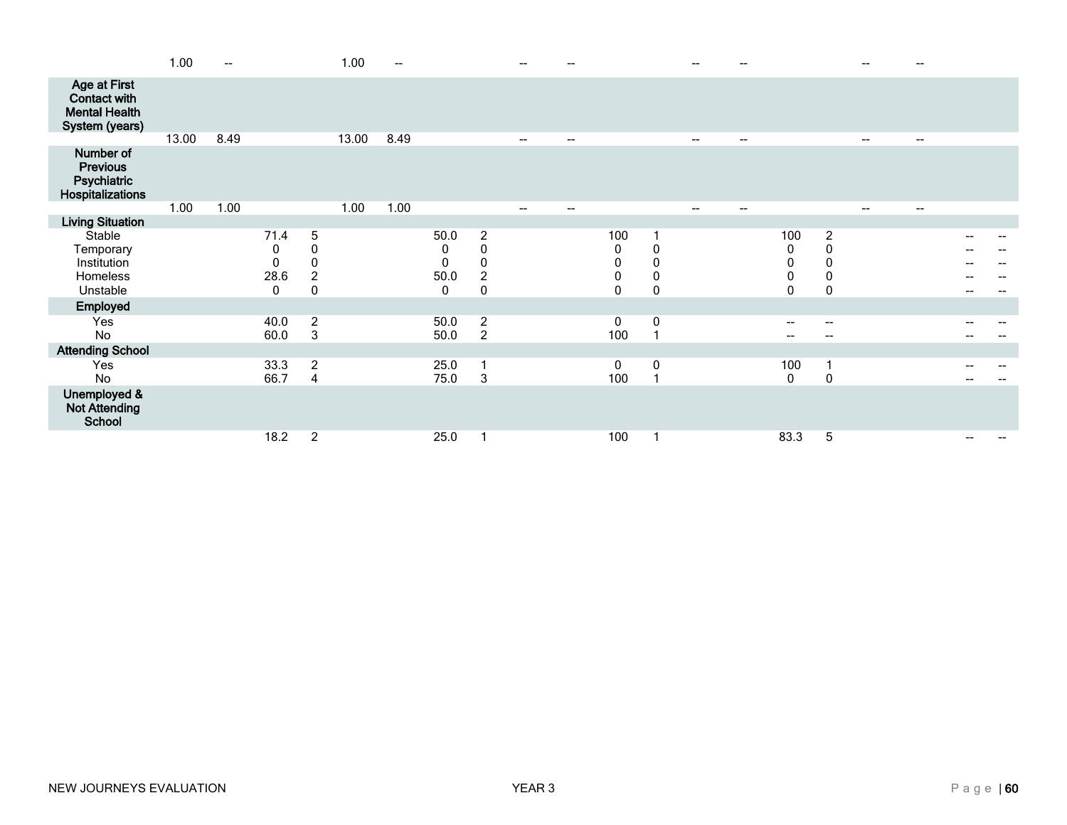| | | | | | | | | | | | | | | | | | | | | |
|---|---|---|---|---|---|---|---|---|---|---|---|---|---|---|---|---|---|---|---|---|
| | 1.00 | -- | | | 1.00 | -- | | | -- | -- | | | -- | -- | | | -- | -- | | |
| **Age at First Contact with Mental Health System (years)** | | | | | | | | | | | | | | | | | | | | |
| | 13.00 | 8.49 | | | 13.00 | 8.49 | | | -- | -- | | | -- | -- | | | -- | -- | | |
| **Number of Previous Psychiatric Hospitalizations** | | | | | | | | | | | | | | | | | | | | |
| | 1.00 | 1.00 | | | 1.00 | 1.00 | | | -- | -- | | | -- | -- | | | -- | -- | | |
| **Living Situation** | | | | | | | | | | | | | | | | | | | | |
| Stable | | | 71.4 | 5 | | | 50.0 | 2 | | | 100 | 1 | | | 100 | 2 | | | -- | -- |
| Temporary | | | 0 | 0 | | | 0 | 0 | | | 0 | 0 | | | 0 | 0 | | | -- | -- |
| Institution | | | 0 | 0 | | | 0 | 0 | | | 0 | 0 | | | 0 | 0 | | | -- | -- |
| Homeless | | | 28.6 | 2 | | | 50.0 | 2 | | | 0 | 0 | | | 0 | 0 | | | -- | -- |
| Unstable | | | 0 | 0 | | | 0 | 0 | | | 0 | 0 | | | 0 | 0 | | | -- | -- |
| **Employed** | | | | | | | | | | | | | | | | | | | | |
| Yes | | | 40.0 | 2 | | | 50.0 | 2 | | | 0 | 0 | | | -- | -- | | | -- | -- |
| No | | | 60.0 | 3 | | | 50.0 | 2 | | | 100 | 1 | | | -- | -- | | | -- | -- |
| **Attending School** | | | | | | | | | | | | | | | | | | | | |
| Yes | | | 33.3 | 2 | | | 25.0 | 1 | | | 0 | 0 | | | 100 | 1 | | | -- | -- |
| No | | | 66.7 | 4 | | | 75.0 | 3 | | | 100 | 1 | | | 0 | 0 | | | -- | -- |
| **Unemployed & Not Attending School** | | | | | | | | | | | | | | | | | | | | |
| | | | 18.2 | 2 | | | 25.0 | 1 | | | 100 | 1 | | | 83.3 | 5 | | | -- | -- |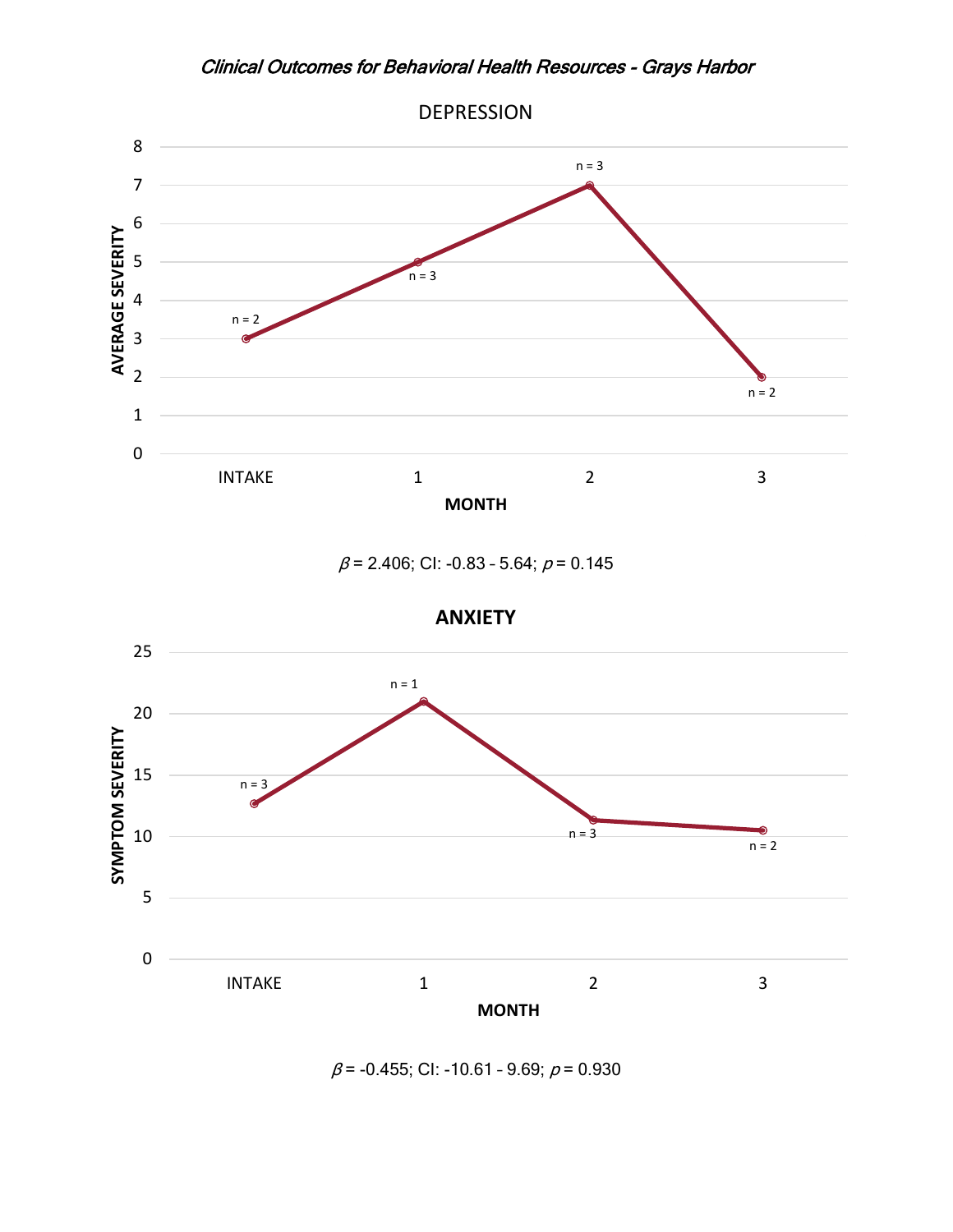*Clinical Outcomes for Behavioral Health Resources - Grays Harbor*

DEPRESSION

$\beta$ = 2.406; CI: -0.83 - 5.64; $p$ = 0.145

**ANXIETY**

$\beta$ = -0.455; CI: -10.61 - 9.69; $p$ = 0.930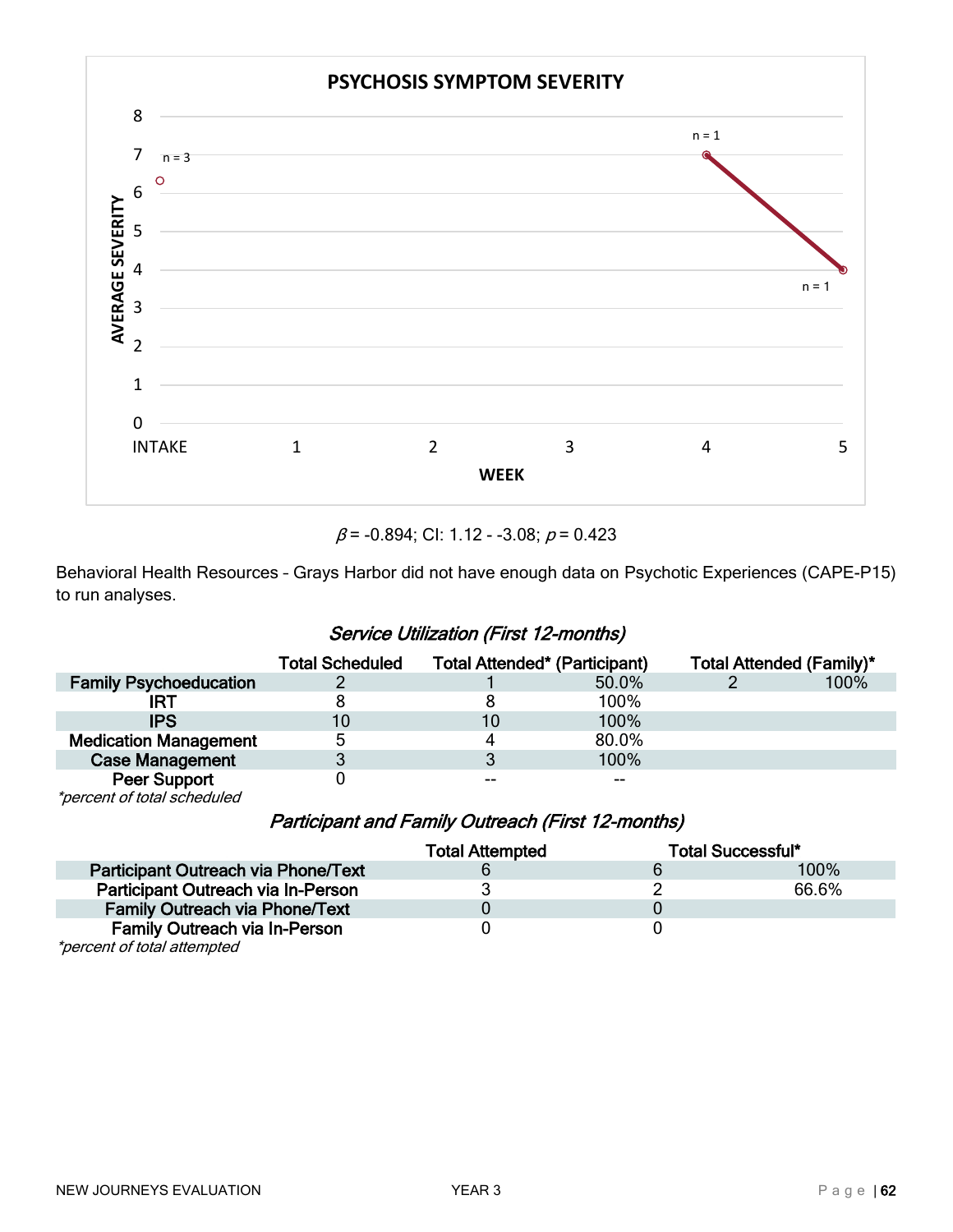$\beta$ = -0.894; CI: 1.12 - -3.08; $p$ = 0.423

Behavioral Health Resources – Grays Harbor did not have enough data on Psychotic Experiences (CAPE-P15) to run analyses.

### *Service Utilization (First 12-months)*

| | Total Scheduled | Total Attended* (Participant) | | Total Attended (Family)* | |
|---|---|---|---|---|---|
| **Family Psychoeducation** | 2 | 1 | 50.0% | 2 | 100% |
| **IRT** | 8 | 8 | 100% | | |
| **IPS** | 10 | 10 | 100% | | |
| **Medication Management** | 5 | 4 | 80.0% | | |
| **Case Management** | 3 | 3 | 100% | | |
| **Peer Support** | 0 | -- | -- | | |

*\*percent of total scheduled*

### *Participant and Family Outreach (First 12-months)*

| | Total Attempted | Total Successful* | |
|---|---|---|---|
| **Participant Outreach via Phone/Text** | 6 | 6 | 100% |
| **Participant Outreach via In-Person** | 3 | 2 | 66.6% |
| **Family Outreach via Phone/Text** | 0 | 0 | |
| **Family Outreach via In-Person** | 0 | 0 | |

*\*percent of total attempted*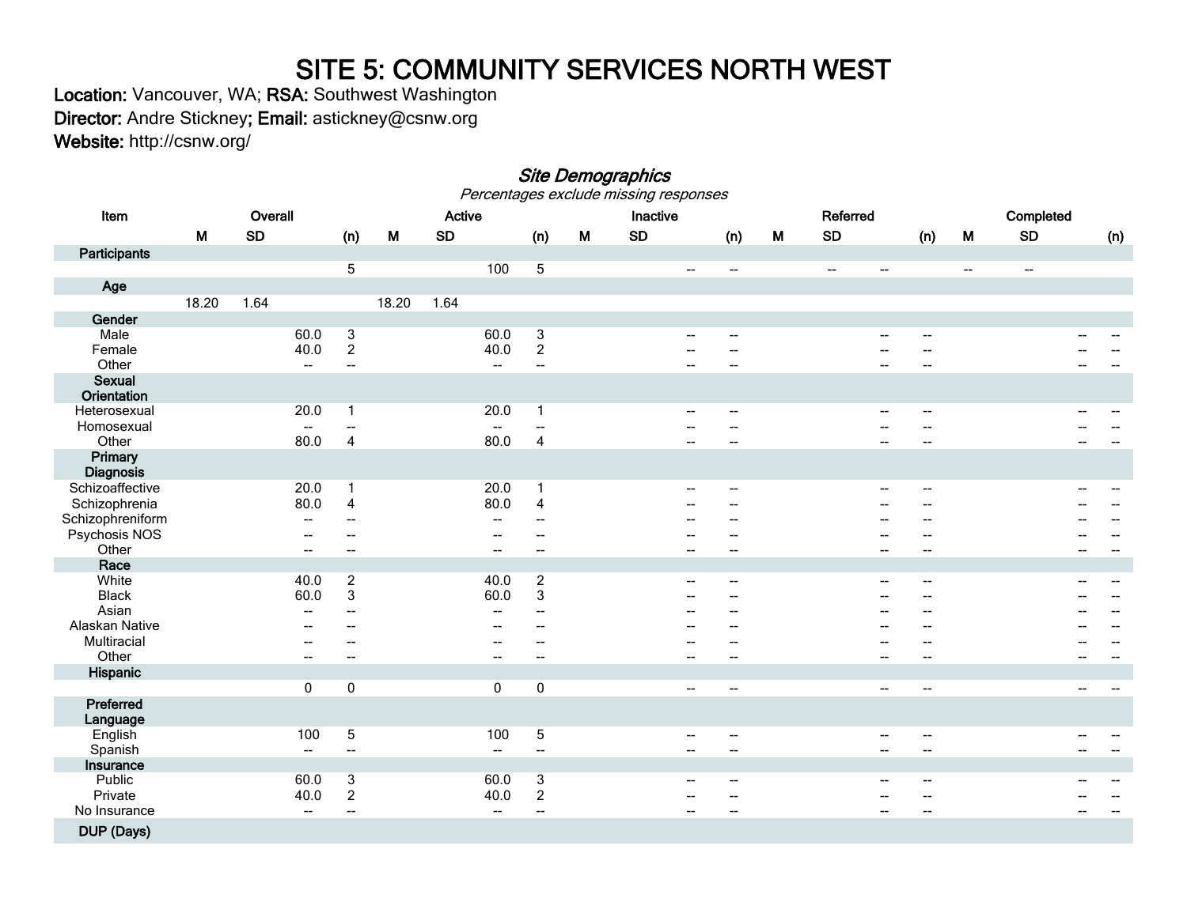# SITE 5: COMMUNITY SERVICES NORTH WEST

**Location:** Vancouver, WA; **RSA:** Southwest Washington
**Director:** Andre Stickney; **Email:** astickney@csnw.org
**Website:** http://csnw.org/

## *Site Demographics*

*Percentages exclude missing responses*

| Item | Overall | | | | Active | | | | Inactive | | | | Referred | | | | Completed | | | |
|---|---|---|---|---|---|---|---|---|---|---|---|---|---|---|---|---|---|---|---|---|
| | M | SD | | (n) | M | SD | | (n) | M | SD | | (n) | M | SD | | (n) | M | SD | | (n) |
| **Participants** | | | | | | | | | | | | | | | | | | | | |
| | | | | 5 | | | 100 | 5 | | | -- | -- | | -- | -- | | -- | -- | | |
| **Age** | | | | | | | | | | | | | | | | | | | | |
| | 18.20 | 1.64 | | | 18.20 | 1.64 | | | | | | | | | | | | | | |
| **Gender** | | | | | | | | | | | | | | | | | | | | |
| Male | | | 60.0 | 3 | | | 60.0 | 3 | | | -- | -- | | | -- | -- | | | -- | -- |
| Female | | | 40.0 | 2 | | | 40.0 | 2 | | | -- | -- | | | -- | -- | | | -- | -- |
| Other | | | -- | -- | | | -- | -- | | | -- | -- | | | -- | -- | | | -- | -- |
| **Sexual Orientation** | | | | | | | | | | | | | | | | | | | | |
| Heterosexual | | | 20.0 | 1 | | | 20.0 | 1 | | | -- | -- | | | -- | -- | | | -- | -- |
| Homosexual | | | -- | -- | | | -- | -- | | | -- | -- | | | -- | -- | | | -- | -- |
| Other | | | 80.0 | 4 | | | 80.0 | 4 | | | -- | -- | | | -- | -- | | | -- | -- |
| **Primary Diagnosis** | | | | | | | | | | | | | | | | | | | | |
| Schizoaffective | | | 20.0 | 1 | | | 20.0 | 1 | | | -- | -- | | | -- | -- | | | -- | -- |
| Schizophrenia | | | 80.0 | 4 | | | 80.0 | 4 | | | -- | -- | | | -- | -- | | | -- | -- |
| Schizophreniform | | | -- | -- | | | -- | -- | | | -- | -- | | | -- | -- | | | -- | -- |
| Psychosis NOS | | | -- | -- | | | -- | -- | | | -- | -- | | | -- | -- | | | -- | -- |
| Other | | | -- | -- | | | -- | -- | | | -- | -- | | | -- | -- | | | -- | -- |
| **Race** | | | | | | | | | | | | | | | | | | | | |
| White | | | 40.0 | 2 | | | 40.0 | 2 | | | -- | -- | | | -- | -- | | | -- | -- |
| Black | | | 60.0 | 3 | | | 60.0 | 3 | | | -- | -- | | | -- | -- | | | -- | -- |
| Asian | | | -- | -- | | | -- | -- | | | -- | -- | | | -- | -- | | | -- | -- |
| Alaskan Native | | | -- | -- | | | -- | -- | | | -- | -- | | | -- | -- | | | -- | -- |
| Multiracial | | | -- | -- | | | -- | -- | | | -- | -- | | | -- | -- | | | -- | -- |
| Other | | | -- | -- | | | -- | -- | | | -- | -- | | | -- | -- | | | -- | -- |
| **Hispanic** | | | | | | | | | | | | | | | | | | | | |
| | | | 0 | 0 | | | 0 | 0 | | | -- | -- | | | -- | -- | | | -- | -- |
| **Preferred Language** | | | | | | | | | | | | | | | | | | | | |
| English | | | 100 | 5 | | | 100 | 5 | | | -- | -- | | | -- | -- | | | -- | -- |
| Spanish | | | -- | -- | | | -- | -- | | | -- | -- | | | -- | -- | | | -- | -- |
| **Insurance** | | | | | | | | | | | | | | | | | | | | |
| Public | | | 60.0 | 3 | | | 60.0 | 3 | | | -- | -- | | | -- | -- | | | -- | -- |
| Private | | | 40.0 | 2 | | | 40.0 | 2 | | | -- | -- | | | -- | -- | | | -- | -- |
| No Insurance | | | -- | -- | | | -- | -- | | | -- | -- | | | -- | -- | | | -- | -- |
| **DUP (Days)** | | | | | | | | | | | | | | | | | | | | |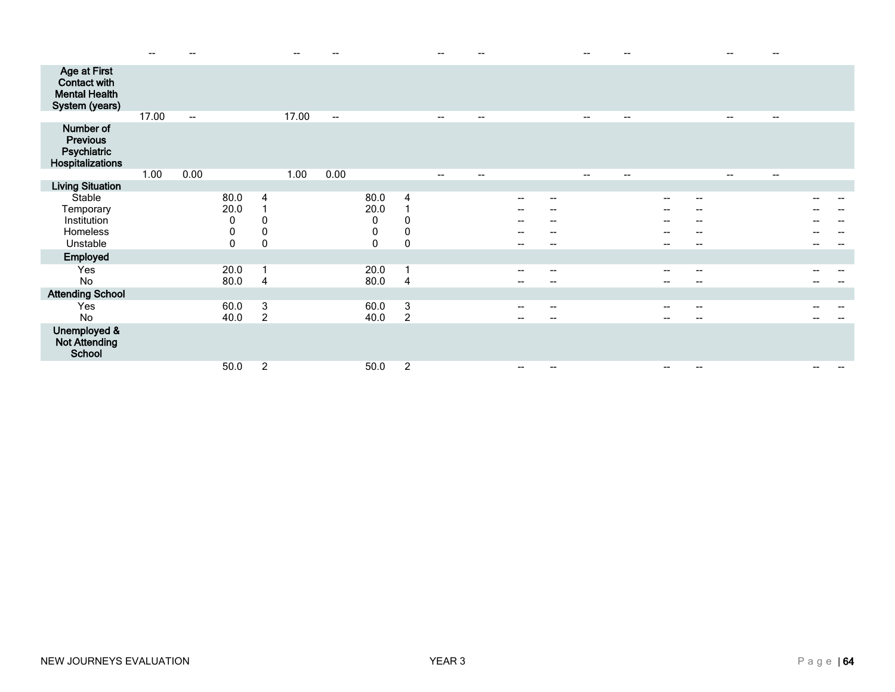| | | | | | | | | | | | | | | | | | | | | |
|---|---|---|---|---|---|---|---|---|---|---|---|---|---|---|---|---|---|---|---|---|
| | -- | -- | | | -- | -- | | | -- | -- | | | -- | -- | | | -- | -- | | |
| **Age at First Contact with Mental Health System (years)** | | | | | | | | | | | | | | | | | | | | |
| | 17.00 | -- | | | 17.00 | -- | | | -- | -- | | | -- | -- | | | -- | -- | | |
| **Number of Previous Psychiatric Hospitalizations** | | | | | | | | | | | | | | | | | | | | |
| | 1.00 | 0.00 | | | 1.00 | 0.00 | | | -- | -- | | | -- | -- | | | -- | -- | | |
| **Living Situation** | | | | | | | | | | | | | | | | | | | | |
| Stable | | | 80.0 | 4 | | | 80.0 | 4 | | | -- | -- | | | -- | -- | | | -- | -- |
| Temporary | | | 20.0 | 1 | | | 20.0 | 1 | | | -- | -- | | | -- | -- | | | -- | -- |
| Institution | | | 0 | 0 | | | 0 | 0 | | | -- | -- | | | -- | -- | | | -- | -- |
| Homeless | | | 0 | 0 | | | 0 | 0 | | | -- | -- | | | -- | -- | | | -- | -- |
| Unstable | | | 0 | 0 | | | 0 | 0 | | | -- | -- | | | -- | -- | | | -- | -- |
| **Employed** | | | | | | | | | | | | | | | | | | | | |
| Yes | | | 20.0 | 1 | | | 20.0 | 1 | | | -- | -- | | | -- | -- | | | -- | -- |
| No | | | 80.0 | 4 | | | 80.0 | 4 | | | -- | -- | | | -- | -- | | | -- | -- |
| **Attending School** | | | | | | | | | | | | | | | | | | | | |
| Yes | | | 60.0 | 3 | | | 60.0 | 3 | | | -- | -- | | | -- | -- | | | -- | -- |
| No | | | 40.0 | 2 | | | 40.0 | 2 | | | -- | -- | | | -- | -- | | | -- | -- |
| **Unemployed & Not Attending School** | | | | | | | | | | | | | | | | | | | | |
| | | | 50.0 | 2 | | | 50.0 | 2 | | | -- | -- | | | -- | -- | | | -- | -- |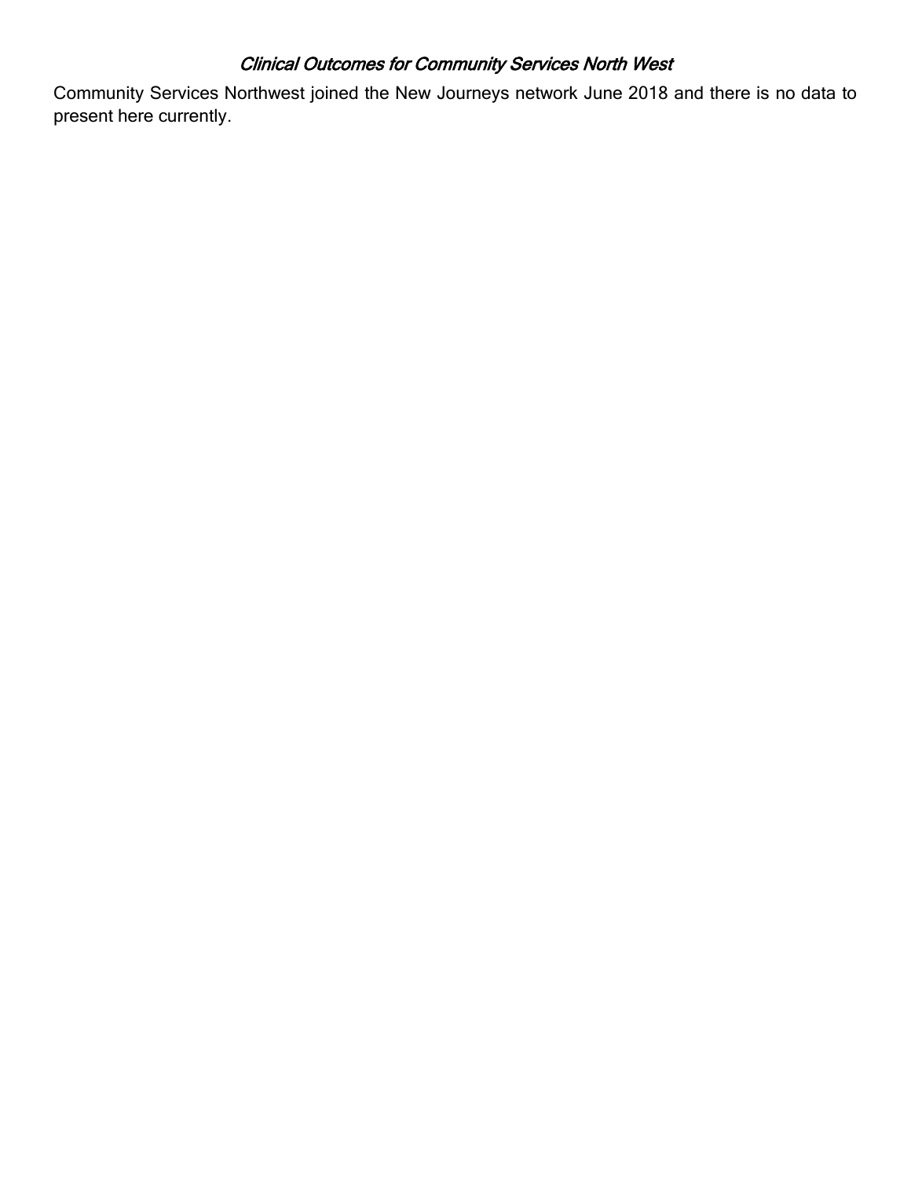### *Clinical Outcomes for Community Services North West*

Community Services Northwest joined the New Journeys network June 2018 and there is no data to present here currently.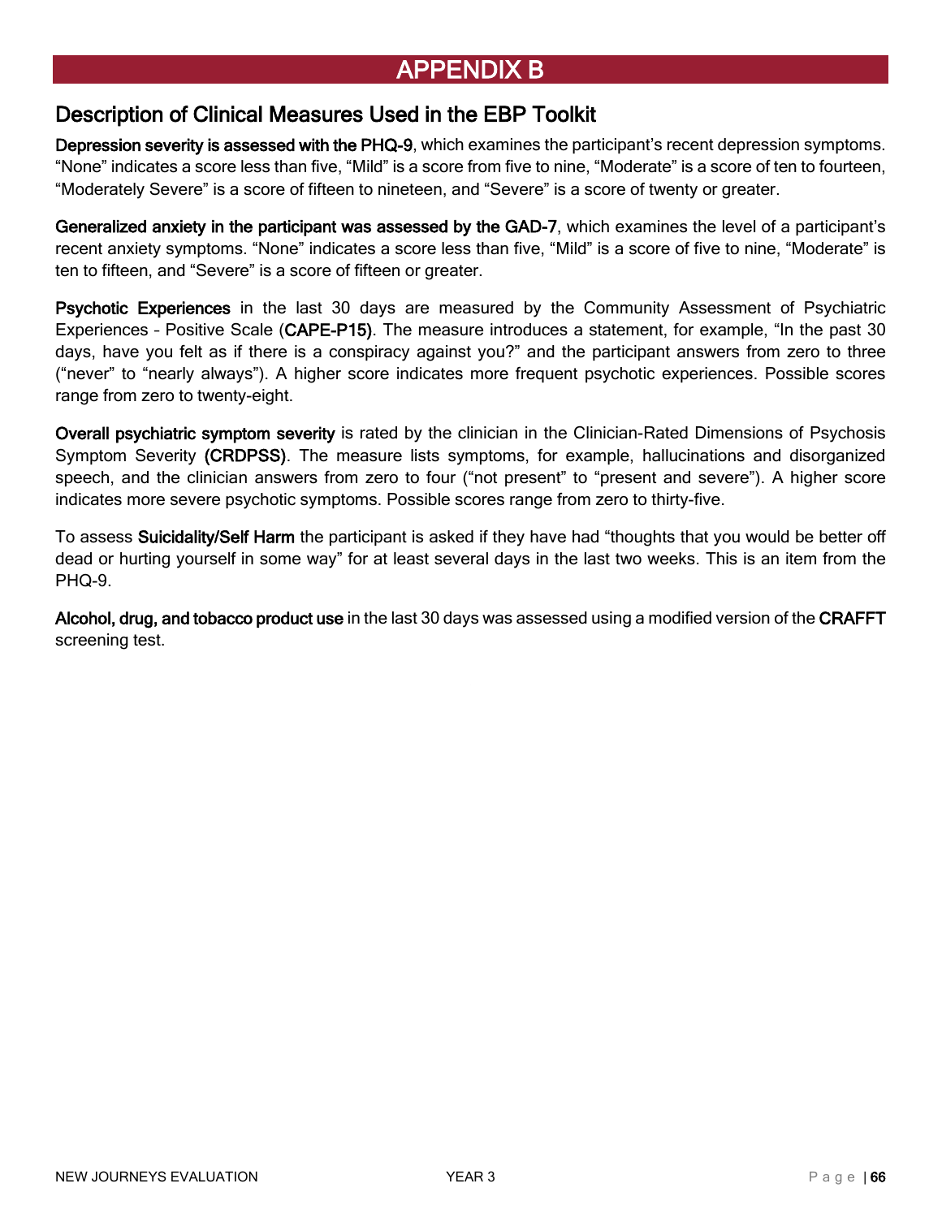# APPENDIX B

## Description of Clinical Measures Used in the EBP Toolkit

**Depression severity is assessed with the PHQ-9**, which examines the participant's recent depression symptoms. "None" indicates a score less than five, "Mild" is a score from five to nine, "Moderate" is a score of ten to fourteen, "Moderately Severe" is a score of fifteen to nineteen, and "Severe" is a score of twenty or greater.

**Generalized anxiety in the participant was assessed by the GAD-7**, which examines the level of a participant's recent anxiety symptoms. "None" indicates a score less than five, "Mild" is a score of five to nine, "Moderate" is ten to fifteen, and "Severe" is a score of fifteen or greater.

**Psychotic Experiences** in the last 30 days are measured by the Community Assessment of Psychiatric Experiences – Positive Scale (**CAPE-P15**). The measure introduces a statement, for example, "In the past 30 days, have you felt as if there is a conspiracy against you?" and the participant answers from zero to three ("never" to "nearly always"). A higher score indicates more frequent psychotic experiences. Possible scores range from zero to twenty-eight.

**Overall psychiatric symptom severity** is rated by the clinician in the Clinician-Rated Dimensions of Psychosis Symptom Severity **(CRDPSS)**. The measure lists symptoms, for example, hallucinations and disorganized speech, and the clinician answers from zero to four ("not present" to "present and severe"). A higher score indicates more severe psychotic symptoms. Possible scores range from zero to thirty-five.

To assess **Suicidality/Self Harm** the participant is asked if they have had "thoughts that you would be better off dead or hurting yourself in some way" for at least several days in the last two weeks. This is an item from the PHQ-9.

**Alcohol, drug, and tobacco product use** in the last 30 days was assessed using a modified version of the **CRAFFT** screening test.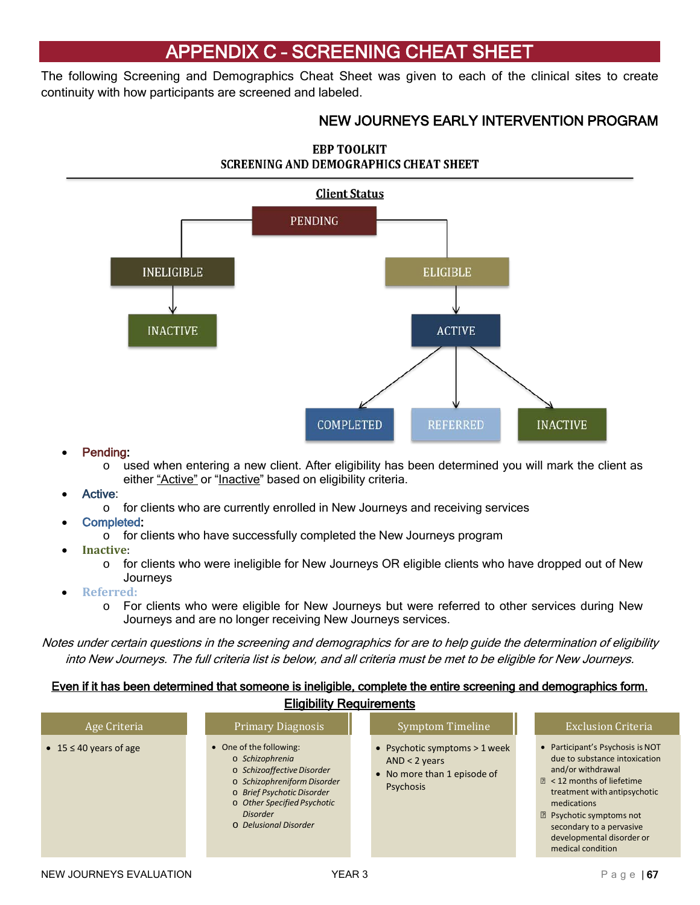# APPENDIX C – SCREENING CHEAT SHEET

The following Screening and Demographics Cheat Sheet was given to each of the clinical sites to create continuity with how participants are screened and labeled.

## NEW JOURNEYS EARLY INTERVENTION PROGRAM

### EBP TOOLKIT
### SCREENING AND DEMOGRAPHICS CHEAT SHEET

**Client Status**

PENDING
INELIGIBLE
ELIGIBLE
INACTIVE
ACTIVE
COMPLETED
REFERRED
INACTIVE

- **Pending:**
  - used when entering a new client. After eligibility has been determined you will mark the client as either "Active" or "Inactive" based on eligibility criteria.
- **Active:**
  - for clients who are currently enrolled in New Journeys and receiving services
- **Completed:**
  - for clients who have successfully completed the New Journeys program
- **Inactive:**
  - for clients who were ineligible for New Journeys OR eligible clients who have dropped out of New Journeys
- **Referred:**
  - For clients who were eligible for New Journeys but were referred to other services during New Journeys and are no longer receiving New Journeys services.

*Notes under certain questions in the screening and demographics for are to help guide the determination of eligibility into New Journeys. The full criteria list is below, and all criteria must be met to be eligible for New Journeys.*

**Even if it has been determined that someone is ineligible, complete the entire screening and demographics form.**

**Eligibility Requirements**

| Age Criteria | Primary Diagnosis | Symptom Timeline | Exclusion Criteria |
|---|---|---|---|
| • 15 ≤ 40 years of age | • One of the following:<br>o *Schizophrenia*<br>o *Schizoaffective Disorder*<br>o *Schizophreniform Disorder*<br>o *Brief Psychotic Disorder*<br>o *Other Specified Psychotic Disorder*<br>o *Delusional Disorder* | • Psychotic symptoms > 1 week AND < 2 years<br>• No more than 1 episode of Psychosis | • Participant's Psychosis is NOT due to substance intoxication and/or withdrawal<br>• < 12 months of liefetime treatment with antipsychotic medications<br>• Psychotic symptoms not secondary to a pervasive developmental disorder or medical condition |